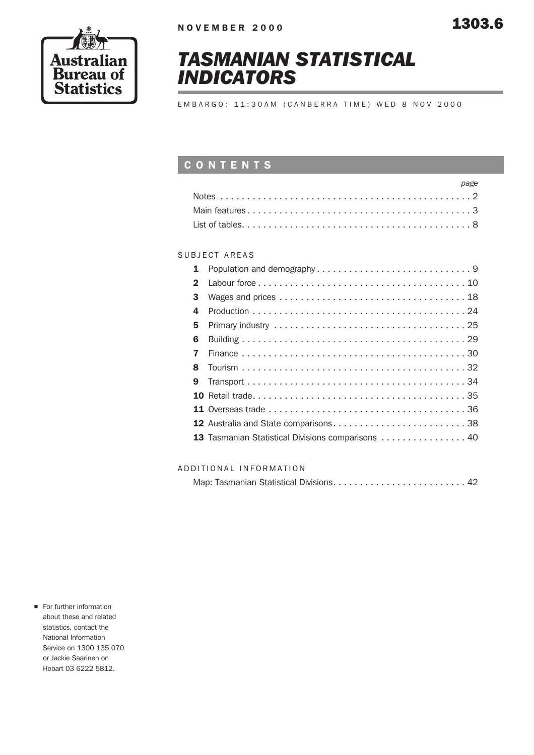Australian Bureau of Statistics

NOVEMBER 2000

1303.6

# TASMANIAN STATISTICAL INDICATORS

EMBARGO: 11:30AM (CANBERRA TIME) WED 8 NOV 2000

## CONTENTS

| | page |
|---|---|
| Notes | 2 |
| Main features | 3 |
| List of tables | 8 |

SUBJECT AREAS

| | | |
|---|---|---|
| **1** | Population and demography | 9 |
| **2** | Labour force | 10 |
| **3** | Wages and prices | 18 |
| **4** | Production | 24 |
| **5** | Primary industry | 25 |
| **6** | Building | 29 |
| **7** | Finance | 30 |
| **8** | Tourism | 32 |
| **9** | Transport | 34 |
| **10** | Retail trade | 35 |
| **11** | Overseas trade | 36 |
| **12** | Australia and State comparisons | 38 |
| **13** | Tasmanian Statistical Divisions comparisons | 40 |

ADDITIONAL INFORMATION

| | |
|---|---|
| Map: Tasmanian Statistical Divisions | 42 |

- For further information about these and related statistics, contact the National Information Service on 1300 135 070 or Jackie Saarinen on Hobart 03 6222 5812.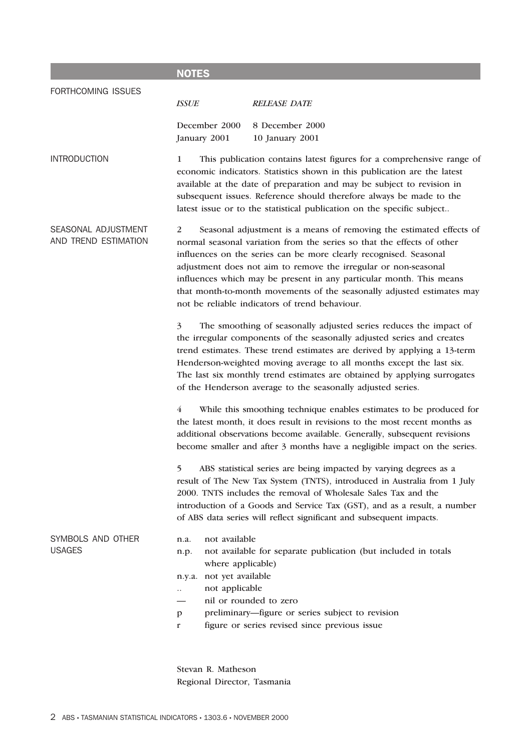## NOTES

### FORTHCOMING ISSUES

| *ISSUE* | *RELEASE DATE* |
|---|---|
| December 2000 | 8 December 2000 |
| January 2001 | 10 January 2001 |

### INTRODUCTION

1 This publication contains latest figures for a comprehensive range of economic indicators. Statistics shown in this publication are the latest available at the date of preparation and may be subject to revision in subsequent issues. Reference should therefore always be made to the latest issue or to the statistical publication on the specific subject..

### SEASONAL ADJUSTMENT AND TREND ESTIMATION

2 Seasonal adjustment is a means of removing the estimated effects of normal seasonal variation from the series so that the effects of other influences on the series can be more clearly recognised. Seasonal adjustment does not aim to remove the irregular or non-seasonal influences which may be present in any particular month. This means that month-to-month movements of the seasonally adjusted estimates may not be reliable indicators of trend behaviour.

3 The smoothing of seasonally adjusted series reduces the impact of the irregular components of the seasonally adjusted series and creates trend estimates. These trend estimates are derived by applying a 13-term Henderson-weighted moving average to all months except the last six. The last six monthly trend estimates are obtained by applying surrogates of the Henderson average to the seasonally adjusted series.

4 While this smoothing technique enables estimates to be produced for the latest month, it does result in revisions to the most recent months as additional observations become available. Generally, subsequent revisions become smaller and after 3 months have a negligible impact on the series.

5 ABS statistical series are being impacted by varying degrees as a result of The New Tax System (TNTS), introduced in Australia from 1 July 2000. TNTS includes the removal of Wholesale Sales Tax and the introduction of a Goods and Service Tax (GST), and as a result, a number of ABS data series will reflect significant and subsequent impacts.

### SYMBOLS AND OTHER USAGES

- n.a. not available
- n.p. not available for separate publication (but included in totals where applicable)
- n.y.a. not yet available
- .. not applicable
- — nil or rounded to zero
- p preliminary—figure or series subject to revision
- r figure or series revised since previous issue

Stevan R. Matheson
Regional Director, Tasmania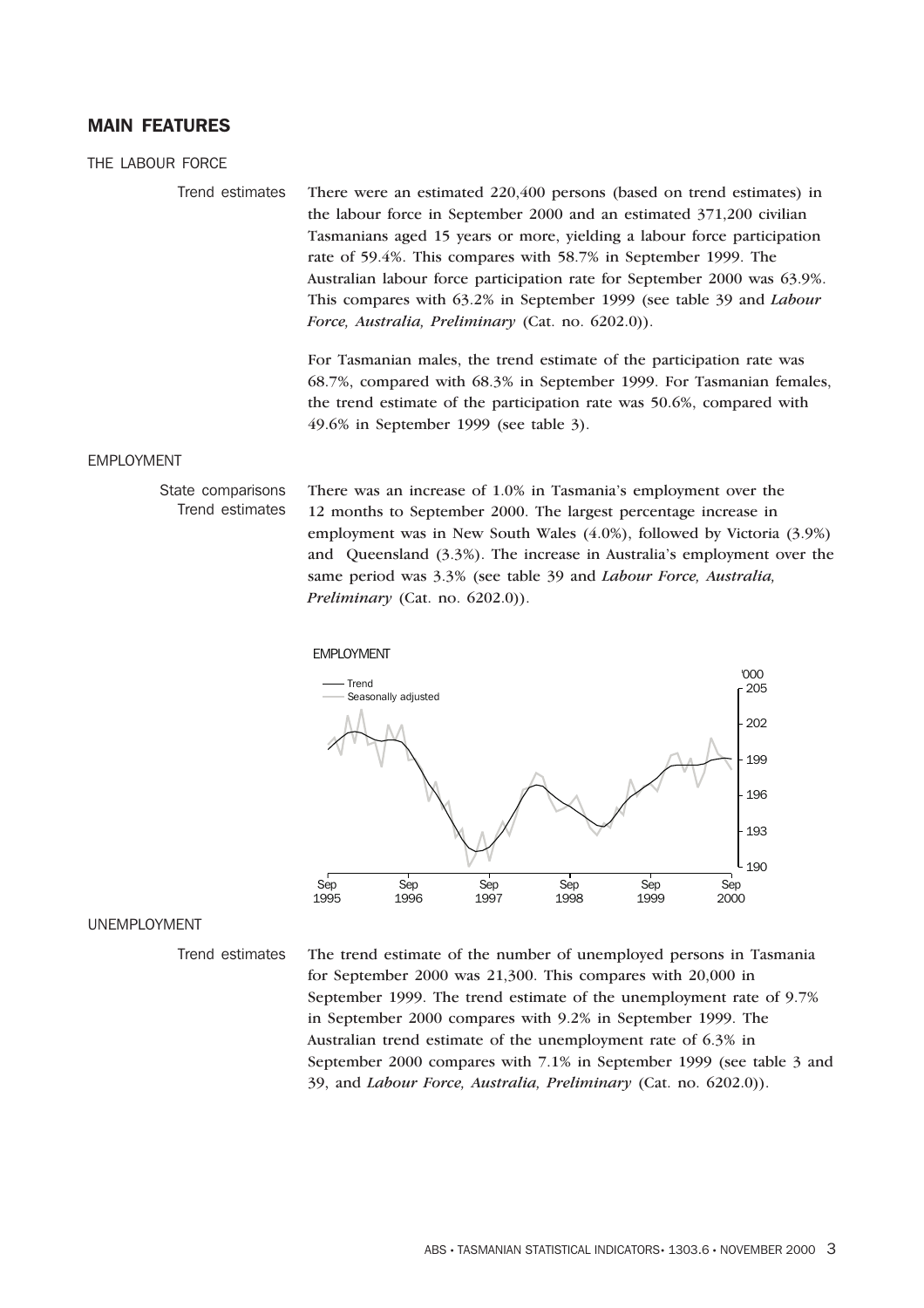## MAIN FEATURES

### THE LABOUR FORCE

Trend estimates

There were an estimated 220,400 persons (based on trend estimates) in the labour force in September 2000 and an estimated 371,200 civilian Tasmanians aged 15 years or more, yielding a labour force participation rate of 59.4%. This compares with 58.7% in September 1999. The Australian labour force participation rate for September 2000 was 63.9%. This compares with 63.2% in September 1999 (see table 39 and *Labour Force, Australia, Preliminary* (Cat. no. 6202.0)).

For Tasmanian males, the trend estimate of the participation rate was 68.7%, compared with 68.3% in September 1999. For Tasmanian females, the trend estimate of the participation rate was 50.6%, compared with 49.6% in September 1999 (see table 3).

### EMPLOYMENT

State comparisons
Trend estimates

There was an increase of 1.0% in Tasmania's employment over the 12 months to September 2000. The largest percentage increase in employment was in New South Wales (4.0%), followed by Victoria (3.9%) and Queensland (3.3%). The increase in Australia's employment over the same period was 3.3% (see table 39 and *Labour Force, Australia, Preliminary* (Cat. no. 6202.0)).

EMPLOYMENT

Trend
Seasonally adjusted

'000
205
202
199
196
193
190

Sep 1995
Sep 1996
Sep 1997
Sep 1998
Sep 1999
Sep 2000

### UNEMPLOYMENT

Trend estimates

The trend estimate of the number of unemployed persons in Tasmania for September 2000 was 21,300. This compares with 20,000 in September 1999. The trend estimate of the unemployment rate of 9.7% in September 2000 compares with 9.2% in September 1999. The Australian trend estimate of the unemployment rate of 6.3% in September 2000 compares with 7.1% in September 1999 (see table 3 and 39, and *Labour Force, Australia, Preliminary* (Cat. no. 6202.0)).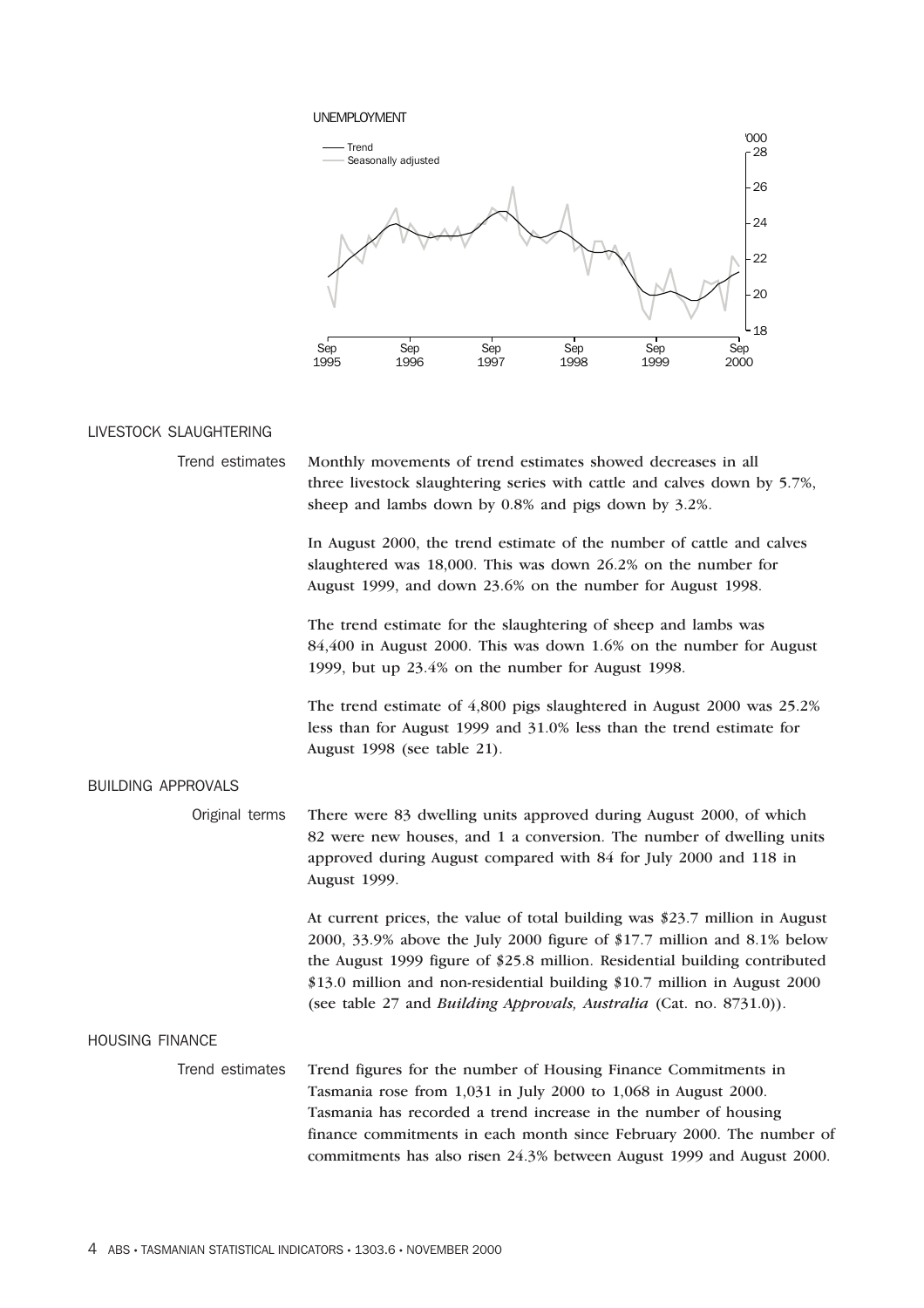UNEMPLOYMENT

Trend
Seasonally adjusted

'000

28
26
24
22
20
18

Sep 1995
Sep 1996
Sep 1997
Sep 1998
Sep 1999
Sep 2000

## LIVESTOCK SLAUGHTERING

### Trend estimates

Monthly movements of trend estimates showed decreases in all three livestock slaughtering series with cattle and calves down by 5.7%, sheep and lambs down by 0.8% and pigs down by 3.2%.

In August 2000, the trend estimate of the number of cattle and calves slaughtered was 18,000. This was down 26.2% on the number for August 1999, and down 23.6% on the number for August 1998.

The trend estimate for the slaughtering of sheep and lambs was 84,400 in August 2000. This was down 1.6% on the number for August 1999, but up 23.4% on the number for August 1998.

The trend estimate of 4,800 pigs slaughtered in August 2000 was 25.2% less than for August 1999 and 31.0% less than the trend estimate for August 1998 (see table 21).

## BUILDING APPROVALS

### Original terms

There were 83 dwelling units approved during August 2000, of which 82 were new houses, and 1 a conversion. The number of dwelling units approved during August compared with 84 for July 2000 and 118 in August 1999.

At current prices, the value of total building was $23.7 million in August 2000, 33.9% above the July 2000 figure of $17.7 million and 8.1% below the August 1999 figure of $25.8 million. Residential building contributed $13.0 million and non-residential building $10.7 million in August 2000 (see table 27 and *Building Approvals, Australia* (Cat. no. 8731.0)).

## HOUSING FINANCE

### Trend estimates

Trend figures for the number of Housing Finance Commitments in Tasmania rose from 1,031 in July 2000 to 1,068 in August 2000. Tasmania has recorded a trend increase in the number of housing finance commitments in each month since February 2000. The number of commitments has also risen 24.3% between August 1999 and August 2000.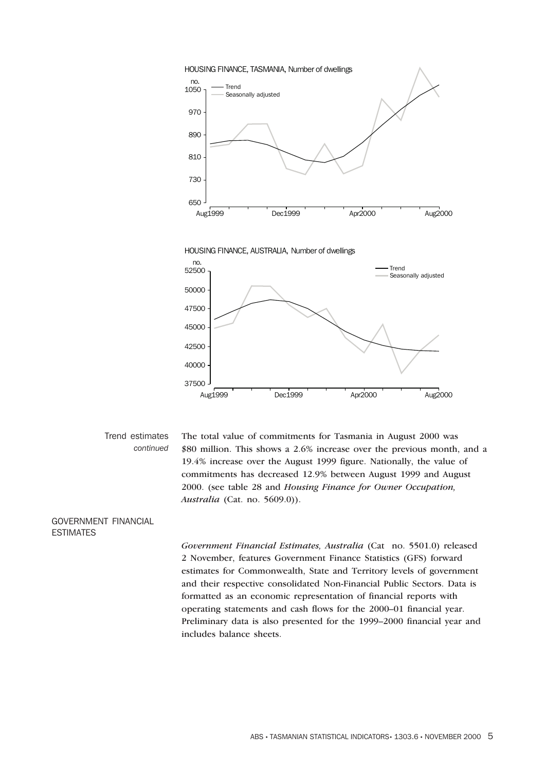HOUSING FINANCE, TASMANIA, Number of dwellings

no.
1050
970
890
810
730
650

Trend
Seasonally adjusted

Aug1999
Dec1999
Apr2000
Aug2000

HOUSING FINANCE, AUSTRALIA, Number of dwellings

no.
52500
50000
47500
45000
42500
40000
37500

Trend
Seasonally adjusted

Aug1999
Dec1999
Apr2000
Aug2000

Trend estimates *continued*

The total value of commitments for Tasmania in August 2000 was $80 million. This shows a 2.6% increase over the previous month, and a 19.4% increase over the August 1999 figure. Nationally, the value of commitments has decreased 12.9% between August 1999 and August 2000. (see table 28 and *Housing Finance for Owner Occupation, Australia* (Cat. no. 5609.0)).

## GOVERNMENT FINANCIAL ESTIMATES

*Government Financial Estimates, Australia* (Cat no. 5501.0) released 2 November, features Government Finance Statistics (GFS) forward estimates for Commonwealth, State and Territory levels of government and their respective consolidated Non-Financial Public Sectors. Data is formatted as an economic representation of financial reports with operating statements and cash flows for the 2000–01 financial year. Preliminary data is also presented for the 1999–2000 financial year and includes balance sheets.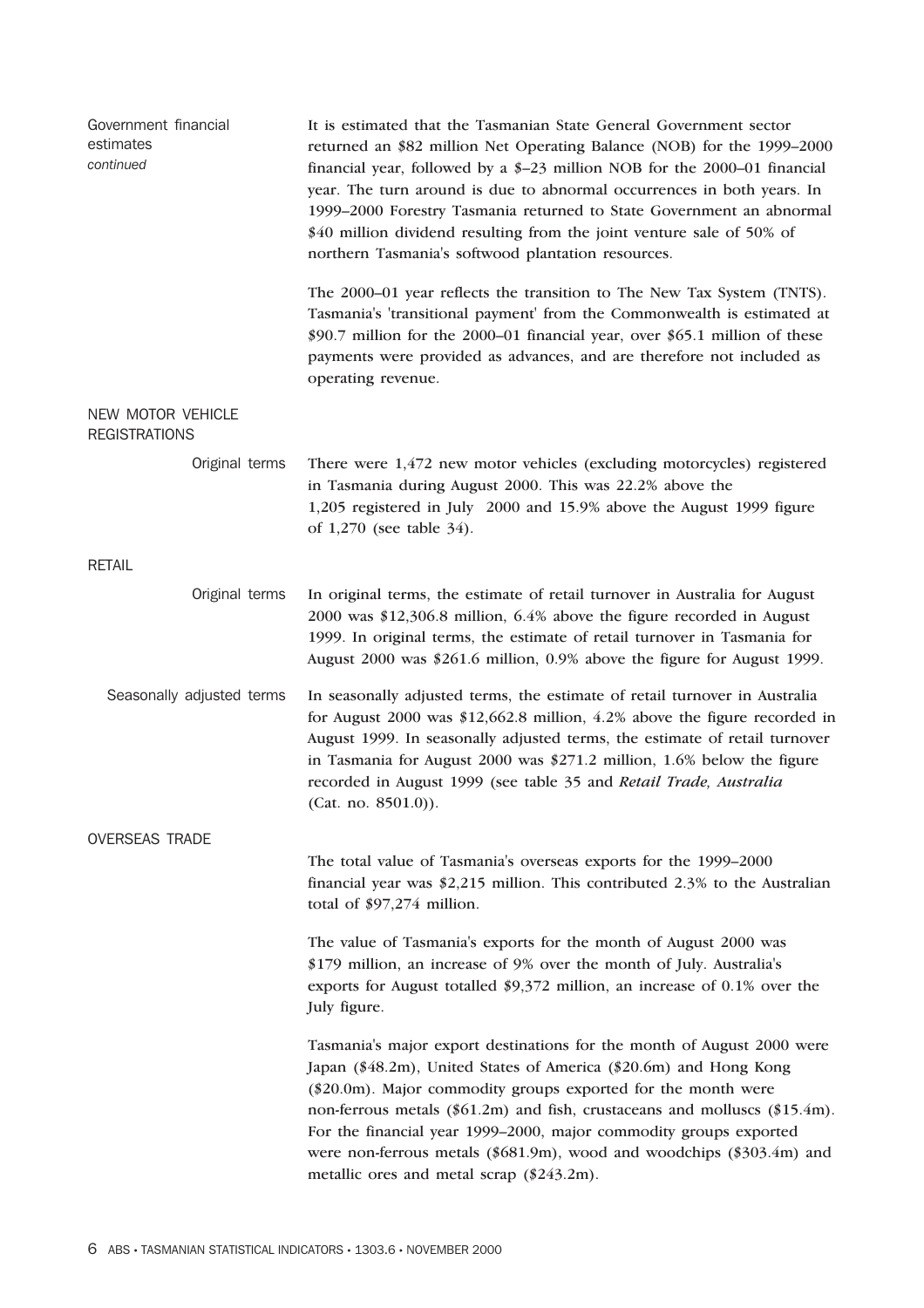**Government financial estimates** *continued*

It is estimated that the Tasmanian State General Government sector returned an $82 million Net Operating Balance (NOB) for the 1999–2000 financial year, followed by a $–23 million NOB for the 2000–01 financial year. The turn around is due to abnormal occurrences in both years. In 1999–2000 Forestry Tasmania returned to State Government an abnormal $40 million dividend resulting from the joint venture sale of 50% of northern Tasmania's softwood plantation resources.

The 2000–01 year reflects the transition to The New Tax System (TNTS). Tasmania's 'transitional payment' from the Commonwealth is estimated at $90.7 million for the 2000–01 financial year, over $65.1 million of these payments were provided as advances, and are therefore not included as operating revenue.

## NEW MOTOR VEHICLE REGISTRATIONS

**Original terms**

There were 1,472 new motor vehicles (excluding motorcycles) registered in Tasmania during August 2000. This was 22.2% above the 1,205 registered in July 2000 and 15.9% above the August 1999 figure of 1,270 (see table 34).

## RETAIL

**Original terms**

In original terms, the estimate of retail turnover in Australia for August 2000 was $12,306.8 million, 6.4% above the figure recorded in August 1999. In original terms, the estimate of retail turnover in Tasmania for August 2000 was $261.6 million, 0.9% above the figure for August 1999.

**Seasonally adjusted terms**

In seasonally adjusted terms, the estimate of retail turnover in Australia for August 2000 was $12,662.8 million, 4.2% above the figure recorded in August 1999. In seasonally adjusted terms, the estimate of retail turnover in Tasmania for August 2000 was $271.2 million, 1.6% below the figure recorded in August 1999 (see table 35 and *Retail Trade, Australia* (Cat. no. 8501.0)).

## OVERSEAS TRADE

The total value of Tasmania's overseas exports for the 1999–2000 financial year was $2,215 million. This contributed 2.3% to the Australian total of $97,274 million.

The value of Tasmania's exports for the month of August 2000 was $179 million, an increase of 9% over the month of July. Australia's exports for August totalled $9,372 million, an increase of 0.1% over the July figure.

Tasmania's major export destinations for the month of August 2000 were Japan ($48.2m), United States of America ($20.6m) and Hong Kong ($20.0m). Major commodity groups exported for the month were non-ferrous metals ($61.2m) and fish, crustaceans and molluscs ($15.4m). For the financial year 1999–2000, major commodity groups exported were non-ferrous metals ($681.9m), wood and woodchips ($303.4m) and metallic ores and metal scrap ($243.2m).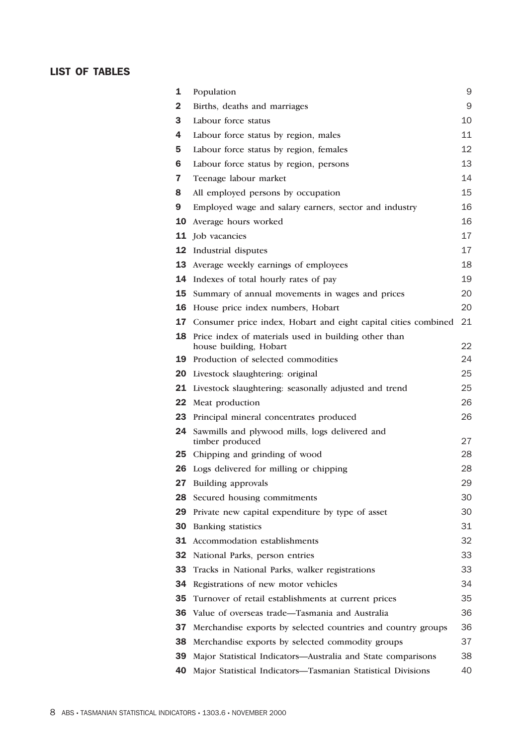## LIST OF TABLES

| | | |
|---|---|---|
| **1** | Population | 9 |
| **2** | Births, deaths and marriages | 9 |
| **3** | Labour force status | 10 |
| **4** | Labour force status by region, males | 11 |
| **5** | Labour force status by region, females | 12 |
| **6** | Labour force status by region, persons | 13 |
| **7** | Teenage labour market | 14 |
| **8** | All employed persons by occupation | 15 |
| **9** | Employed wage and salary earners, sector and industry | 16 |
| **10** | Average hours worked | 16 |
| **11** | Job vacancies | 17 |
| **12** | Industrial disputes | 17 |
| **13** | Average weekly earnings of employees | 18 |
| **14** | Indexes of total hourly rates of pay | 19 |
| **15** | Summary of annual movements in wages and prices | 20 |
| **16** | House price index numbers, Hobart | 20 |
| **17** | Consumer price index, Hobart and eight capital cities combined | 21 |
| **18** | Price index of materials used in building other than house building, Hobart | 22 |
| **19** | Production of selected commodities | 24 |
| **20** | Livestock slaughtering: original | 25 |
| **21** | Livestock slaughtering: seasonally adjusted and trend | 25 |
| **22** | Meat production | 26 |
| **23** | Principal mineral concentrates produced | 26 |
| **24** | Sawmills and plywood mills, logs delivered and timber produced | 27 |
| **25** | Chipping and grinding of wood | 28 |
| **26** | Logs delivered for milling or chipping | 28 |
| **27** | Building approvals | 29 |
| **28** | Secured housing commitments | 30 |
| **29** | Private new capital expenditure by type of asset | 30 |
| **30** | Banking statistics | 31 |
| **31** | Accommodation establishments | 32 |
| **32** | National Parks, person entries | 33 |
| **33** | Tracks in National Parks, walker registrations | 33 |
| **34** | Registrations of new motor vehicles | 34 |
| **35** | Turnover of retail establishments at current prices | 35 |
| **36** | Value of overseas trade—Tasmania and Australia | 36 |
| **37** | Merchandise exports by selected countries and country groups | 36 |
| **38** | Merchandise exports by selected commodity groups | 37 |
| **39** | Major Statistical Indicators—Australia and State comparisons | 38 |
| **40** | Major Statistical Indicators—Tasmanian Statistical Divisions | 40 |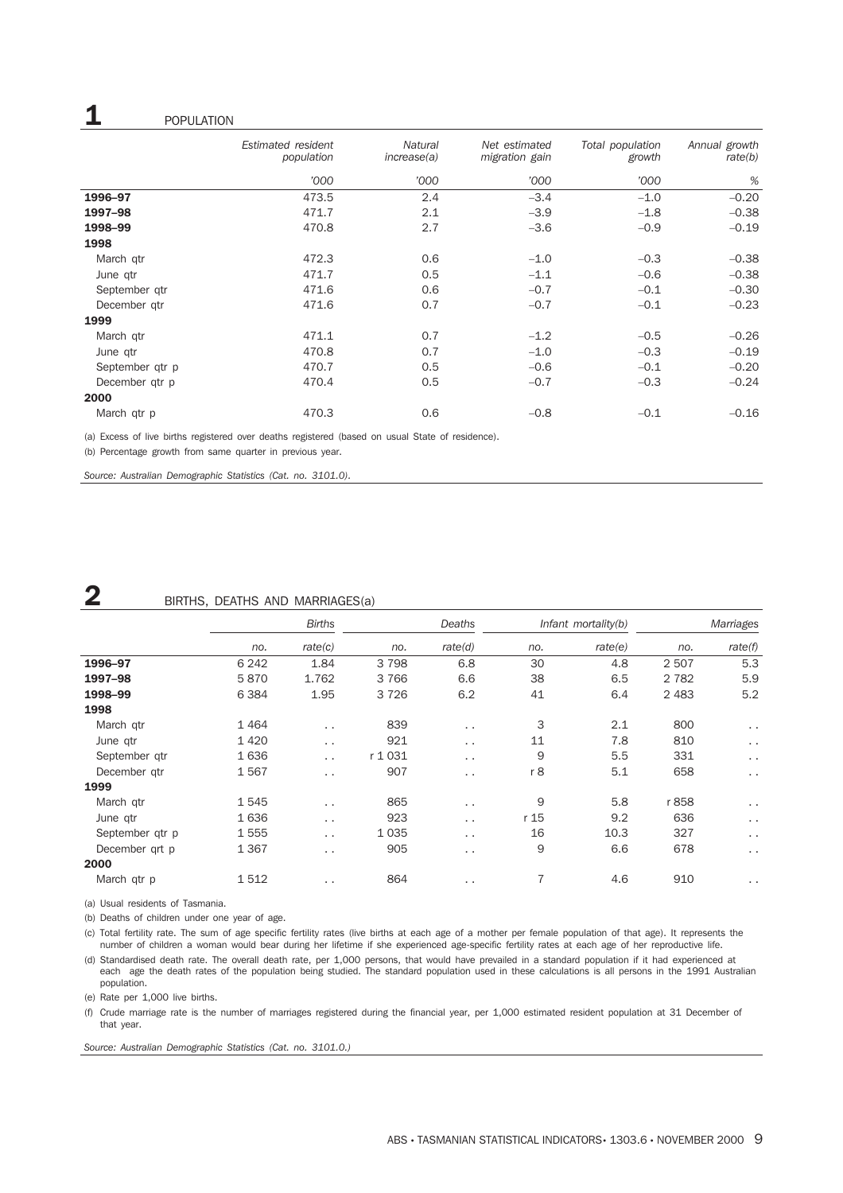# 1 POPULATION

| | Estimated resident population | Natural increase(a) | Net estimated migration gain | Total population growth | Annual growth rate(b) |
|---|---|---|---|---|---|
| | '000 | '000 | '000 | '000 | % |
| **1996–97** | 473.5 | 2.4 | –3.4 | –1.0 | –0.20 |
| **1997–98** | 471.7 | 2.1 | –3.9 | –1.8 | –0.38 |
| **1998–99** | 470.8 | 2.7 | –3.6 | –0.9 | –0.19 |
| **1998** | | | | | |
| March qtr | 472.3 | 0.6 | –1.0 | –0.3 | –0.38 |
| June qtr | 471.7 | 0.5 | –1.1 | –0.6 | –0.38 |
| September qtr | 471.6 | 0.6 | –0.7 | –0.1 | –0.30 |
| December qtr | 471.6 | 0.7 | –0.7 | –0.1 | –0.23 |
| **1999** | | | | | |
| March qtr | 471.1 | 0.7 | –1.2 | –0.5 | –0.26 |
| June qtr | 470.8 | 0.7 | –1.0 | –0.3 | –0.19 |
| September qtr p | 470.7 | 0.5 | –0.6 | –0.1 | –0.20 |
| December qtr p | 470.4 | 0.5 | –0.7 | –0.3 | –0.24 |
| **2000** | | | | | |
| March qtr p | 470.3 | 0.6 | –0.8 | –0.1 | –0.16 |

(a) Excess of live births registered over deaths registered (based on usual State of residence).

(b) Percentage growth from same quarter in previous year.

*Source: Australian Demographic Statistics (Cat. no. 3101.0).*

# 2 BIRTHS, DEATHS AND MARRIAGES(a)

| | Births | | Deaths | | Infant mortality(b) | | Marriages | |
|---|---|---|---|---|---|---|---|---|
| | no. | rate(c) | no. | rate(d) | no. | rate(e) | no. | rate(f) |
| **1996–97** | 6 242 | 1.84 | 3 798 | 6.8 | 30 | 4.8 | 2 507 | 5.3 |
| **1997–98** | 5 870 | 1.762 | 3 766 | 6.6 | 38 | 6.5 | 2 782 | 5.9 |
| **1998–99** | 6 384 | 1.95 | 3 726 | 6.2 | 41 | 6.4 | 2 483 | 5.2 |
| **1998** | | | | | | | | |
| March qtr | 1 464 | . . | 839 | . . | 3 | 2.1 | 800 | . . |
| June qtr | 1 420 | . . | 921 | . . | 11 | 7.8 | 810 | . . |
| September qtr | 1 636 | . . | r 1 031 | . . | 9 | 5.5 | 331 | . . |
| December qtr | 1 567 | . . | 907 | . . | r 8 | 5.1 | 658 | . . |
| **1999** | | | | | | | | |
| March qtr | 1 545 | . . | 865 | . . | 9 | 5.8 | r 858 | . . |
| June qtr | 1 636 | . . | 923 | . . | r 15 | 9.2 | 636 | . . |
| September qtr p | 1 555 | . . | 1 035 | . . | 16 | 10.3 | 327 | . . |
| December qrt p | 1 367 | . . | 905 | . . | 9 | 6.6 | 678 | . . |
| **2000** | | | | | | | | |
| March qtr p | 1 512 | . . | 864 | . . | 7 | 4.6 | 910 | . . |

(a) Usual residents of Tasmania.

(b) Deaths of children under one year of age.

(c) Total fertility rate. The sum of age specific fertility rates (live births at each age of a mother per female population of that age). It represents the number of children a woman would bear during her lifetime if she experienced age-specific fertility rates at each age of her reproductive life.

(d) Standardised death rate. The overall death rate, per 1,000 persons, that would have prevailed in a standard population if it had experienced at each age the death rates of the population being studied. The standard population used in these calculations is all persons in the 1991 Australian population.

(e) Rate per 1,000 live births.

(f) Crude marriage rate is the number of marriages registered during the financial year, per 1,000 estimated resident population at 31 December of that year.

*Source: Australian Demographic Statistics (Cat. no. 3101.0.)*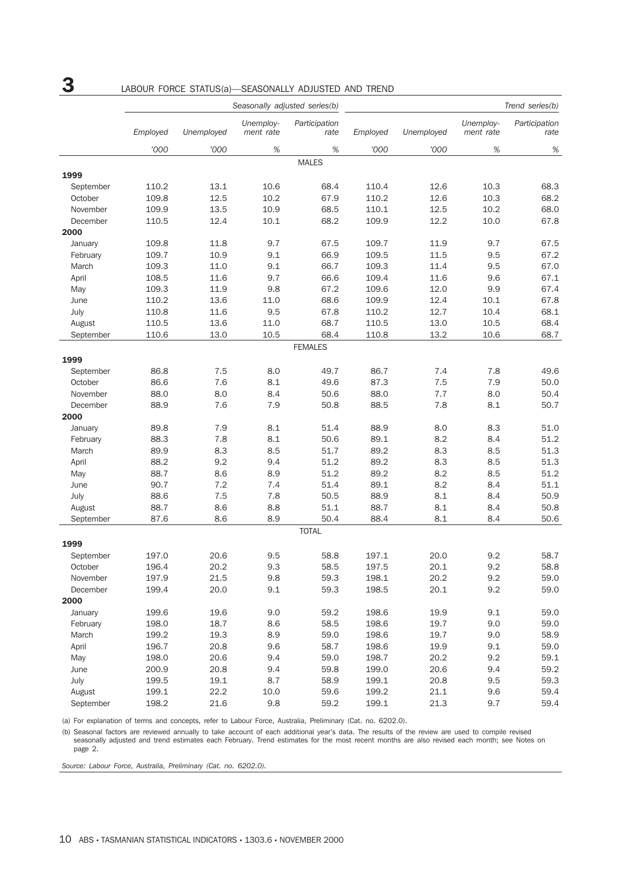# 3 LABOUR FORCE STATUS(a)—SEASONALLY ADJUSTED AND TREND

| | Seasonally adjusted series(b) | | | | Trend series(b) | | | |
|---|---|---|---|---|---|---|---|---|
| | Employed | Unemployed | Unemployment rate | Participation rate | Employed | Unemployed | Unemployment rate | Participation rate |
| | '000 | '000 | % | % | '000 | '000 | % | % |
| **MALES** | | | | | | | | |
| **1999** | | | | | | | | |
| September | 110.2 | 13.1 | 10.6 | 68.4 | 110.4 | 12.6 | 10.3 | 68.3 |
| October | 109.8 | 12.5 | 10.2 | 67.9 | 110.2 | 12.6 | 10.3 | 68.2 |
| November | 109.9 | 13.5 | 10.9 | 68.5 | 110.1 | 12.5 | 10.2 | 68.0 |
| December | 110.5 | 12.4 | 10.1 | 68.2 | 109.9 | 12.2 | 10.0 | 67.8 |
| **2000** | | | | | | | | |
| January | 109.8 | 11.8 | 9.7 | 67.5 | 109.7 | 11.9 | 9.7 | 67.5 |
| February | 109.7 | 10.9 | 9.1 | 66.9 | 109.5 | 11.5 | 9.5 | 67.2 |
| March | 109.3 | 11.0 | 9.1 | 66.7 | 109.3 | 11.4 | 9.5 | 67.0 |
| April | 108.5 | 11.6 | 9.7 | 66.6 | 109.4 | 11.6 | 9.6 | 67.1 |
| May | 109.3 | 11.9 | 9.8 | 67.2 | 109.6 | 12.0 | 9.9 | 67.4 |
| June | 110.2 | 13.6 | 11.0 | 68.6 | 109.9 | 12.4 | 10.1 | 67.8 |
| July | 110.8 | 11.6 | 9.5 | 67.8 | 110.2 | 12.7 | 10.4 | 68.1 |
| August | 110.5 | 13.6 | 11.0 | 68.7 | 110.5 | 13.0 | 10.5 | 68.4 |
| September | 110.6 | 13.0 | 10.5 | 68.4 | 110.8 | 13.2 | 10.6 | 68.7 |
| **FEMALES** | | | | | | | | |
| **1999** | | | | | | | | |
| September | 86.8 | 7.5 | 8.0 | 49.7 | 86.7 | 7.4 | 7.8 | 49.6 |
| October | 86.6 | 7.6 | 8.1 | 49.6 | 87.3 | 7.5 | 7.9 | 50.0 |
| November | 88.0 | 8.0 | 8.4 | 50.6 | 88.0 | 7.7 | 8.0 | 50.4 |
| December | 88.9 | 7.6 | 7.9 | 50.8 | 88.5 | 7.8 | 8.1 | 50.7 |
| **2000** | | | | | | | | |
| January | 89.8 | 7.9 | 8.1 | 51.4 | 88.9 | 8.0 | 8.3 | 51.0 |
| February | 88.3 | 7.8 | 8.1 | 50.6 | 89.1 | 8.2 | 8.4 | 51.2 |
| March | 89.9 | 8.3 | 8.5 | 51.7 | 89.2 | 8.3 | 8.5 | 51.3 |
| April | 88.2 | 9.2 | 9.4 | 51.2 | 89.2 | 8.3 | 8.5 | 51.3 |
| May | 88.7 | 8.6 | 8.9 | 51.2 | 89.2 | 8.2 | 8.5 | 51.2 |
| June | 90.7 | 7.2 | 7.4 | 51.4 | 89.1 | 8.2 | 8.4 | 51.1 |
| July | 88.6 | 7.5 | 7.8 | 50.5 | 88.9 | 8.1 | 8.4 | 50.9 |
| August | 88.7 | 8.6 | 8.8 | 51.1 | 88.7 | 8.1 | 8.4 | 50.8 |
| September | 87.6 | 8.6 | 8.9 | 50.4 | 88.4 | 8.1 | 8.4 | 50.6 |
| **TOTAL** | | | | | | | | |
| **1999** | | | | | | | | |
| September | 197.0 | 20.6 | 9.5 | 58.8 | 197.1 | 20.0 | 9.2 | 58.7 |
| October | 196.4 | 20.2 | 9.3 | 58.5 | 197.5 | 20.1 | 9.2 | 58.8 |
| November | 197.9 | 21.5 | 9.8 | 59.3 | 198.1 | 20.2 | 9.2 | 59.0 |
| December | 199.4 | 20.0 | 9.1 | 59.3 | 198.5 | 20.1 | 9.2 | 59.0 |
| **2000** | | | | | | | | |
| January | 199.6 | 19.6 | 9.0 | 59.2 | 198.6 | 19.9 | 9.1 | 59.0 |
| February | 198.0 | 18.7 | 8.6 | 58.5 | 198.6 | 19.7 | 9.0 | 59.0 |
| March | 199.2 | 19.3 | 8.9 | 59.0 | 198.6 | 19.7 | 9.0 | 58.9 |
| April | 196.7 | 20.8 | 9.6 | 58.7 | 198.6 | 19.9 | 9.1 | 59.0 |
| May | 198.0 | 20.6 | 9.4 | 59.0 | 198.7 | 20.2 | 9.2 | 59.1 |
| June | 200.9 | 20.8 | 9.4 | 59.8 | 199.0 | 20.6 | 9.4 | 59.2 |
| July | 199.5 | 19.1 | 8.7 | 58.9 | 199.1 | 20.8 | 9.5 | 59.3 |
| August | 199.1 | 22.2 | 10.0 | 59.6 | 199.2 | 21.1 | 9.6 | 59.4 |
| September | 198.2 | 21.6 | 9.8 | 59.2 | 199.1 | 21.3 | 9.7 | 59.4 |

(a) For explanation of terms and concepts, refer to Labour Force, Australia, Preliminary (Cat. no. 6202.0).

(b) Seasonal factors are reviewed annually to take account of each additional year's data. The results of the review are used to compile revised seasonally adjusted and trend estimates each February. Trend estimates for the most recent months are also revised each month; see Notes on page 2.

*Source: Labour Force, Australia, Preliminary (Cat. no. 6202.0).*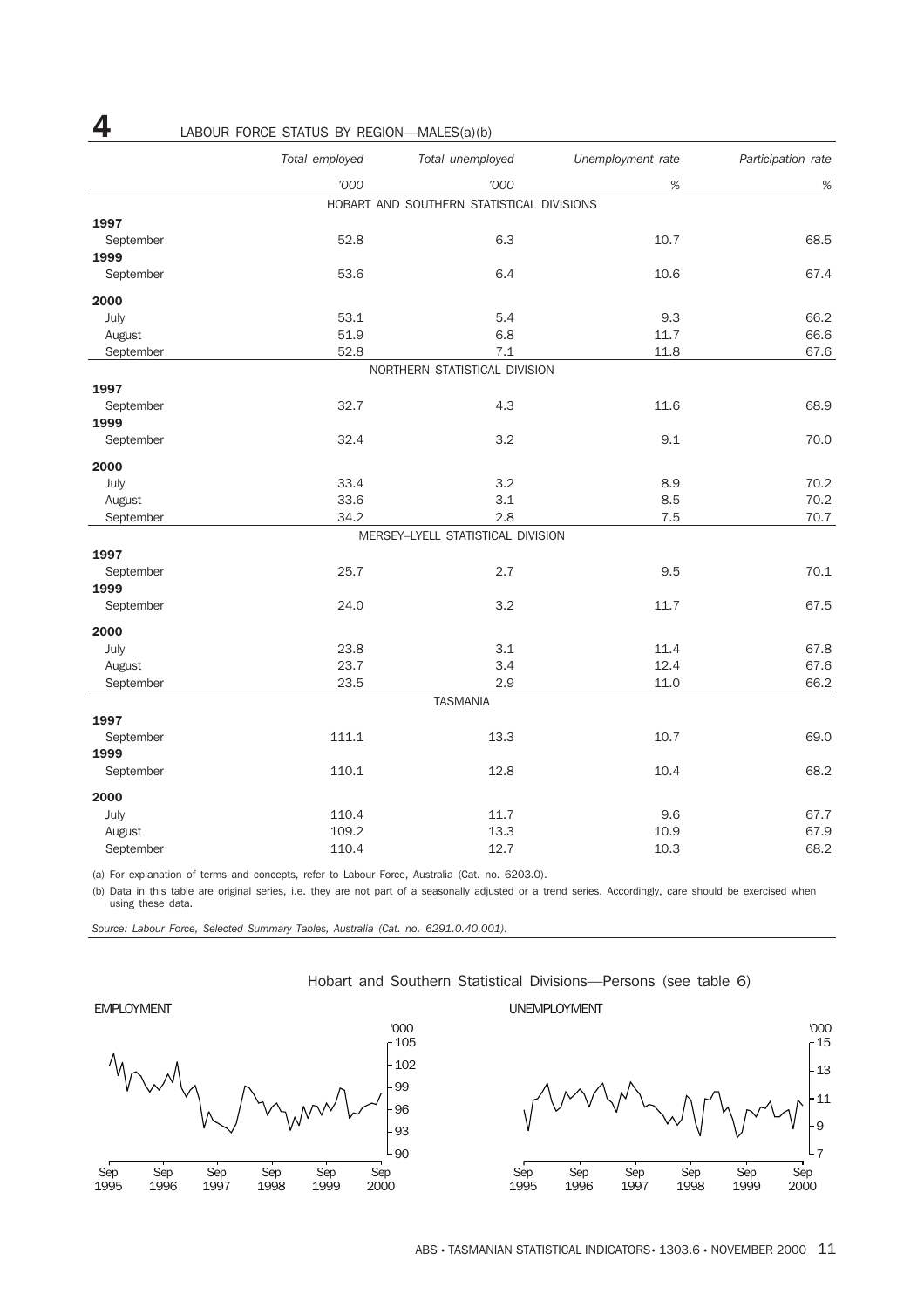## 4 LABOUR FORCE STATUS BY REGION—MALES(a)(b)

| | *Total employed* | *Total unemployed* | *Unemployment rate* | *Participation rate* |
|---|---|---|---|---|
| | *'000* | *'000* | *%* | *%* |
| | | HOBART AND SOUTHERN STATISTICAL DIVISIONS | | |
| **1997** | | | | |
| September | 52.8 | 6.3 | 10.7 | 68.5 |
| **1999** | | | | |
| September | 53.6 | 6.4 | 10.6 | 67.4 |
| **2000** | | | | |
| July | 53.1 | 5.4 | 9.3 | 66.2 |
| August | 51.9 | 6.8 | 11.7 | 66.6 |
| September | 52.8 | 7.1 | 11.8 | 67.6 |
| | | NORTHERN STATISTICAL DIVISION | | |
| **1997** | | | | |
| September | 32.7 | 4.3 | 11.6 | 68.9 |
| **1999** | | | | |
| September | 32.4 | 3.2 | 9.1 | 70.0 |
| **2000** | | | | |
| July | 33.4 | 3.2 | 8.9 | 70.2 |
| August | 33.6 | 3.1 | 8.5 | 70.2 |
| September | 34.2 | 2.8 | 7.5 | 70.7 |
| | | MERSEY–LYELL STATISTICAL DIVISION | | |
| **1997** | | | | |
| September | 25.7 | 2.7 | 9.5 | 70.1 |
| **1999** | | | | |
| September | 24.0 | 3.2 | 11.7 | 67.5 |
| **2000** | | | | |
| July | 23.8 | 3.1 | 11.4 | 67.8 |
| August | 23.7 | 3.4 | 12.4 | 67.6 |
| September | 23.5 | 2.9 | 11.0 | 66.2 |
| | | TASMANIA | | |
| **1997** | | | | |
| September | 111.1 | 13.3 | 10.7 | 69.0 |
| **1999** | | | | |
| September | 110.1 | 12.8 | 10.4 | 68.2 |
| **2000** | | | | |
| July | 110.4 | 11.7 | 9.6 | 67.7 |
| August | 109.2 | 13.3 | 10.9 | 67.9 |
| September | 110.4 | 12.7 | 10.3 | 68.2 |

(a) For explanation of terms and concepts, refer to Labour Force, Australia (Cat. no. 6203.0).

(b) Data in this table are original series, i.e. they are not part of a seasonally adjusted or a trend series. Accordingly, care should be exercised when using these data.

*Source: Labour Force, Selected Summary Tables, Australia (Cat. no. 6291.0.40.001).*

Hobart and Southern Statistical Divisions—Persons (see table 6)

EMPLOYMENT

UNEMPLOYMENT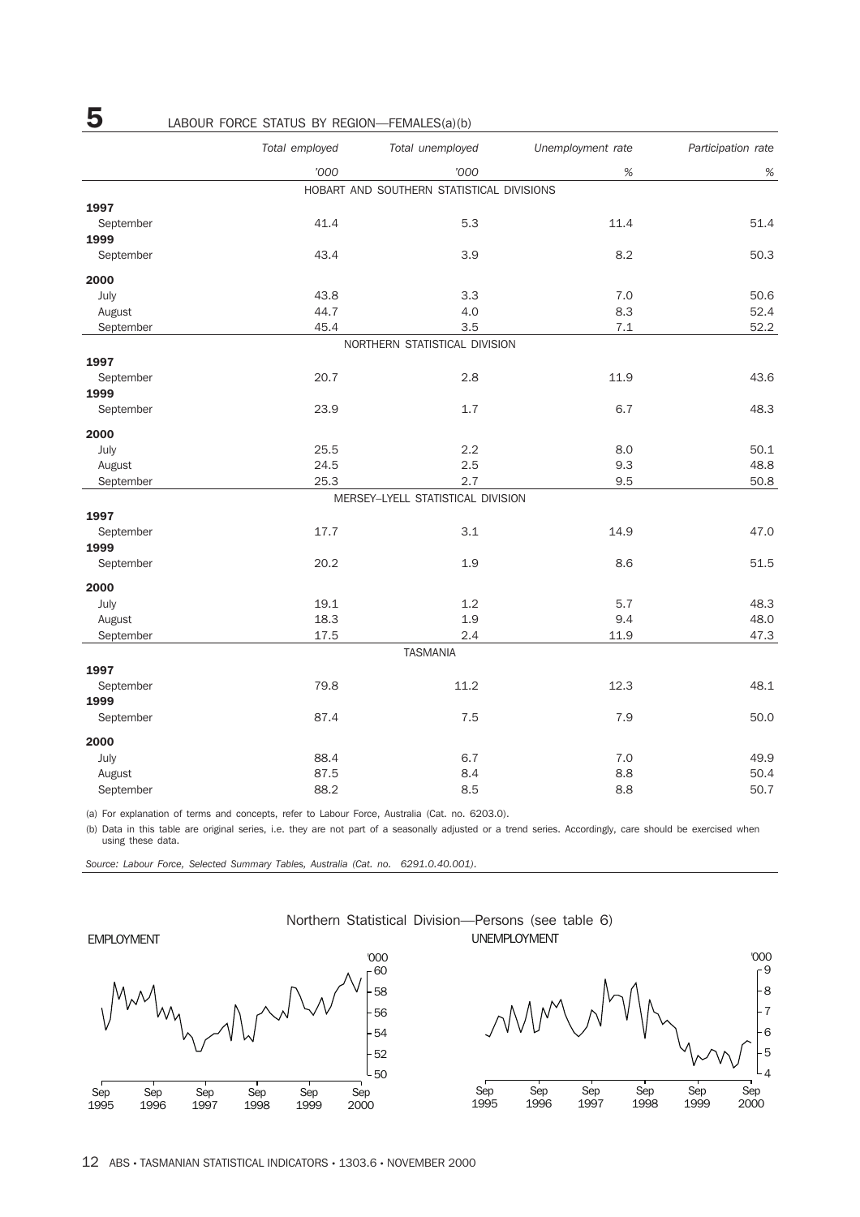# 5 LABOUR FORCE STATUS BY REGION—FEMALES(a)(b)

| | Total employed | Total unemployed | Unemployment rate | Participation rate |
|---|---|---|---|---|
| | '000 | '000 | % | % |
| **HOBART AND SOUTHERN STATISTICAL DIVISIONS** | | | | |
| **1997** | | | | |
| September | 41.4 | 5.3 | 11.4 | 51.4 |
| **1999** | | | | |
| September | 43.4 | 3.9 | 8.2 | 50.3 |
| **2000** | | | | |
| July | 43.8 | 3.3 | 7.0 | 50.6 |
| August | 44.7 | 4.0 | 8.3 | 52.4 |
| September | 45.4 | 3.5 | 7.1 | 52.2 |
| **NORTHERN STATISTICAL DIVISION** | | | | |
| **1997** | | | | |
| September | 20.7 | 2.8 | 11.9 | 43.6 |
| **1999** | | | | |
| September | 23.9 | 1.7 | 6.7 | 48.3 |
| **2000** | | | | |
| July | 25.5 | 2.2 | 8.0 | 50.1 |
| August | 24.5 | 2.5 | 9.3 | 48.8 |
| September | 25.3 | 2.7 | 9.5 | 50.8 |
| **MERSEY–LYELL STATISTICAL DIVISION** | | | | |
| **1997** | | | | |
| September | 17.7 | 3.1 | 14.9 | 47.0 |
| **1999** | | | | |
| September | 20.2 | 1.9 | 8.6 | 51.5 |
| **2000** | | | | |
| July | 19.1 | 1.2 | 5.7 | 48.3 |
| August | 18.3 | 1.9 | 9.4 | 48.0 |
| September | 17.5 | 2.4 | 11.9 | 47.3 |
| **TASMANIA** | | | | |
| **1997** | | | | |
| September | 79.8 | 11.2 | 12.3 | 48.1 |
| **1999** | | | | |
| September | 87.4 | 7.5 | 7.9 | 50.0 |
| **2000** | | | | |
| July | 88.4 | 6.7 | 7.0 | 49.9 |
| August | 87.5 | 8.4 | 8.8 | 50.4 |
| September | 88.2 | 8.5 | 8.8 | 50.7 |

(a) For explanation of terms and concepts, refer to Labour Force, Australia (Cat. no. 6203.0).

(b) Data in this table are original series, i.e. they are not part of a seasonally adjusted or a trend series. Accordingly, care should be exercised when using these data.

*Source: Labour Force, Selected Summary Tables, Australia (Cat. no. 6291.0.40.001).*

Northern Statistical Division—Persons (see table 6)

EMPLOYMENT

'000

60
58
56
54
52
50

Sep 1995 Sep 1996 Sep 1997 Sep 1998 Sep 1999 Sep 2000

UNEMPLOYMENT

'000

9
8
7
6
5
4

Sep 1995 Sep 1996 Sep 1997 Sep 1998 Sep 1999 Sep 2000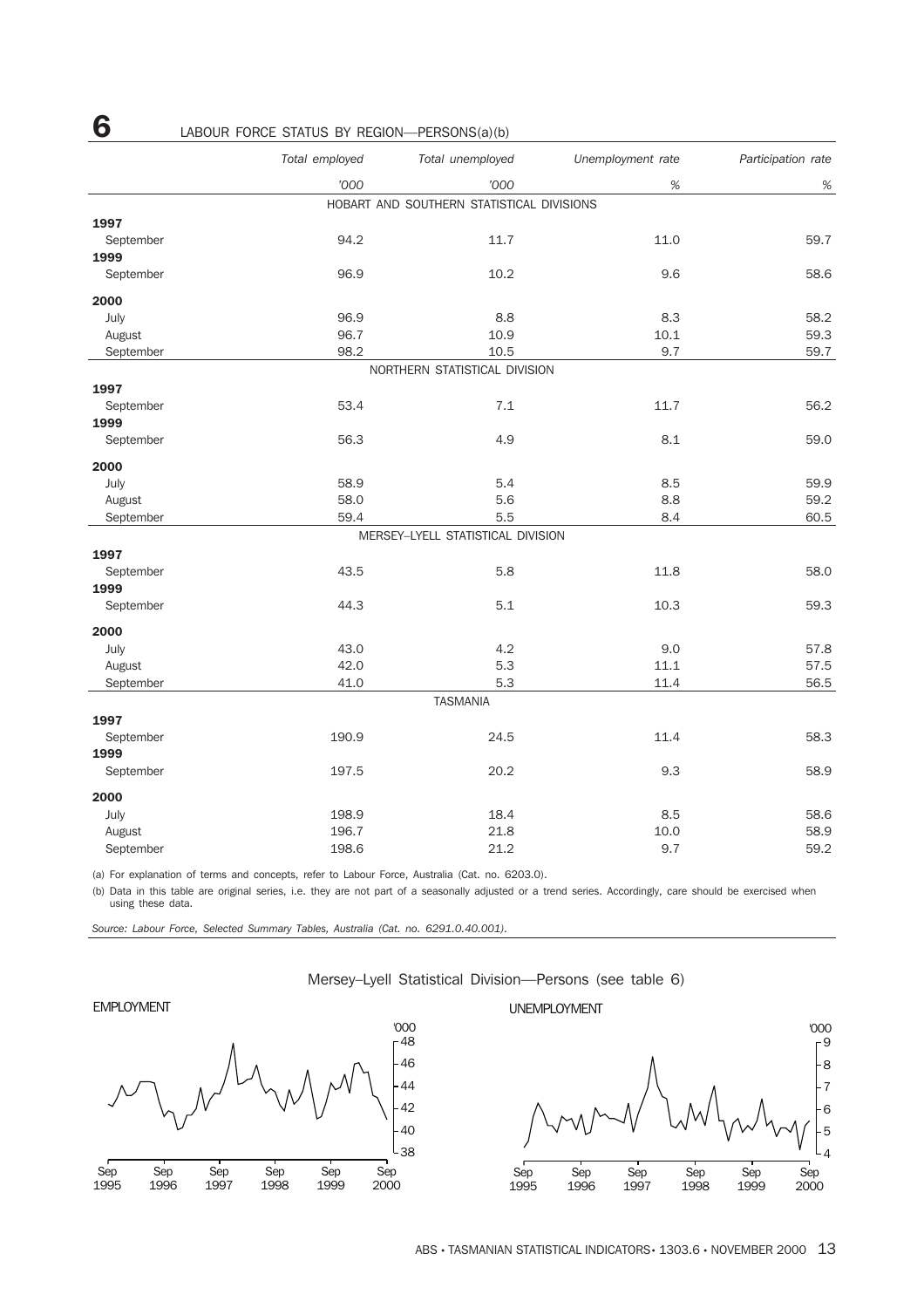## 6 LABOUR FORCE STATUS BY REGION—PERSONS(a)(b)

| | Total employed | Total unemployed | Unemployment rate | Participation rate |
|---|---|---|---|---|
| | '000 | '000 | % | % |
| HOBART AND SOUTHERN STATISTICAL DIVISIONS | | | | |
| **1997** | | | | |
| September | 94.2 | 11.7 | 11.0 | 59.7 |
| **1999** | | | | |
| September | 96.9 | 10.2 | 9.6 | 58.6 |
| **2000** | | | | |
| July | 96.9 | 8.8 | 8.3 | 58.2 |
| August | 96.7 | 10.9 | 10.1 | 59.3 |
| September | 98.2 | 10.5 | 9.7 | 59.7 |
| NORTHERN STATISTICAL DIVISION | | | | |
| **1997** | | | | |
| September | 53.4 | 7.1 | 11.7 | 56.2 |
| **1999** | | | | |
| September | 56.3 | 4.9 | 8.1 | 59.0 |
| **2000** | | | | |
| July | 58.9 | 5.4 | 8.5 | 59.9 |
| August | 58.0 | 5.6 | 8.8 | 59.2 |
| September | 59.4 | 5.5 | 8.4 | 60.5 |
| MERSEY–LYELL STATISTICAL DIVISION | | | | |
| **1997** | | | | |
| September | 43.5 | 5.8 | 11.8 | 58.0 |
| **1999** | | | | |
| September | 44.3 | 5.1 | 10.3 | 59.3 |
| **2000** | | | | |
| July | 43.0 | 4.2 | 9.0 | 57.8 |
| August | 42.0 | 5.3 | 11.1 | 57.5 |
| September | 41.0 | 5.3 | 11.4 | 56.5 |
| TASMANIA | | | | |
| **1997** | | | | |
| September | 190.9 | 24.5 | 11.4 | 58.3 |
| **1999** | | | | |
| September | 197.5 | 20.2 | 9.3 | 58.9 |
| **2000** | | | | |
| July | 198.9 | 18.4 | 8.5 | 58.6 |
| August | 196.7 | 21.8 | 10.0 | 58.9 |
| September | 198.6 | 21.2 | 9.7 | 59.2 |

(a) For explanation of terms and concepts, refer to Labour Force, Australia (Cat. no. 6203.0).

(b) Data in this table are original series, i.e. they are not part of a seasonally adjusted or a trend series. Accordingly, care should be exercised when using these data.

*Source: Labour Force, Selected Summary Tables, Australia (Cat. no. 6291.0.40.001).*

Mersey–Lyell Statistical Division—Persons (see table 6)

EMPLOYMENT

'000
48
46
44
42
40
38

Sep 1995
Sep 1996
Sep 1997
Sep 1998
Sep 1999
Sep 2000

UNEMPLOYMENT

'000
9
8
7
6
5
4

Sep 1995
Sep 1996
Sep 1997
Sep 1998
Sep 1999
Sep 2000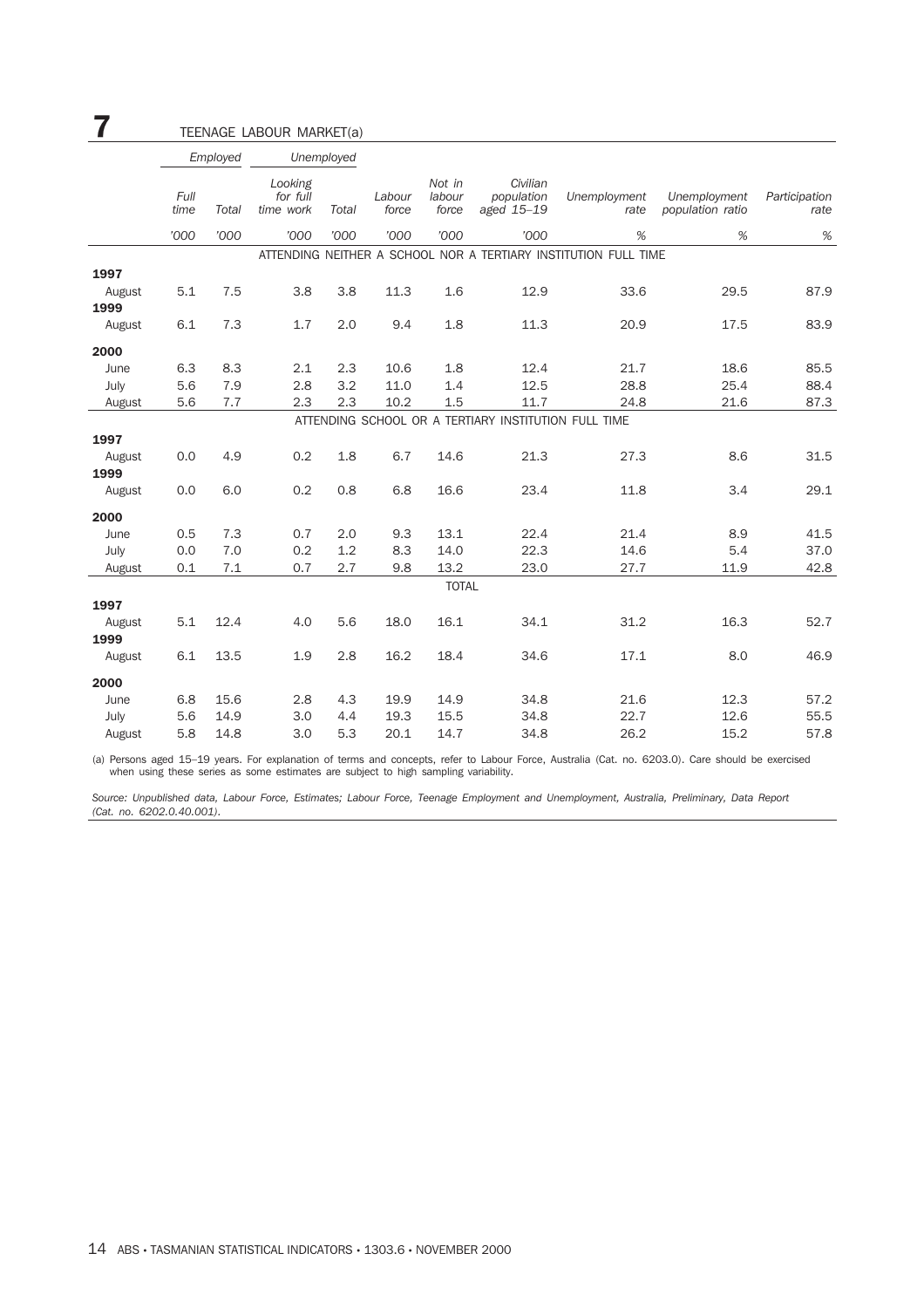# 7 TEENAGE LABOUR MARKET(a)

| | Employed | | Unemployed | | | | | | | |
|---|---|---|---|---|---|---|---|---|---|---|
| | Full time | Total | Looking for full time work | Total | Labour force | Not in labour force | Civilian population aged 15–19 | Unemployment rate | Unemployment population ratio | Participation rate |
| | '000 | '000 | '000 | '000 | '000 | '000 | '000 | % | % | % |
| ATTENDING NEITHER A SCHOOL NOR A TERTIARY INSTITUTION FULL TIME | | | | | | | | | | |
| **1997** | | | | | | | | | | |
| August | 5.1 | 7.5 | 3.8 | 3.8 | 11.3 | 1.6 | 12.9 | 33.6 | 29.5 | 87.9 |
| **1999** | | | | | | | | | | |
| August | 6.1 | 7.3 | 1.7 | 2.0 | 9.4 | 1.8 | 11.3 | 20.9 | 17.5 | 83.9 |
| **2000** | | | | | | | | | | |
| June | 6.3 | 8.3 | 2.1 | 2.3 | 10.6 | 1.8 | 12.4 | 21.7 | 18.6 | 85.5 |
| July | 5.6 | 7.9 | 2.8 | 3.2 | 11.0 | 1.4 | 12.5 | 28.8 | 25.4 | 88.4 |
| August | 5.6 | 7.7 | 2.3 | 2.3 | 10.2 | 1.5 | 11.7 | 24.8 | 21.6 | 87.3 |
| ATTENDING SCHOOL OR A TERTIARY INSTITUTION FULL TIME | | | | | | | | | | |
| **1997** | | | | | | | | | | |
| August | 0.0 | 4.9 | 0.2 | 1.8 | 6.7 | 14.6 | 21.3 | 27.3 | 8.6 | 31.5 |
| **1999** | | | | | | | | | | |
| August | 0.0 | 6.0 | 0.2 | 0.8 | 6.8 | 16.6 | 23.4 | 11.8 | 3.4 | 29.1 |
| **2000** | | | | | | | | | | |
| June | 0.5 | 7.3 | 0.7 | 2.0 | 9.3 | 13.1 | 22.4 | 21.4 | 8.9 | 41.5 |
| July | 0.0 | 7.0 | 0.2 | 1.2 | 8.3 | 14.0 | 22.3 | 14.6 | 5.4 | 37.0 |
| August | 0.1 | 7.1 | 0.7 | 2.7 | 9.8 | 13.2 | 23.0 | 27.7 | 11.9 | 42.8 |
| TOTAL | | | | | | | | | | |
| **1997** | | | | | | | | | | |
| August | 5.1 | 12.4 | 4.0 | 5.6 | 18.0 | 16.1 | 34.1 | 31.2 | 16.3 | 52.7 |
| **1999** | | | | | | | | | | |
| August | 6.1 | 13.5 | 1.9 | 2.8 | 16.2 | 18.4 | 34.6 | 17.1 | 8.0 | 46.9 |
| **2000** | | | | | | | | | | |
| June | 6.8 | 15.6 | 2.8 | 4.3 | 19.9 | 14.9 | 34.8 | 21.6 | 12.3 | 57.2 |
| July | 5.6 | 14.9 | 3.0 | 4.4 | 19.3 | 15.5 | 34.8 | 22.7 | 12.6 | 55.5 |
| August | 5.8 | 14.8 | 3.0 | 5.3 | 20.1 | 14.7 | 34.8 | 26.2 | 15.2 | 57.8 |

(a) Persons aged 15–19 years. For explanation of terms and concepts, refer to Labour Force, Australia (Cat. no. 6203.0). Care should be exercised when using these series as some estimates are subject to high sampling variability.

*Source: Unpublished data, Labour Force, Estimates; Labour Force, Teenage Employment and Unemployment, Australia, Preliminary, Data Report (Cat. no. 6202.0.40.001).*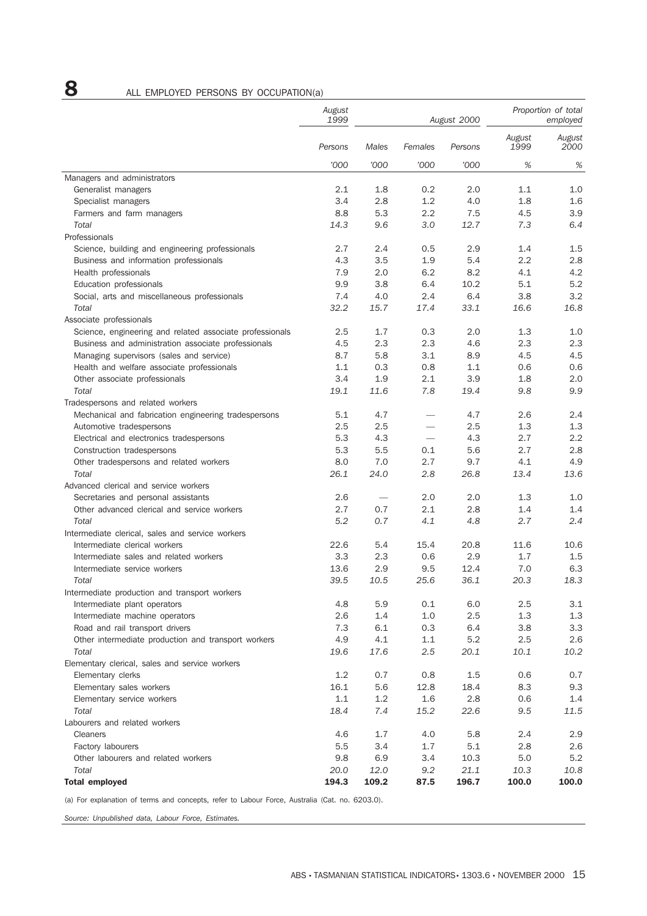# 8 ALL EMPLOYED PERSONS BY OCCUPATION(a)

| | August 1999 | August 2000 | | | Proportion of total employed | |
|---|---|---|---|---|---|---|
| | Persons | Males | Females | Persons | August 1999 | August 2000 |
| | '000 | '000 | '000 | '000 | % | % |
| **Managers and administrators** | | | | | | |
| Generalist managers | 2.1 | 1.8 | 0.2 | 2.0 | 1.1 | 1.0 |
| Specialist managers | 3.4 | 2.8 | 1.2 | 4.0 | 1.8 | 1.6 |
| Farmers and farm managers | 8.8 | 5.3 | 2.2 | 7.5 | 4.5 | 3.9 |
| *Total* | *14.3* | *9.6* | *3.0* | *12.7* | *7.3* | *6.4* |
| **Professionals** | | | | | | |
| Science, building and engineering professionals | 2.7 | 2.4 | 0.5 | 2.9 | 1.4 | 1.5 |
| Business and information professionals | 4.3 | 3.5 | 1.9 | 5.4 | 2.2 | 2.8 |
| Health professionals | 7.9 | 2.0 | 6.2 | 8.2 | 4.1 | 4.2 |
| Education professionals | 9.9 | 3.8 | 6.4 | 10.2 | 5.1 | 5.2 |
| Social, arts and miscellaneous professionals | 7.4 | 4.0 | 2.4 | 6.4 | 3.8 | 3.2 |
| *Total* | *32.2* | *15.7* | *17.4* | *33.1* | *16.6* | *16.8* |
| **Associate professionals** | | | | | | |
| Science, engineering and related associate professionals | 2.5 | 1.7 | 0.3 | 2.0 | 1.3 | 1.0 |
| Business and administration associate professionals | 4.5 | 2.3 | 2.3 | 4.6 | 2.3 | 2.3 |
| Managing supervisors (sales and service) | 8.7 | 5.8 | 3.1 | 8.9 | 4.5 | 4.5 |
| Health and welfare associate professionals | 1.1 | 0.3 | 0.8 | 1.1 | 0.6 | 0.6 |
| Other associate professionals | 3.4 | 1.9 | 2.1 | 3.9 | 1.8 | 2.0 |
| *Total* | *19.1* | *11.6* | *7.8* | *19.4* | *9.8* | *9.9* |
| **Tradespersons and related workers** | | | | | | |
| Mechanical and fabrication engineering tradespersons | 5.1 | 4.7 | — | 4.7 | 2.6 | 2.4 |
| Automotive tradespersons | 2.5 | 2.5 | — | 2.5 | 1.3 | 1.3 |
| Electrical and electronics tradespersons | 5.3 | 4.3 | — | 4.3 | 2.7 | 2.2 |
| Construction tradespersons | 5.3 | 5.5 | 0.1 | 5.6 | 2.7 | 2.8 |
| Other tradespersons and related workers | 8.0 | 7.0 | 2.7 | 9.7 | 4.1 | 4.9 |
| *Total* | *26.1* | *24.0* | *2.8* | *26.8* | *13.4* | *13.6* |
| **Advanced clerical and service workers** | | | | | | |
| Secretaries and personal assistants | 2.6 | — | 2.0 | 2.0 | 1.3 | 1.0 |
| Other advanced clerical and service workers | 2.7 | 0.7 | 2.1 | 2.8 | 1.4 | 1.4 |
| *Total* | *5.2* | *0.7* | *4.1* | *4.8* | *2.7* | *2.4* |
| **Intermediate clerical, sales and service workers** | | | | | | |
| Intermediate clerical workers | 22.6 | 5.4 | 15.4 | 20.8 | 11.6 | 10.6 |
| Intermediate sales and related workers | 3.3 | 2.3 | 0.6 | 2.9 | 1.7 | 1.5 |
| Intermediate service workers | 13.6 | 2.9 | 9.5 | 12.4 | 7.0 | 6.3 |
| *Total* | *39.5* | *10.5* | *25.6* | *36.1* | *20.3* | *18.3* |
| **Intermediate production and transport workers** | | | | | | |
| Intermediate plant operators | 4.8 | 5.9 | 0.1 | 6.0 | 2.5 | 3.1 |
| Intermediate machine operators | 2.6 | 1.4 | 1.0 | 2.5 | 1.3 | 1.3 |
| Road and rail transport drivers | 7.3 | 6.1 | 0.3 | 6.4 | 3.8 | 3.3 |
| Other intermediate production and transport workers | 4.9 | 4.1 | 1.1 | 5.2 | 2.5 | 2.6 |
| *Total* | *19.6* | *17.6* | *2.5* | *20.1* | *10.1* | *10.2* |
| **Elementary clerical, sales and service workers** | | | | | | |
| Elementary clerks | 1.2 | 0.7 | 0.8 | 1.5 | 0.6 | 0.7 |
| Elementary sales workers | 16.1 | 5.6 | 12.8 | 18.4 | 8.3 | 9.3 |
| Elementary service workers | 1.1 | 1.2 | 1.6 | 2.8 | 0.6 | 1.4 |
| *Total* | *18.4* | *7.4* | *15.2* | *22.6* | *9.5* | *11.5* |
| **Labourers and related workers** | | | | | | |
| Cleaners | 4.6 | 1.7 | 4.0 | 5.8 | 2.4 | 2.9 |
| Factory labourers | 5.5 | 3.4 | 1.7 | 5.1 | 2.8 | 2.6 |
| Other labourers and related workers | 9.8 | 6.9 | 3.4 | 10.3 | 5.0 | 5.2 |
| *Total* | *20.0* | *12.0* | *9.2* | *21.1* | *10.3* | *10.8* |
| **Total employed** | **194.3** | **109.2** | **87.5** | **196.7** | **100.0** | **100.0** |

(a) For explanation of terms and concepts, refer to Labour Force, Australia (Cat. no. 6203.0).

*Source: Unpublished data, Labour Force, Estimates.*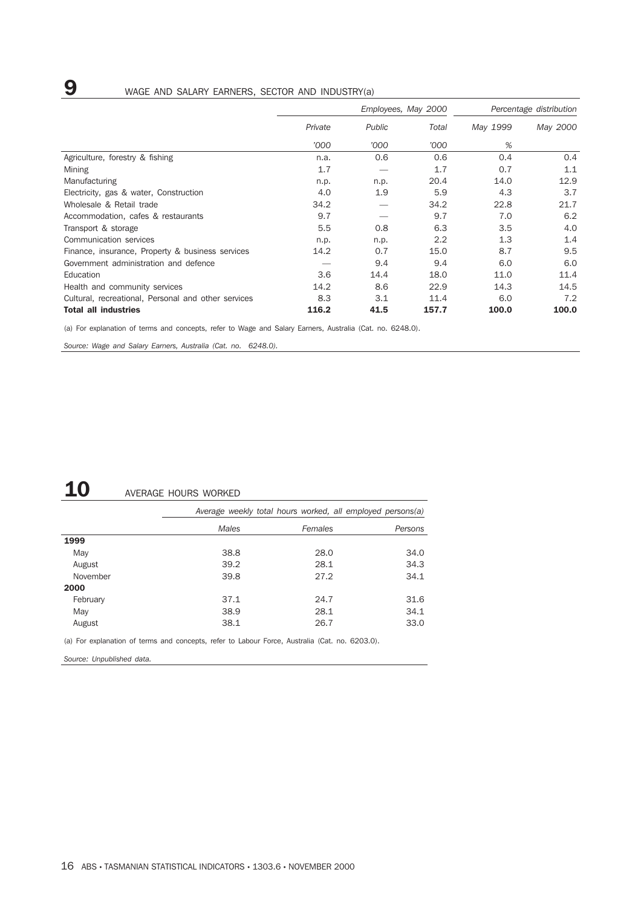## 9 WAGE AND SALARY EARNERS, SECTOR AND INDUSTRY(a)

| | Employees, May 2000 | | | Percentage distribution | |
|---|---|---|---|---|---|
| | *Private* | *Public* | *Total* | *May 1999* | *May 2000* |
| | *'000* | *'000* | *'000* | *%* | |
| Agriculture, forestry & fishing | n.a. | 0.6 | 0.6 | 0.4 | 0.4 |
| Mining | 1.7 | — | 1.7 | 0.7 | 1.1 |
| Manufacturing | n.p. | n.p. | 20.4 | 14.0 | 12.9 |
| Electricity, gas & water, Construction | 4.0 | 1.9 | 5.9 | 4.3 | 3.7 |
| Wholesale & Retail trade | 34.2 | — | 34.2 | 22.8 | 21.7 |
| Accommodation, cafes & restaurants | 9.7 | — | 9.7 | 7.0 | 6.2 |
| Transport & storage | 5.5 | 0.8 | 6.3 | 3.5 | 4.0 |
| Communication services | n.p. | n.p. | 2.2 | 1.3 | 1.4 |
| Finance, insurance, Property & business services | 14.2 | 0.7 | 15.0 | 8.7 | 9.5 |
| Government administration and defence | — | 9.4 | 9.4 | 6.0 | 6.0 |
| Education | 3.6 | 14.4 | 18.0 | 11.0 | 11.4 |
| Health and community services | 14.2 | 8.6 | 22.9 | 14.3 | 14.5 |
| Cultural, recreational, Personal and other services | 8.3 | 3.1 | 11.4 | 6.0 | 7.2 |
| **Total all industries** | **116.2** | **41.5** | **157.7** | **100.0** | **100.0** |

(a) For explanation of terms and concepts, refer to Wage and Salary Earners, Australia (Cat. no. 6248.0).

*Source: Wage and Salary Earners, Australia (Cat. no. 6248.0).*

## 10 AVERAGE HOURS WORKED

| | Average weekly total hours worked, all employed persons(a) | | |
|---|---|---|---|
| | *Males* | *Females* | *Persons* |
| **1999** | | | |
| May | 38.8 | 28.0 | 34.0 |
| August | 39.2 | 28.1 | 34.3 |
| November | 39.8 | 27.2 | 34.1 |
| **2000** | | | |
| February | 37.1 | 24.7 | 31.6 |
| May | 38.9 | 28.1 | 34.1 |
| August | 38.1 | 26.7 | 33.0 |

(a) For explanation of terms and concepts, refer to Labour Force, Australia (Cat. no. 6203.0).

*Source: Unpublished data.*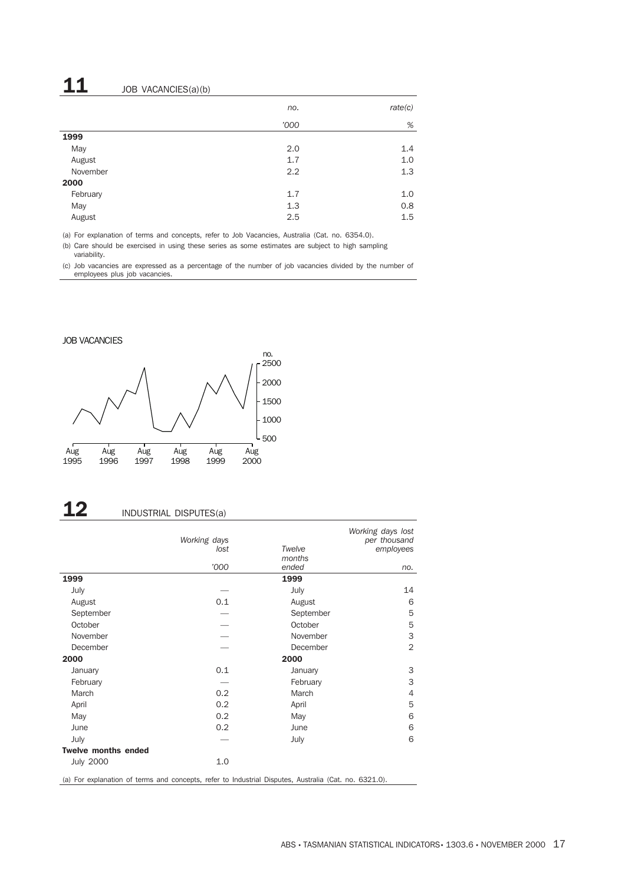## 11 JOB VACANCIES(a)(b)

| | no. | rate(c) |
|---|---|---|
| | '000 | % |
| **1999** | | |
| May | 2.0 | 1.4 |
| August | 1.7 | 1.0 |
| November | 2.2 | 1.3 |
| **2000** | | |
| February | 1.7 | 1.0 |
| May | 1.3 | 0.8 |
| August | 2.5 | 1.5 |

(a) For explanation of terms and concepts, refer to Job Vacancies, Australia (Cat. no. 6354.0).

(b) Care should be exercised in using these series as some estimates are subject to high sampling variability.

(c) Job vacancies are expressed as a percentage of the number of job vacancies divided by the number of employees plus job vacancies.

JOB VACANCIES

no.
2500
2000
1500
1000
500

Aug 1995
Aug 1996
Aug 1997
Aug 1998
Aug 1999
Aug 2000

## 12 INDUSTRIAL DISPUTES(a)

| | Working days lost | Twelve months ended | Working days lost per thousand employees |
|---|---|---|---|
| | '000 | | no. |
| **1999** | | **1999** | |
| July | — | July | 14 |
| August | 0.1 | August | 6 |
| September | — | September | 5 |
| October | — | October | 5 |
| November | — | November | 3 |
| December | — | December | 2 |
| **2000** | | **2000** | |
| January | 0.1 | January | 3 |
| February | — | February | 3 |
| March | 0.2 | March | 4 |
| April | 0.2 | April | 5 |
| May | 0.2 | May | 6 |
| June | 0.2 | June | 6 |
| July | — | July | 6 |
| **Twelve months ended** | | | |
| July 2000 | 1.0 | | |

(a) For explanation of terms and concepts, refer to Industrial Disputes, Australia (Cat. no. 6321.0).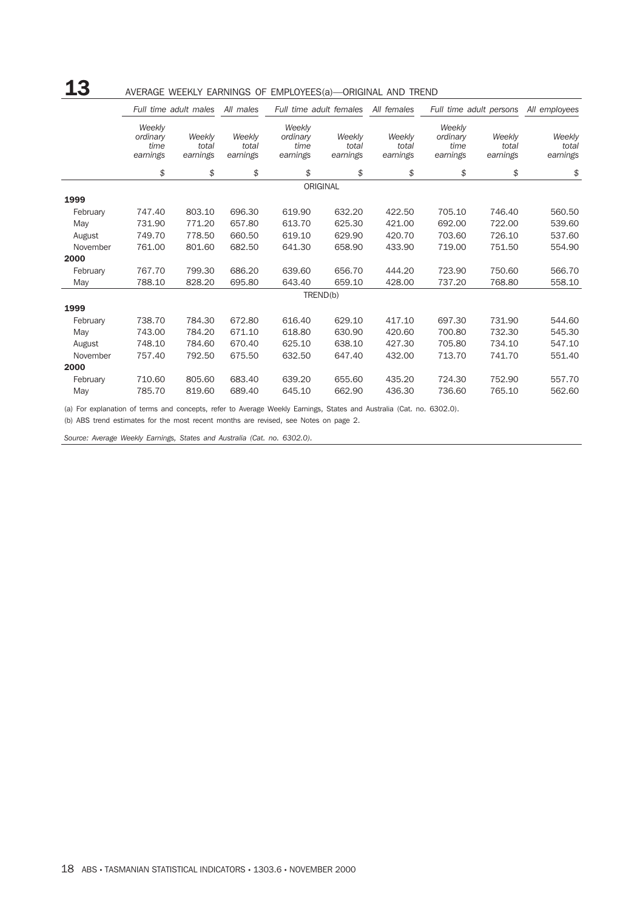# 13 AVERAGE WEEKLY EARNINGS OF EMPLOYEES(a)—ORIGINAL AND TREND

| | *Full time adult males* | | *All males* | *Full time adult females* | | *All females* | *Full time adult persons* | | *All employees* |
|---|---|---|---|---|---|---|---|---|---|
| | *Weekly ordinary time earnings* | *Weekly total earnings* | *Weekly total earnings* | *Weekly ordinary time earnings* | *Weekly total earnings* | *Weekly total earnings* | *Weekly ordinary time earnings* | *Weekly total earnings* | *Weekly total earnings* |
| | *$* | *$* | *$* | *$* | *$* | *$* | *$* | *$* | *$* |
| | | | | | ORIGINAL | | | | |
| **1999** | | | | | | | | | |
| February | 747.40 | 803.10 | 696.30 | 619.90 | 632.20 | 422.50 | 705.10 | 746.40 | 560.50 |
| May | 731.90 | 771.20 | 657.80 | 613.70 | 625.30 | 421.00 | 692.00 | 722.00 | 539.60 |
| August | 749.70 | 778.50 | 660.50 | 619.10 | 629.90 | 420.70 | 703.60 | 726.10 | 537.60 |
| November | 761.00 | 801.60 | 682.50 | 641.30 | 658.90 | 433.90 | 719.00 | 751.50 | 554.90 |
| **2000** | | | | | | | | | |
| February | 767.70 | 799.30 | 686.20 | 639.60 | 656.70 | 444.20 | 723.90 | 750.60 | 566.70 |
| May | 788.10 | 828.20 | 695.80 | 643.40 | 659.10 | 428.00 | 737.20 | 768.80 | 558.10 |
| | | | | | TREND(b) | | | | |
| **1999** | | | | | | | | | |
| February | 738.70 | 784.30 | 672.80 | 616.40 | 629.10 | 417.10 | 697.30 | 731.90 | 544.60 |
| May | 743.00 | 784.20 | 671.10 | 618.80 | 630.90 | 420.60 | 700.80 | 732.30 | 545.30 |
| August | 748.10 | 784.60 | 670.40 | 625.10 | 638.10 | 427.30 | 705.80 | 734.10 | 547.10 |
| November | 757.40 | 792.50 | 675.50 | 632.50 | 647.40 | 432.00 | 713.70 | 741.70 | 551.40 |
| **2000** | | | | | | | | | |
| February | 710.60 | 805.60 | 683.40 | 639.20 | 655.60 | 435.20 | 724.30 | 752.90 | 557.70 |
| May | 785.70 | 819.60 | 689.40 | 645.10 | 662.90 | 436.30 | 736.60 | 765.10 | 562.60 |

(a) For explanation of terms and concepts, refer to Average Weekly Earnings, States and Australia (Cat. no. 6302.0).
(b) ABS trend estimates for the most recent months are revised, see Notes on page 2.

*Source: Average Weekly Earnings, States and Australia (Cat. no. 6302.0).*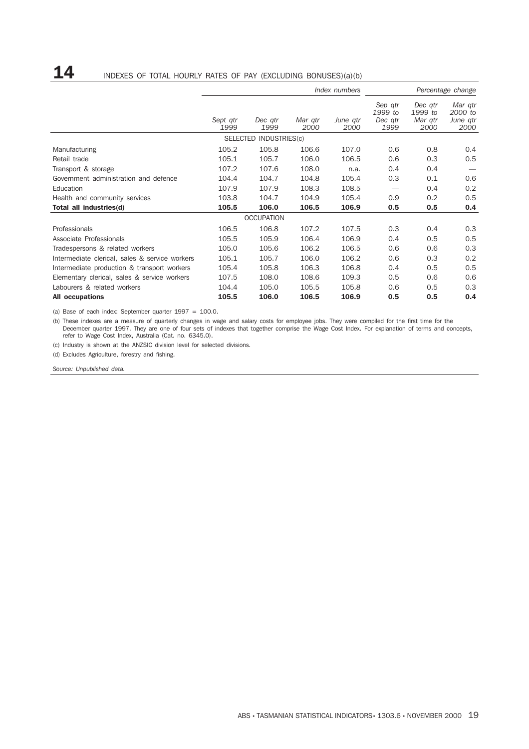# 14 INDEXES OF TOTAL HOURLY RATES OF PAY (EXCLUDING BONUSES)(a)(b)

| | *Index numbers* | | | | *Percentage change* | | |
|---|---|---|---|---|---|---|---|
| | *Sept qtr 1999* | *Dec qtr 1999* | *Mar qtr 2000* | *June qtr 2000* | *Sep qtr 1999 to Dec qtr 1999* | *Dec qtr 1999 to Mar qtr 2000* | *Mar qtr 2000 to June qtr 2000* |
| SELECTED INDUSTRIES(c) | | | | | | | |
| Manufacturing | 105.2 | 105.8 | 106.6 | 107.0 | 0.6 | 0.8 | 0.4 |
| Retail trade | 105.1 | 105.7 | 106.0 | 106.5 | 0.6 | 0.3 | 0.5 |
| Transport & storage | 107.2 | 107.6 | 108.0 | n.a. | 0.4 | 0.4 | — |
| Government administration and defence | 104.4 | 104.7 | 104.8 | 105.4 | 0.3 | 0.1 | 0.6 |
| Education | 107.9 | 107.9 | 108.3 | 108.5 | — | 0.4 | 0.2 |
| Health and community services | 103.8 | 104.7 | 104.9 | 105.4 | 0.9 | 0.2 | 0.5 |
| **Total all industries(d)** | **105.5** | **106.0** | **106.5** | **106.9** | **0.5** | **0.5** | **0.4** |
| OCCUPATION | | | | | | | |
| Professionals | 106.5 | 106.8 | 107.2 | 107.5 | 0.3 | 0.4 | 0.3 |
| Associate Professionals | 105.5 | 105.9 | 106.4 | 106.9 | 0.4 | 0.5 | 0.5 |
| Tradespersons & related workers | 105.0 | 105.6 | 106.2 | 106.5 | 0.6 | 0.6 | 0.3 |
| Intermediate clerical, sales & service workers | 105.1 | 105.7 | 106.0 | 106.2 | 0.6 | 0.3 | 0.2 |
| Intermediate production & transport workers | 105.4 | 105.8 | 106.3 | 106.8 | 0.4 | 0.5 | 0.5 |
| Elementary clerical, sales & service workers | 107.5 | 108.0 | 108.6 | 109.3 | 0.5 | 0.6 | 0.6 |
| Labourers & related workers | 104.4 | 105.0 | 105.5 | 105.8 | 0.6 | 0.5 | 0.3 |
| **All occupations** | **105.5** | **106.0** | **106.5** | **106.9** | **0.5** | **0.5** | **0.4** |

(a) Base of each index: September quarter 1997 = 100.0.

(b) These indexes are a measure of quarterly changes in wage and salary costs for employee jobs. They were compiled for the first time for the December quarter 1997. They are one of four sets of indexes that together comprise the Wage Cost Index. For explanation of terms and concepts, refer to Wage Cost Index, Australia (Cat. no. 6345.0).

(c) Industry is shown at the ANZSIC division level for selected divisions.

(d) Excludes Agriculture, forestry and fishing.

*Source: Unpublished data.*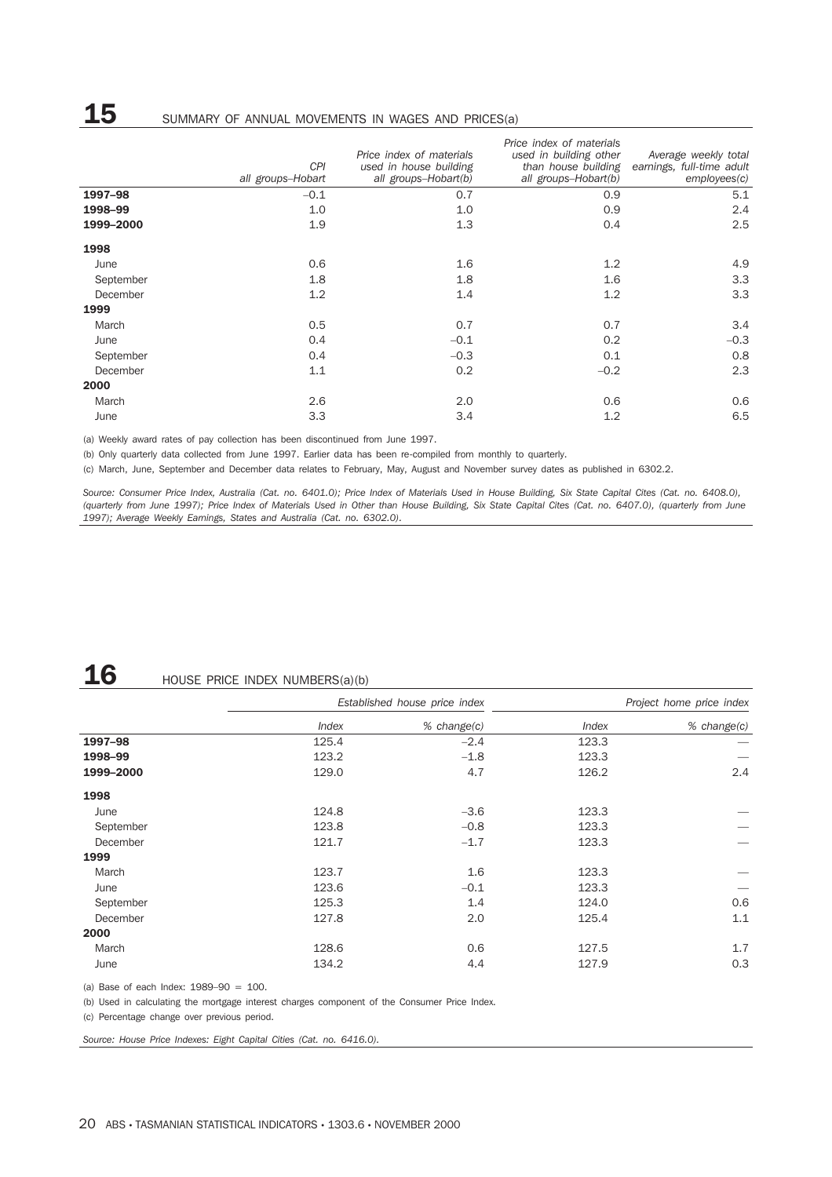## 15 SUMMARY OF ANNUAL MOVEMENTS IN WAGES AND PRICES(a)

| | CPI all groups–Hobart | Price index of materials used in house building all groups–Hobart(b) | Price index of materials used in building other than house building all groups–Hobart(b) | Average weekly total earnings, full-time adult employees(c) |
|---|---|---|---|---|
| **1997–98** | −0.1 | 0.7 | 0.9 | 5.1 |
| **1998–99** | 1.0 | 1.0 | 0.9 | 2.4 |
| **1999–2000** | 1.9 | 1.3 | 0.4 | 2.5 |
| **1998** | | | | |
| June | 0.6 | 1.6 | 1.2 | 4.9 |
| September | 1.8 | 1.8 | 1.6 | 3.3 |
| December | 1.2 | 1.4 | 1.2 | 3.3 |
| **1999** | | | | |
| March | 0.5 | 0.7 | 0.7 | 3.4 |
| June | 0.4 | −0.1 | 0.2 | −0.3 |
| September | 0.4 | −0.3 | 0.1 | 0.8 |
| December | 1.1 | 0.2 | −0.2 | 2.3 |
| **2000** | | | | |
| March | 2.6 | 2.0 | 0.6 | 0.6 |
| June | 3.3 | 3.4 | 1.2 | 6.5 |

(a) Weekly award rates of pay collection has been discontinued from June 1997.

(b) Only quarterly data collected from June 1997. Earlier data has been re-compiled from monthly to quarterly.

(c) March, June, September and December data relates to February, May, August and November survey dates as published in 6302.2.

*Source: Consumer Price Index, Australia (Cat. no. 6401.0); Price Index of Materials Used in House Building, Six State Capital Cites (Cat. no. 6408.0), (quarterly from June 1997); Price Index of Materials Used in Other than House Building, Six State Capital Cites (Cat. no. 6407.0), (quarterly from June 1997); Average Weekly Earnings, States and Australia (Cat. no. 6302.0).*

## 16 HOUSE PRICE INDEX NUMBERS(a)(b)

| | Established house price index | | Project home price index | |
|---|---|---|---|---|
| | Index | % change(c) | Index | % change(c) |
| **1997–98** | 125.4 | −2.4 | 123.3 | — |
| **1998–99** | 123.2 | −1.8 | 123.3 | — |
| **1999–2000** | 129.0 | 4.7 | 126.2 | 2.4 |
| **1998** | | | | |
| June | 124.8 | −3.6 | 123.3 | — |
| September | 123.8 | −0.8 | 123.3 | — |
| December | 121.7 | −1.7 | 123.3 | — |
| **1999** | | | | |
| March | 123.7 | 1.6 | 123.3 | — |
| June | 123.6 | −0.1 | 123.3 | — |
| September | 125.3 | 1.4 | 124.0 | 0.6 |
| December | 127.8 | 2.0 | 125.4 | 1.1 |
| **2000** | | | | |
| March | 128.6 | 0.6 | 127.5 | 1.7 |
| June | 134.2 | 4.4 | 127.9 | 0.3 |

(a) Base of each Index: 1989–90 = 100.

(b) Used in calculating the mortgage interest charges component of the Consumer Price Index.

(c) Percentage change over previous period.

*Source: House Price Indexes: Eight Capital Cities (Cat. no. 6416.0).*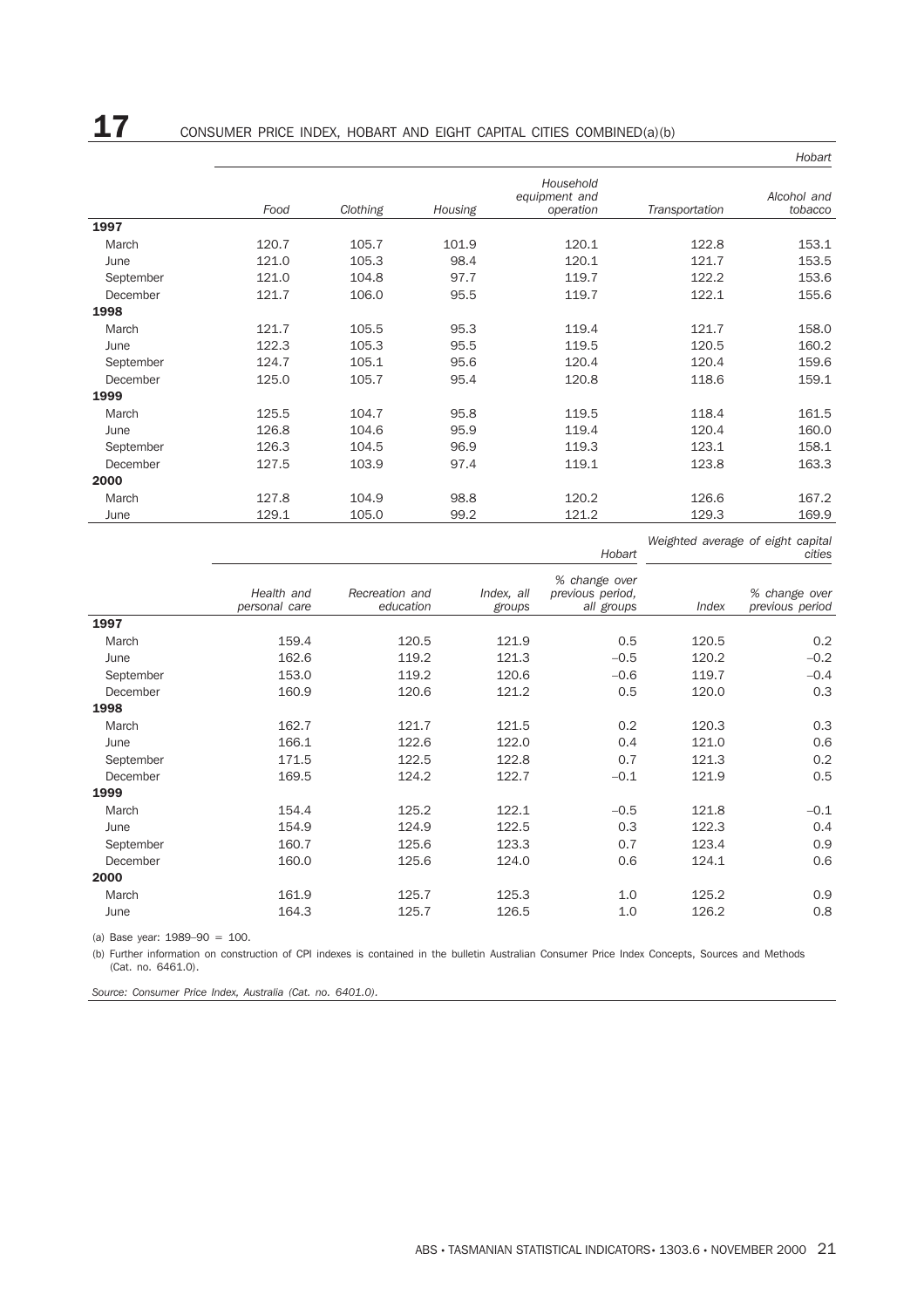# 17 CONSUMER PRICE INDEX, HOBART AND EIGHT CAPITAL CITIES COMBINED(a)(b)

| | Hobart | | | | | |
|---|---|---|---|---|---|---|
| | *Food* | *Clothing* | *Housing* | *Household equipment and operation* | *Transportation* | *Alcohol and tobacco* |
| **1997** | | | | | | |
| March | 120.7 | 105.7 | 101.9 | 120.1 | 122.8 | 153.1 |
| June | 121.0 | 105.3 | 98.4 | 120.1 | 121.7 | 153.5 |
| September | 121.0 | 104.8 | 97.7 | 119.7 | 122.2 | 153.6 |
| December | 121.7 | 106.0 | 95.5 | 119.7 | 122.1 | 155.6 |
| **1998** | | | | | | |
| March | 121.7 | 105.5 | 95.3 | 119.4 | 121.7 | 158.0 |
| June | 122.3 | 105.3 | 95.5 | 119.5 | 120.5 | 160.2 |
| September | 124.7 | 105.1 | 95.6 | 120.4 | 120.4 | 159.6 |
| December | 125.0 | 105.7 | 95.4 | 120.8 | 118.6 | 159.1 |
| **1999** | | | | | | |
| March | 125.5 | 104.7 | 95.8 | 119.5 | 118.4 | 161.5 |
| June | 126.8 | 104.6 | 95.9 | 119.4 | 120.4 | 160.0 |
| September | 126.3 | 104.5 | 96.9 | 119.3 | 123.1 | 158.1 |
| December | 127.5 | 103.9 | 97.4 | 119.1 | 123.8 | 163.3 |
| **2000** | | | | | | |
| March | 127.8 | 104.9 | 98.8 | 120.2 | 126.6 | 167.2 |
| June | 129.1 | 105.0 | 99.2 | 121.2 | 129.3 | 169.9 |

| | Hobart | | | | Weighted average of eight capital cities | |
|---|---|---|---|---|---|---|
| | *Health and personal care* | *Recreation and education* | *Index, all groups* | *% change over previous period, all groups* | *Index* | *% change over previous period* |
| **1997** | | | | | | |
| March | 159.4 | 120.5 | 121.9 | 0.5 | 120.5 | 0.2 |
| June | 162.6 | 119.2 | 121.3 | –0.5 | 120.2 | –0.2 |
| September | 153.0 | 119.2 | 120.6 | –0.6 | 119.7 | –0.4 |
| December | 160.9 | 120.6 | 121.2 | 0.5 | 120.0 | 0.3 |
| **1998** | | | | | | |
| March | 162.7 | 121.7 | 121.5 | 0.2 | 120.3 | 0.3 |
| June | 166.1 | 122.6 | 122.0 | 0.4 | 121.0 | 0.6 |
| September | 171.5 | 122.5 | 122.8 | 0.7 | 121.3 | 0.2 |
| December | 169.5 | 124.2 | 122.7 | –0.1 | 121.9 | 0.5 |
| **1999** | | | | | | |
| March | 154.4 | 125.2 | 122.1 | –0.5 | 121.8 | –0.1 |
| June | 154.9 | 124.9 | 122.5 | 0.3 | 122.3 | 0.4 |
| September | 160.7 | 125.6 | 123.3 | 0.7 | 123.4 | 0.9 |
| December | 160.0 | 125.6 | 124.0 | 0.6 | 124.1 | 0.6 |
| **2000** | | | | | | |
| March | 161.9 | 125.7 | 125.3 | 1.0 | 125.2 | 0.9 |
| June | 164.3 | 125.7 | 126.5 | 1.0 | 126.2 | 0.8 |

(a) Base year: 1989–90 = 100.

(b) Further information on construction of CPI indexes is contained in the bulletin Australian Consumer Price Index Concepts, Sources and Methods (Cat. no. 6461.0).

*Source: Consumer Price Index, Australia (Cat. no. 6401.0).*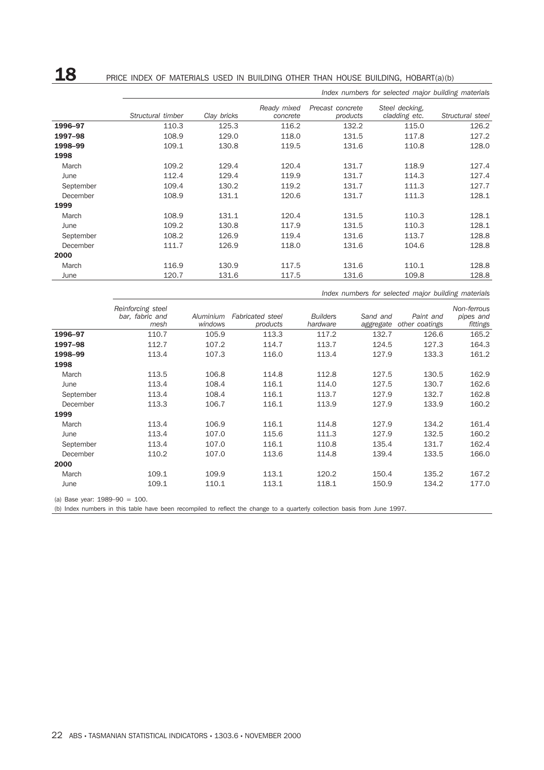# 18 PRICE INDEX OF MATERIALS USED IN BUILDING OTHER THAN HOUSE BUILDING, HOBART(a)(b)

| | *Index numbers for selected major building materials* | | | | | |
|---|---|---|---|---|---|---|
| | *Structural timber* | *Clay bricks* | *Ready mixed concrete* | *Precast concrete products* | *Steel decking, cladding etc.* | *Structural steel* |
| **1996–97** | 110.3 | 125.3 | 116.2 | 132.2 | 115.0 | 126.2 |
| **1997–98** | 108.9 | 129.0 | 118.0 | 131.5 | 117.8 | 127.2 |
| **1998–99** | 109.1 | 130.8 | 119.5 | 131.6 | 110.8 | 128.0 |
| **1998** | | | | | | |
| March | 109.2 | 129.4 | 120.4 | 131.7 | 118.9 | 127.4 |
| June | 112.4 | 129.4 | 119.9 | 131.7 | 114.3 | 127.4 |
| September | 109.4 | 130.2 | 119.2 | 131.7 | 111.3 | 127.7 |
| December | 108.9 | 131.1 | 120.6 | 131.7 | 111.3 | 128.1 |
| **1999** | | | | | | |
| March | 108.9 | 131.1 | 120.4 | 131.5 | 110.3 | 128.1 |
| June | 109.2 | 130.8 | 117.9 | 131.5 | 110.3 | 128.1 |
| September | 108.2 | 126.9 | 119.4 | 131.6 | 113.7 | 128.8 |
| December | 111.7 | 126.9 | 118.0 | 131.6 | 104.6 | 128.8 |
| **2000** | | | | | | |
| March | 116.9 | 130.9 | 117.5 | 131.6 | 110.1 | 128.8 |
| June | 120.7 | 131.6 | 117.5 | 131.6 | 109.8 | 128.8 |

| | *Index numbers for selected major building materials* | | | | | | |
|---|---|---|---|---|---|---|---|
| | *Reinforcing steel bar, fabric and mesh* | *Aluminium windows* | *Fabricated steel products* | *Builders hardware* | *Sand and aggregate* | *Paint and other coatings* | *Non-ferrous pipes and fittings* |
| **1996–97** | 110.7 | 105.9 | 113.3 | 117.2 | 132.7 | 126.6 | 165.2 |
| **1997–98** | 112.7 | 107.2 | 114.7 | 113.7 | 124.5 | 127.3 | 164.3 |
| **1998–99** | 113.4 | 107.3 | 116.0 | 113.4 | 127.9 | 133.3 | 161.2 |
| **1998** | | | | | | | |
| March | 113.5 | 106.8 | 114.8 | 112.8 | 127.5 | 130.5 | 162.9 |
| June | 113.4 | 108.4 | 116.1 | 114.0 | 127.5 | 130.7 | 162.6 |
| September | 113.4 | 108.4 | 116.1 | 113.7 | 127.9 | 132.7 | 162.8 |
| December | 113.3 | 106.7 | 116.1 | 113.9 | 127.9 | 133.9 | 160.2 |
| **1999** | | | | | | | |
| March | 113.4 | 106.9 | 116.1 | 114.8 | 127.9 | 134.2 | 161.4 |
| June | 113.4 | 107.0 | 115.6 | 111.3 | 127.9 | 132.5 | 160.2 |
| September | 113.4 | 107.0 | 116.1 | 110.8 | 135.4 | 131.7 | 162.4 |
| December | 110.2 | 107.0 | 113.6 | 114.8 | 139.4 | 133.5 | 166.0 |
| **2000** | | | | | | | |
| March | 109.1 | 109.9 | 113.1 | 120.2 | 150.4 | 135.2 | 167.2 |
| June | 109.1 | 110.1 | 113.1 | 118.1 | 150.9 | 134.2 | 177.0 |

(a) Base year: 1989–90 = 100.

(b) Index numbers in this table have been recompiled to reflect the change to a quarterly collection basis from June 1997.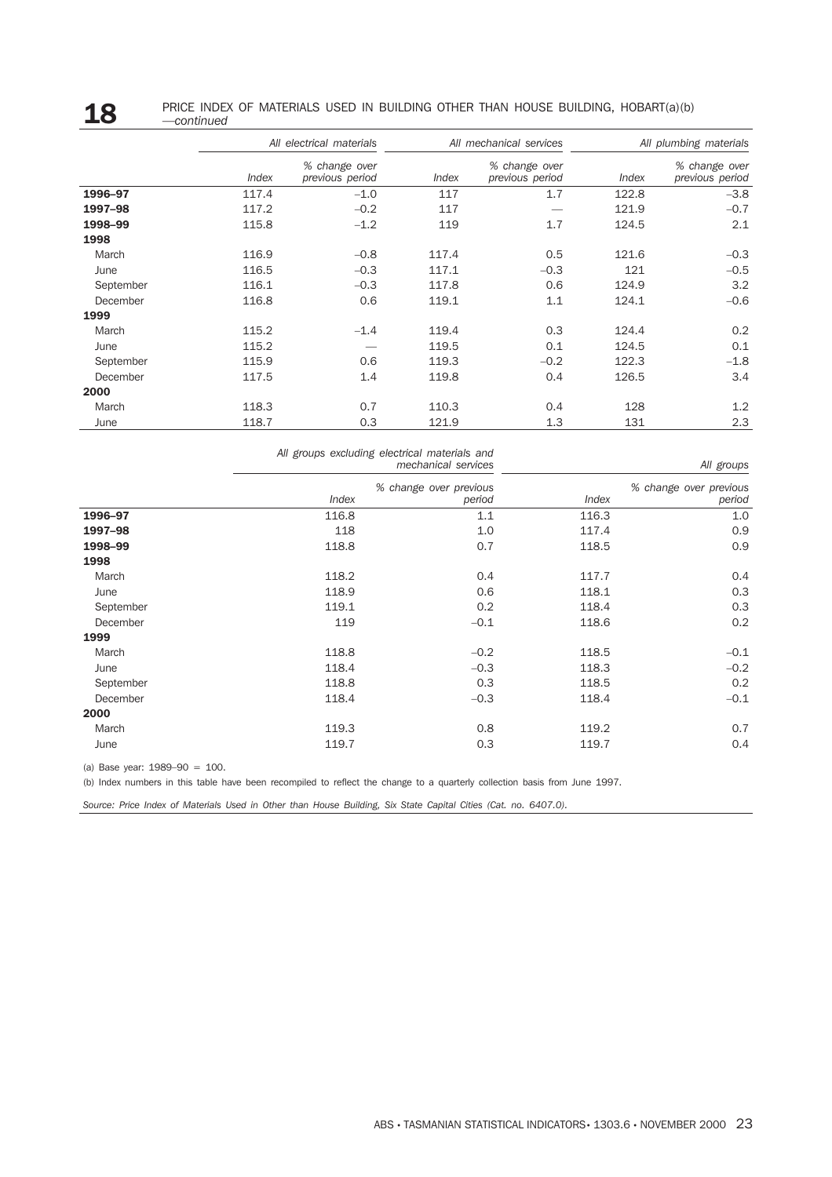## 18 PRICE INDEX OF MATERIALS USED IN BUILDING OTHER THAN HOUSE BUILDING, HOBART(a)(b) —*continued*

| | *All electrical materials* | | *All mechanical services* | | *All plumbing materials* | |
|---|---|---|---|---|---|---|
| | *Index* | *% change over previous period* | *Index* | *% change over previous period* | *Index* | *% change over previous period* |
| **1996–97** | 117.4 | –1.0 | 117 | 1.7 | 122.8 | –3.8 |
| **1997–98** | 117.2 | –0.2 | 117 | — | 121.9 | –0.7 |
| **1998–99** | 115.8 | –1.2 | 119 | 1.7 | 124.5 | 2.1 |
| **1998** | | | | | | |
| March | 116.9 | –0.8 | 117.4 | 0.5 | 121.6 | –0.3 |
| June | 116.5 | –0.3 | 117.1 | –0.3 | 121 | –0.5 |
| September | 116.1 | –0.3 | 117.8 | 0.6 | 124.9 | 3.2 |
| December | 116.8 | 0.6 | 119.1 | 1.1 | 124.1 | –0.6 |
| **1999** | | | | | | |
| March | 115.2 | –1.4 | 119.4 | 0.3 | 124.4 | 0.2 |
| June | 115.2 | — | 119.5 | 0.1 | 124.5 | 0.1 |
| September | 115.9 | 0.6 | 119.3 | –0.2 | 122.3 | –1.8 |
| December | 117.5 | 1.4 | 119.8 | 0.4 | 126.5 | 3.4 |
| **2000** | | | | | | |
| March | 118.3 | 0.7 | 110.3 | 0.4 | 128 | 1.2 |
| June | 118.7 | 0.3 | 121.9 | 1.3 | 131 | 2.3 |

| | *All groups excluding electrical materials and mechanical services* | | *All groups* | |
|---|---|---|---|---|
| | *Index* | *% change over previous period* | *Index* | *% change over previous period* |
| **1996–97** | 116.8 | 1.1 | 116.3 | 1.0 |
| **1997–98** | 118 | 1.0 | 117.4 | 0.9 |
| **1998–99** | 118.8 | 0.7 | 118.5 | 0.9 |
| **1998** | | | | |
| March | 118.2 | 0.4 | 117.7 | 0.4 |
| June | 118.9 | 0.6 | 118.1 | 0.3 |
| September | 119.1 | 0.2 | 118.4 | 0.3 |
| December | 119 | –0.1 | 118.6 | 0.2 |
| **1999** | | | | |
| March | 118.8 | –0.2 | 118.5 | –0.1 |
| June | 118.4 | –0.3 | 118.3 | –0.2 |
| September | 118.8 | 0.3 | 118.5 | 0.2 |
| December | 118.4 | –0.3 | 118.4 | –0.1 |
| **2000** | | | | |
| March | 119.3 | 0.8 | 119.2 | 0.7 |
| June | 119.7 | 0.3 | 119.7 | 0.4 |

(a) Base year: 1989–90 = 100.

(b) Index numbers in this table have been recompiled to reflect the change to a quarterly collection basis from June 1997.

*Source: Price Index of Materials Used in Other than House Building, Six State Capital Cities (Cat. no. 6407.0).*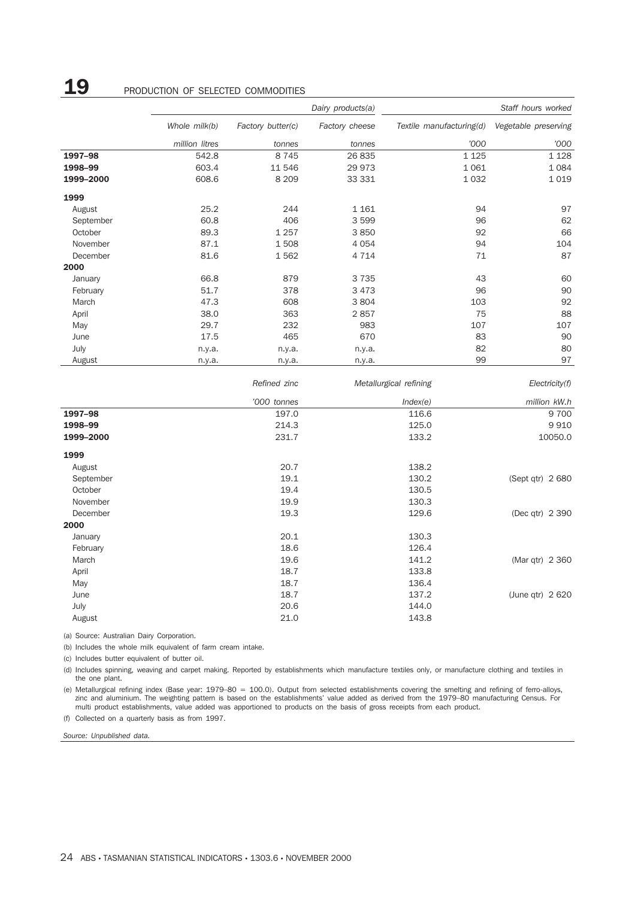# 19 PRODUCTION OF SELECTED COMMODITIES

| | Dairy products(a) | | | Staff hours worked | |
|---|---|---|---|---|---|
| | Whole milk(b) | Factory butter(c) | Factory cheese | Textile manufacturing(d) | Vegetable preserving |
| | million litres | tonnes | tonnes | '000 | '000 |
| **1997–98** | 542.8 | 8 745 | 26 835 | 1 125 | 1 128 |
| **1998–99** | 603.4 | 11 546 | 29 973 | 1 061 | 1 084 |
| **1999–2000** | 608.6 | 8 209 | 33 331 | 1 032 | 1 019 |
| **1999** | | | | | |
| August | 25.2 | 244 | 1 161 | 94 | 97 |
| September | 60.8 | 406 | 3 599 | 96 | 62 |
| October | 89.3 | 1 257 | 3 850 | 92 | 66 |
| November | 87.1 | 1 508 | 4 054 | 94 | 104 |
| December | 81.6 | 1 562 | 4 714 | 71 | 87 |
| **2000** | | | | | |
| January | 66.8 | 879 | 3 735 | 43 | 60 |
| February | 51.7 | 378 | 3 473 | 96 | 90 |
| March | 47.3 | 608 | 3 804 | 103 | 92 |
| April | 38.0 | 363 | 2 857 | 75 | 88 |
| May | 29.7 | 232 | 983 | 107 | 107 |
| June | 17.5 | 465 | 670 | 83 | 90 |
| July | n.y.a. | n.y.a. | n.y.a. | 82 | 80 |
| August | n.y.a. | n.y.a. | n.y.a. | 99 | 97 |

| | Refined zinc | Metallurgical refining | Electricity(f) |
|---|---|---|---|
| | '000 tonnes | Index(e) | million kW.h |
| **1997–98** | 197.0 | 116.6 | 9 700 |
| **1998–99** | 214.3 | 125.0 | 9 910 |
| **1999–2000** | 231.7 | 133.2 | 10050.0 |
| **1999** | | | |
| August | 20.7 | 138.2 | |
| September | 19.1 | 130.2 | (Sept qtr) 2 680 |
| October | 19.4 | 130.5 | |
| November | 19.9 | 130.3 | |
| December | 19.3 | 129.6 | (Dec qtr) 2 390 |
| **2000** | | | |
| January | 20.1 | 130.3 | |
| February | 18.6 | 126.4 | |
| March | 19.6 | 141.2 | (Mar qtr) 2 360 |
| April | 18.7 | 133.8 | |
| May | 18.7 | 136.4 | |
| June | 18.7 | 137.2 | (June qtr) 2 620 |
| July | 20.6 | 144.0 | |
| August | 21.0 | 143.8 | |

(a) Source: Australian Dairy Corporation.

(b) Includes the whole milk equivalent of farm cream intake.

(c) Includes butter equivalent of butter oil.

(d) Includes spinning, weaving and carpet making. Reported by establishments which manufacture textiles only, or manufacture clothing and textiles in the one plant.

(e) Metallurgical refining index (Base year: 1979–80 = 100.0). Output from selected establishments covering the smelting and refining of ferro-alloys, zinc and aluminium. The weighting pattern is based on the establishments' value added as derived from the 1979–80 manufacturing Census. For multi product establishments, value added was apportioned to products on the basis of gross receipts from each product.

(f) Collected on a quarterly basis as from 1997.

*Source: Unpublished data.*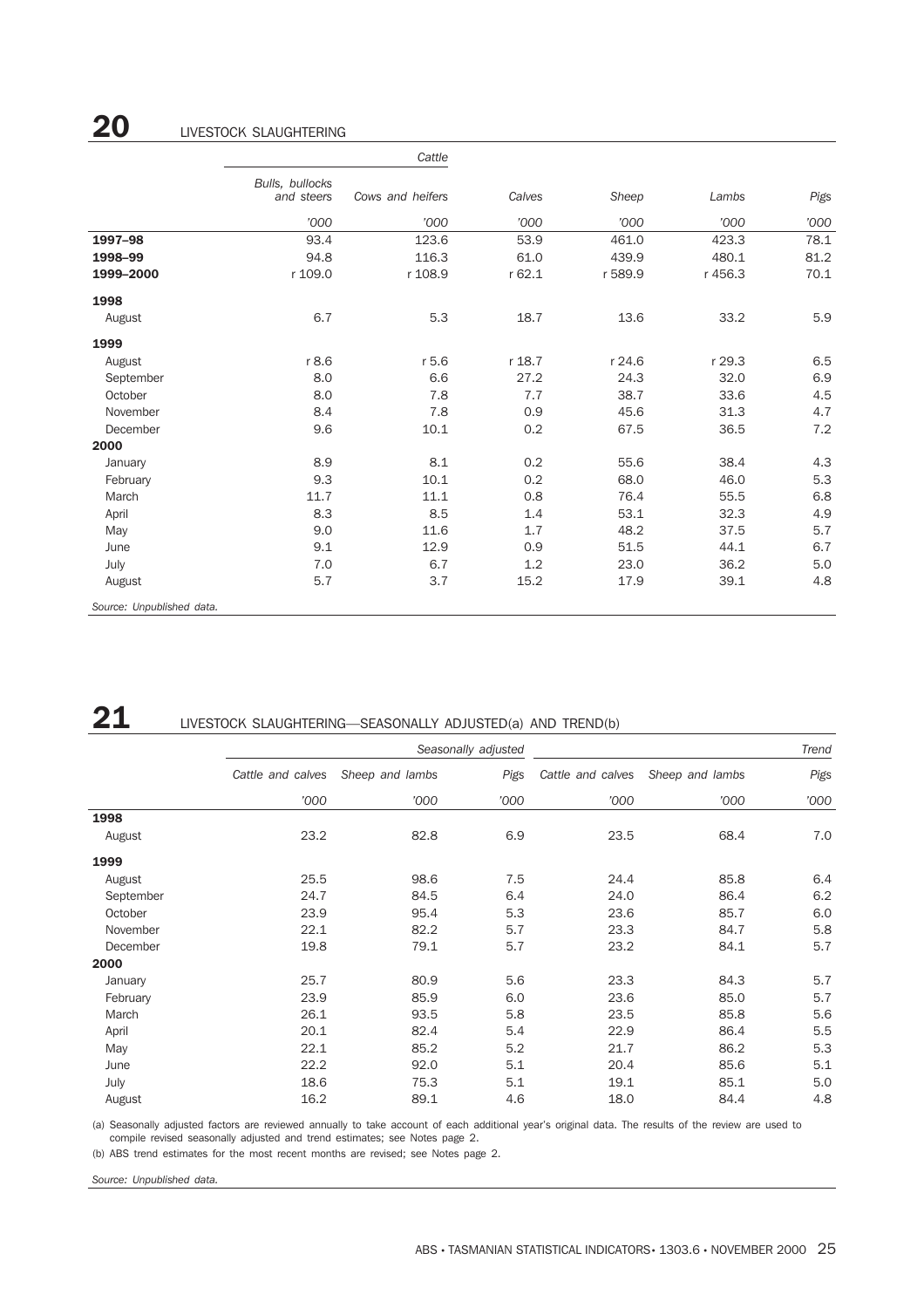# 20 LIVESTOCK SLAUGHTERING

| | Cattle | | | | | |
|---|---|---|---|---|---|---|
| | Bulls, bullocks and steers | Cows and heifers | Calves | Sheep | Lambs | Pigs |
| | '000 | '000 | '000 | '000 | '000 | '000 |
| **1997–98** | 93.4 | 123.6 | 53.9 | 461.0 | 423.3 | 78.1 |
| **1998–99** | 94.8 | 116.3 | 61.0 | 439.9 | 480.1 | 81.2 |
| **1999–2000** | r 109.0 | r 108.9 | r 62.1 | r 589.9 | r 456.3 | 70.1 |
| **1998** | | | | | | |
| August | 6.7 | 5.3 | 18.7 | 13.6 | 33.2 | 5.9 |
| **1999** | | | | | | |
| August | r 8.6 | r 5.6 | r 18.7 | r 24.6 | r 29.3 | 6.5 |
| September | 8.0 | 6.6 | 27.2 | 24.3 | 32.0 | 6.9 |
| October | 8.0 | 7.8 | 7.7 | 38.7 | 33.6 | 4.5 |
| November | 8.4 | 7.8 | 0.9 | 45.6 | 31.3 | 4.7 |
| December | 9.6 | 10.1 | 0.2 | 67.5 | 36.5 | 7.2 |
| **2000** | | | | | | |
| January | 8.9 | 8.1 | 0.2 | 55.6 | 38.4 | 4.3 |
| February | 9.3 | 10.1 | 0.2 | 68.0 | 46.0 | 5.3 |
| March | 11.7 | 11.1 | 0.8 | 76.4 | 55.5 | 6.8 |
| April | 8.3 | 8.5 | 1.4 | 53.1 | 32.3 | 4.9 |
| May | 9.0 | 11.6 | 1.7 | 48.2 | 37.5 | 5.7 |
| June | 9.1 | 12.9 | 0.9 | 51.5 | 44.1 | 6.7 |
| July | 7.0 | 6.7 | 1.2 | 23.0 | 36.2 | 5.0 |
| August | 5.7 | 3.7 | 15.2 | 17.9 | 39.1 | 4.8 |

*Source: Unpublished data.*

# 21 LIVESTOCK SLAUGHTERING—SEASONALLY ADJUSTED(a) AND TREND(b)

| | Seasonally adjusted | | | Trend | | |
|---|---|---|---|---|---|---|
| | Cattle and calves | Sheep and lambs | Pigs | Cattle and calves | Sheep and lambs | Pigs |
| | '000 | '000 | '000 | '000 | '000 | '000 |
| **1998** | | | | | | |
| August | 23.2 | 82.8 | 6.9 | 23.5 | 68.4 | 7.0 |
| **1999** | | | | | | |
| August | 25.5 | 98.6 | 7.5 | 24.4 | 85.8 | 6.4 |
| September | 24.7 | 84.5 | 6.4 | 24.0 | 86.4 | 6.2 |
| October | 23.9 | 95.4 | 5.3 | 23.6 | 85.7 | 6.0 |
| November | 22.1 | 82.2 | 5.7 | 23.3 | 84.7 | 5.8 |
| December | 19.8 | 79.1 | 5.7 | 23.2 | 84.1 | 5.7 |
| **2000** | | | | | | |
| January | 25.7 | 80.9 | 5.6 | 23.3 | 84.3 | 5.7 |
| February | 23.9 | 85.9 | 6.0 | 23.6 | 85.0 | 5.7 |
| March | 26.1 | 93.5 | 5.8 | 23.5 | 85.8 | 5.6 |
| April | 20.1 | 82.4 | 5.4 | 22.9 | 86.4 | 5.5 |
| May | 22.1 | 85.2 | 5.2 | 21.7 | 86.2 | 5.3 |
| June | 22.2 | 92.0 | 5.1 | 20.4 | 85.6 | 5.1 |
| July | 18.6 | 75.3 | 5.1 | 19.1 | 85.1 | 5.0 |
| August | 16.2 | 89.1 | 4.6 | 18.0 | 84.4 | 4.8 |

(a) Seasonally adjusted factors are reviewed annually to take account of each additional year's original data. The results of the review are used to compile revised seasonally adjusted and trend estimates; see Notes page 2.

(b) ABS trend estimates for the most recent months are revised; see Notes page 2.

*Source: Unpublished data.*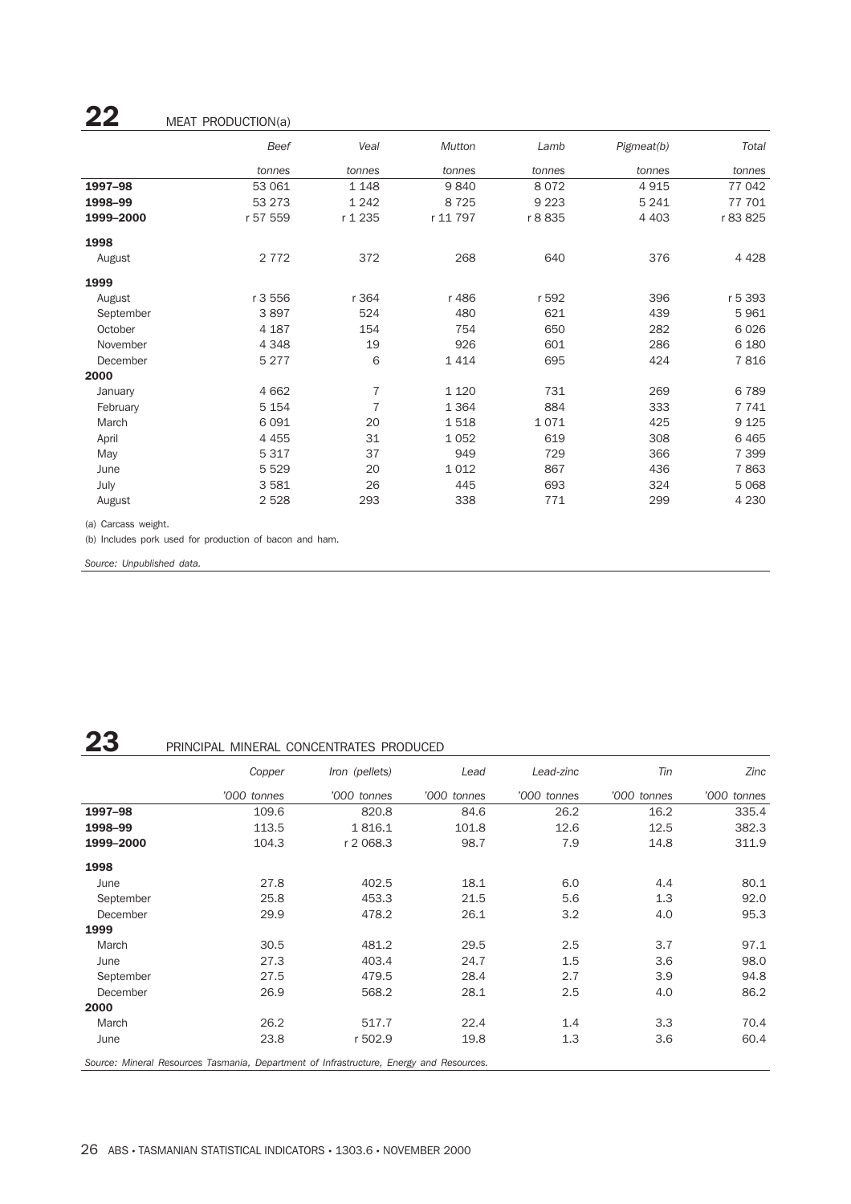## 22 MEAT PRODUCTION(a)

| | *Beef* | *Veal* | *Mutton* | *Lamb* | *Pigmeat(b)* | *Total* |
|---|---|---|---|---|---|---|
| | *tonnes* | *tonnes* | *tonnes* | *tonnes* | *tonnes* | *tonnes* |
| **1997–98** | 53 061 | 1 148 | 9 840 | 8 072 | 4 915 | 77 042 |
| **1998–99** | 53 273 | 1 242 | 8 725 | 9 223 | 5 241 | 77 701 |
| **1999–2000** | r 57 559 | r 1 235 | r 11 797 | r 8 835 | 4 403 | r 83 825 |
| **1998** | | | | | | |
| August | 2 772 | 372 | 268 | 640 | 376 | 4 428 |
| **1999** | | | | | | |
| August | r 3 556 | r 364 | r 486 | r 592 | 396 | r 5 393 |
| September | 3 897 | 524 | 480 | 621 | 439 | 5 961 |
| October | 4 187 | 154 | 754 | 650 | 282 | 6 026 |
| November | 4 348 | 19 | 926 | 601 | 286 | 6 180 |
| December | 5 277 | 6 | 1 414 | 695 | 424 | 7 816 |
| **2000** | | | | | | |
| January | 4 662 | 7 | 1 120 | 731 | 269 | 6 789 |
| February | 5 154 | 7 | 1 364 | 884 | 333 | 7 741 |
| March | 6 091 | 20 | 1 518 | 1 071 | 425 | 9 125 |
| April | 4 455 | 31 | 1 052 | 619 | 308 | 6 465 |
| May | 5 317 | 37 | 949 | 729 | 366 | 7 399 |
| June | 5 529 | 20 | 1 012 | 867 | 436 | 7 863 |
| July | 3 581 | 26 | 445 | 693 | 324 | 5 068 |
| August | 2 528 | 293 | 338 | 771 | 299 | 4 230 |

(a) Carcass weight.

(b) Includes pork used for production of bacon and ham.

*Source: Unpublished data.*

## 23 PRINCIPAL MINERAL CONCENTRATES PRODUCED

| | *Copper* | *Iron (pellets)* | *Lead* | *Lead-zinc* | *Tin* | *Zinc* |
|---|---|---|---|---|---|---|
| | *'000 tonnes* | *'000 tonnes* | *'000 tonnes* | *'000 tonnes* | *'000 tonnes* | *'000 tonnes* |
| **1997–98** | 109.6 | 820.8 | 84.6 | 26.2 | 16.2 | 335.4 |
| **1998–99** | 113.5 | 1 816.1 | 101.8 | 12.6 | 12.5 | 382.3 |
| **1999–2000** | 104.3 | r 2 068.3 | 98.7 | 7.9 | 14.8 | 311.9 |
| **1998** | | | | | | |
| June | 27.8 | 402.5 | 18.1 | 6.0 | 4.4 | 80.1 |
| September | 25.8 | 453.3 | 21.5 | 5.6 | 1.3 | 92.0 |
| December | 29.9 | 478.2 | 26.1 | 3.2 | 4.0 | 95.3 |
| **1999** | | | | | | |
| March | 30.5 | 481.2 | 29.5 | 2.5 | 3.7 | 97.1 |
| June | 27.3 | 403.4 | 24.7 | 1.5 | 3.6 | 98.0 |
| September | 27.5 | 479.5 | 28.4 | 2.7 | 3.9 | 94.8 |
| December | 26.9 | 568.2 | 28.1 | 2.5 | 4.0 | 86.2 |
| **2000** | | | | | | |
| March | 26.2 | 517.7 | 22.4 | 1.4 | 3.3 | 70.4 |
| June | 23.8 | r 502.9 | 19.8 | 1.3 | 3.6 | 60.4 |

*Source: Mineral Resources Tasmania, Department of Infrastructure, Energy and Resources.*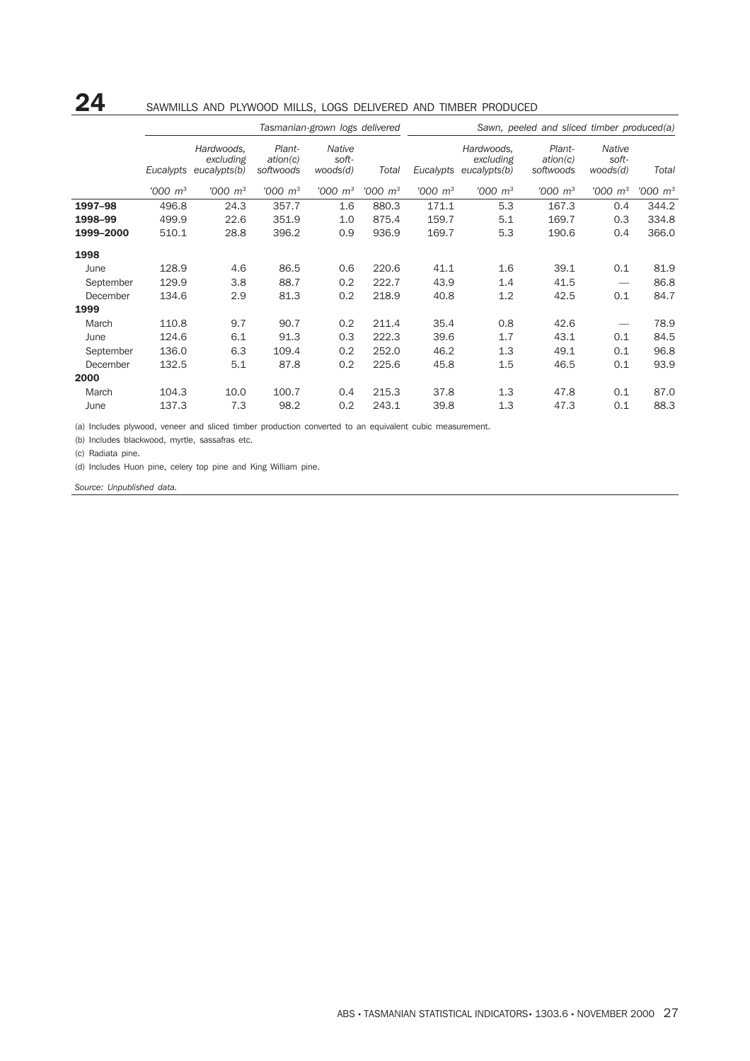# 24 SAWMILLS AND PLYWOOD MILLS, LOGS DELIVERED AND TIMBER PRODUCED

| | Tasmanian-grown logs delivered | | | | | Sawn, peeled and sliced timber produced(a) | | | | |
|---|---|---|---|---|---|---|---|---|---|---|
| | Eucalypts | Hardwoods, excluding eucalypts(b) | Plantation(c) softwoods | Native softwoods(d) | Total | Eucalypts | Hardwoods, excluding eucalypts(b) | Plantation(c) softwoods | Native softwoods(d) | Total |
| | '000 $m^3$ | '000 $m^3$ | '000 $m^3$ | '000 $m^3$ | '000 $m^3$ | '000 $m^3$ | '000 $m^3$ | '000 $m^3$ | '000 $m^3$ | '000 $m^3$ |
| **1997–98** | 496.8 | 24.3 | 357.7 | 1.6 | 880.3 | 171.1 | 5.3 | 167.3 | 0.4 | 344.2 |
| **1998–99** | 499.9 | 22.6 | 351.9 | 1.0 | 875.4 | 159.7 | 5.1 | 169.7 | 0.3 | 334.8 |
| **1999–2000** | 510.1 | 28.8 | 396.2 | 0.9 | 936.9 | 169.7 | 5.3 | 190.6 | 0.4 | 366.0 |
| **1998** | | | | | | | | | | |
| June | 128.9 | 4.6 | 86.5 | 0.6 | 220.6 | 41.1 | 1.6 | 39.1 | 0.1 | 81.9 |
| September | 129.9 | 3.8 | 88.7 | 0.2 | 222.7 | 43.9 | 1.4 | 41.5 | — | 86.8 |
| December | 134.6 | 2.9 | 81.3 | 0.2 | 218.9 | 40.8 | 1.2 | 42.5 | 0.1 | 84.7 |
| **1999** | | | | | | | | | | |
| March | 110.8 | 9.7 | 90.7 | 0.2 | 211.4 | 35.4 | 0.8 | 42.6 | — | 78.9 |
| June | 124.6 | 6.1 | 91.3 | 0.3 | 222.3 | 39.6 | 1.7 | 43.1 | 0.1 | 84.5 |
| September | 136.0 | 6.3 | 109.4 | 0.2 | 252.0 | 46.2 | 1.3 | 49.1 | 0.1 | 96.8 |
| December | 132.5 | 5.1 | 87.8 | 0.2 | 225.6 | 45.8 | 1.5 | 46.5 | 0.1 | 93.9 |
| **2000** | | | | | | | | | | |
| March | 104.3 | 10.0 | 100.7 | 0.4 | 215.3 | 37.8 | 1.3 | 47.8 | 0.1 | 87.0 |
| June | 137.3 | 7.3 | 98.2 | 0.2 | 243.1 | 39.8 | 1.3 | 47.3 | 0.1 | 88.3 |

(a) Includes plywood, veneer and sliced timber production converted to an equivalent cubic measurement.

(b) Includes blackwood, myrtle, sassafras etc.

(c) Radiata pine.

(d) Includes Huon pine, celery top pine and King William pine.

*Source: Unpublished data.*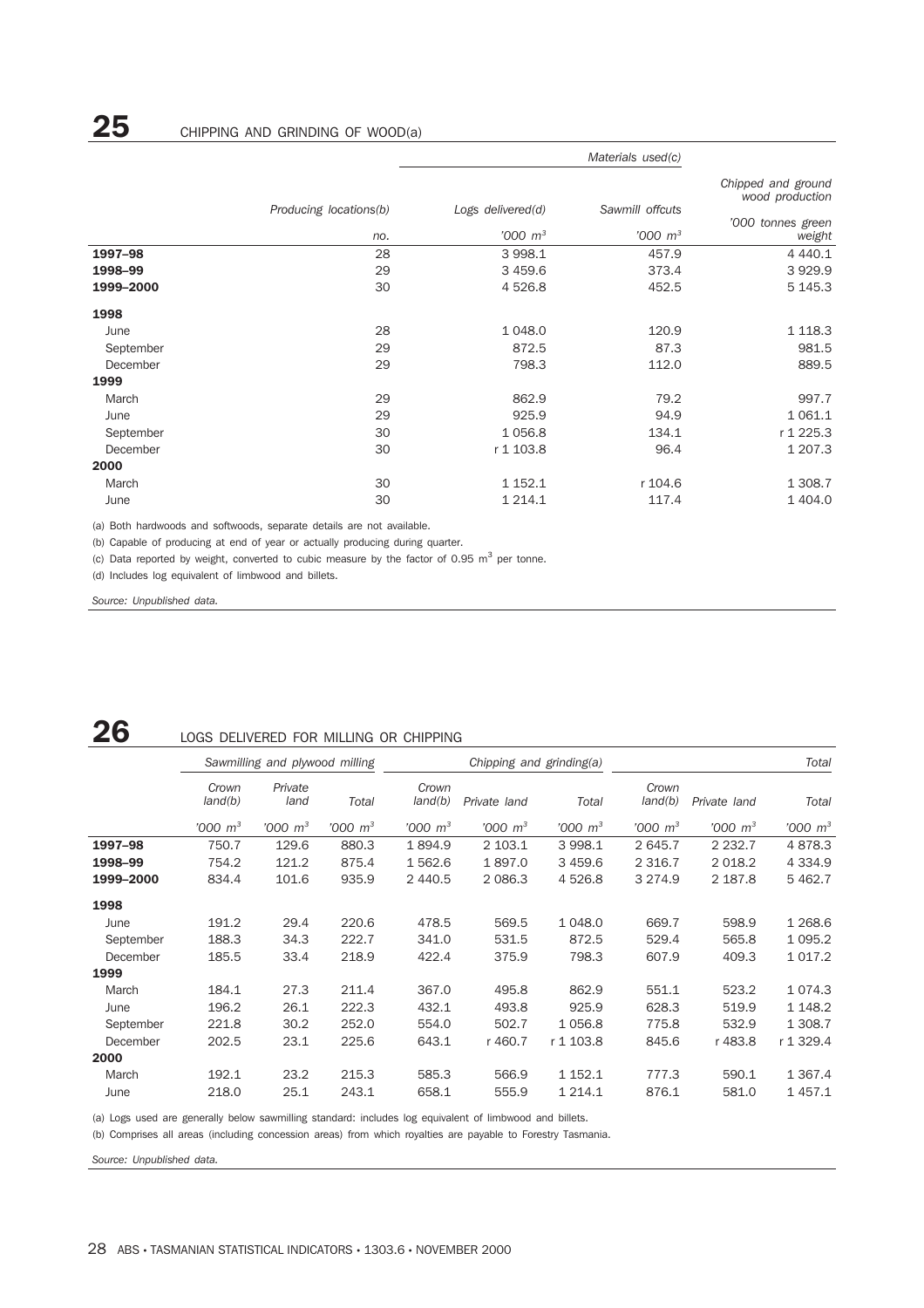## 25 CHIPPING AND GRINDING OF WOOD(a)

| | Producing locations(b) | Materials used(c) Logs delivered(d) | Sawmill offcuts | Chipped and ground wood production |
|---|---|---|---|---|
| | no. | '000 $m^3$ | '000 $m^3$ | '000 tonnes green weight |
| **1997–98** | 28 | 3 998.1 | 457.9 | 4 440.1 |
| **1998–99** | 29 | 3 459.6 | 373.4 | 3 929.9 |
| **1999–2000** | 30 | 4 526.8 | 452.5 | 5 145.3 |
| **1998** | | | | |
| June | 28 | 1 048.0 | 120.9 | 1 118.3 |
| September | 29 | 872.5 | 87.3 | 981.5 |
| December | 29 | 798.3 | 112.0 | 889.5 |
| **1999** | | | | |
| March | 29 | 862.9 | 79.2 | 997.7 |
| June | 29 | 925.9 | 94.9 | 1 061.1 |
| September | 30 | 1 056.8 | 134.1 | r 1 225.3 |
| December | 30 | r 1 103.8 | 96.4 | 1 207.3 |
| **2000** | | | | |
| March | 30 | 1 152.1 | r 104.6 | 1 308.7 |
| June | 30 | 1 214.1 | 117.4 | 1 404.0 |

(a) Both hardwoods and softwoods, separate details are not available.

(b) Capable of producing at end of year or actually producing during quarter.

(c) Data reported by weight, converted to cubic measure by the factor of 0.95 $m^3$ per tonne.

(d) Includes log equivalent of limbwood and billets.

*Source: Unpublished data.*

## 26 LOGS DELIVERED FOR MILLING OR CHIPPING

| | Sawmilling and plywood milling | | | Chipping and grinding(a) | | | Total | | |
|---|---|---|---|---|---|---|---|---|---|
| | Crown land(b) | Private land | Total | Crown land(b) | Private land | Total | Crown land(b) | Private land | Total |
| | '000 $m^3$ | '000 $m^3$ | '000 $m^3$ | '000 $m^3$ | '000 $m^3$ | '000 $m^3$ | '000 $m^3$ | '000 $m^3$ | '000 $m^3$ |
| **1997–98** | 750.7 | 129.6 | 880.3 | 1 894.9 | 2 103.1 | 3 998.1 | 2 645.7 | 2 232.7 | 4 878.3 |
| **1998–99** | 754.2 | 121.2 | 875.4 | 1 562.6 | 1 897.0 | 3 459.6 | 2 316.7 | 2 018.2 | 4 334.9 |
| **1999–2000** | 834.4 | 101.6 | 935.9 | 2 440.5 | 2 086.3 | 4 526.8 | 3 274.9 | 2 187.8 | 5 462.7 |
| **1998** | | | | | | | | | |
| June | 191.2 | 29.4 | 220.6 | 478.5 | 569.5 | 1 048.0 | 669.7 | 598.9 | 1 268.6 |
| September | 188.3 | 34.3 | 222.7 | 341.0 | 531.5 | 872.5 | 529.4 | 565.8 | 1 095.2 |
| December | 185.5 | 33.4 | 218.9 | 422.4 | 375.9 | 798.3 | 607.9 | 409.3 | 1 017.2 |
| **1999** | | | | | | | | | |
| March | 184.1 | 27.3 | 211.4 | 367.0 | 495.8 | 862.9 | 551.1 | 523.2 | 1 074.3 |
| June | 196.2 | 26.1 | 222.3 | 432.1 | 493.8 | 925.9 | 628.3 | 519.9 | 1 148.2 |
| September | 221.8 | 30.2 | 252.0 | 554.0 | 502.7 | 1 056.8 | 775.8 | 532.9 | 1 308.7 |
| December | 202.5 | 23.1 | 225.6 | 643.1 | r 460.7 | r 1 103.8 | 845.6 | r 483.8 | r 1 329.4 |
| **2000** | | | | | | | | | |
| March | 192.1 | 23.2 | 215.3 | 585.3 | 566.9 | 1 152.1 | 777.3 | 590.1 | 1 367.4 |
| June | 218.0 | 25.1 | 243.1 | 658.1 | 555.9 | 1 214.1 | 876.1 | 581.0 | 1 457.1 |

(a) Logs used are generally below sawmilling standard: includes log equivalent of limbwood and billets.

(b) Comprises all areas (including concession areas) from which royalties are payable to Forestry Tasmania.

*Source: Unpublished data.*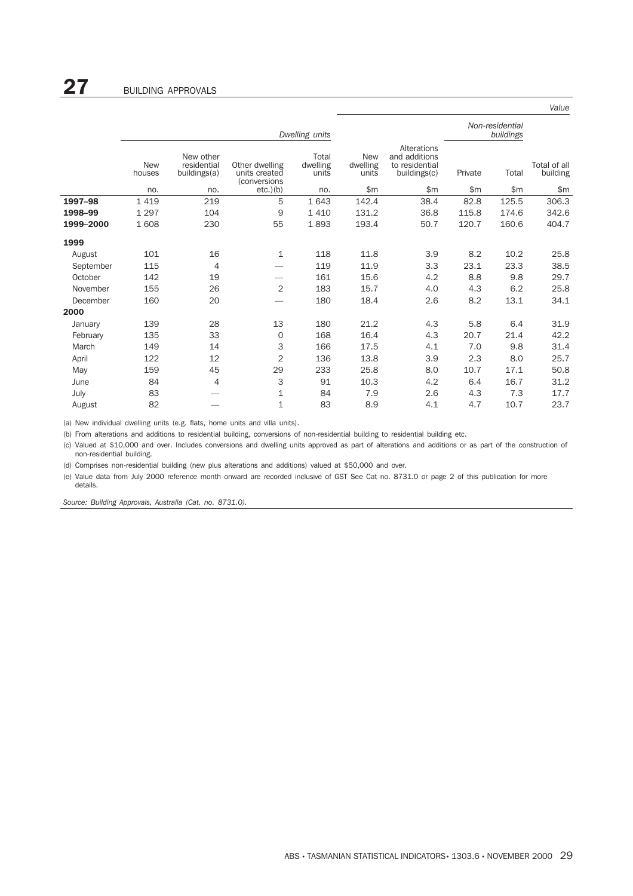# 27 BUILDING APPROVALS

| | Dwelling units | | | | Value | | | | |
|---|---|---|---|---|---|---|---|---|---|
| | | | | | | | Non-residential buildings | | |
| | New houses | New other residential buildings(a) | Other dwelling units created (conversions etc.)(b) | Total dwelling units | New dwelling units | Alterations and additions to residential buildings(c) | Private | Total | Total of all building |
| | no. | no. | no. | no. | $m | $m | $m | $m | $m |
| **1997–98** | 1 419 | 219 | 5 | 1 643 | 142.4 | 38.4 | 82.8 | 125.5 | 306.3 |
| **1998–99** | 1 297 | 104 | 9 | 1 410 | 131.2 | 36.8 | 115.8 | 174.6 | 342.6 |
| **1999–2000** | 1 608 | 230 | 55 | 1 893 | 193.4 | 50.7 | 120.7 | 160.6 | 404.7 |
| **1999** | | | | | | | | | |
| August | 101 | 16 | 1 | 118 | 11.8 | 3.9 | 8.2 | 10.2 | 25.8 |
| September | 115 | 4 | — | 119 | 11.9 | 3.3 | 23.1 | 23.3 | 38.5 |
| October | 142 | 19 | — | 161 | 15.6 | 4.2 | 8.8 | 9.8 | 29.7 |
| November | 155 | 26 | 2 | 183 | 15.7 | 4.0 | 4.3 | 6.2 | 25.8 |
| December | 160 | 20 | — | 180 | 18.4 | 2.6 | 8.2 | 13.1 | 34.1 |
| **2000** | | | | | | | | | |
| January | 139 | 28 | 13 | 180 | 21.2 | 4.3 | 5.8 | 6.4 | 31.9 |
| February | 135 | 33 | 0 | 168 | 16.4 | 4.3 | 20.7 | 21.4 | 42.2 |
| March | 149 | 14 | 3 | 166 | 17.5 | 4.1 | 7.0 | 9.8 | 31.4 |
| April | 122 | 12 | 2 | 136 | 13.8 | 3.9 | 2.3 | 8.0 | 25.7 |
| May | 159 | 45 | 29 | 233 | 25.8 | 8.0 | 10.7 | 17.1 | 50.8 |
| June | 84 | 4 | 3 | 91 | 10.3 | 4.2 | 6.4 | 16.7 | 31.2 |
| July | 83 | — | 1 | 84 | 7.9 | 2.6 | 4.3 | 7.3 | 17.7 |
| August | 82 | — | 1 | 83 | 8.9 | 4.1 | 4.7 | 10.7 | 23.7 |

(a) New individual dwelling units (e.g. flats, home units and villa units).

(b) From alterations and additions to residential building, conversions of non-residential building to residential building etc.

(c) Valued at $10,000 and over. Includes conversions and dwelling units approved as part of alterations and additions or as part of the construction of non-residential building.

(d) Comprises non-residential building (new plus alterations and additions) valued at $50,000 and over.

(e) Value data from July 2000 reference month onward are recorded inclusive of GST See Cat no. 8731.0 or page 2 of this publication for more details.

*Source: Building Approvals, Australia (Cat. no. 8731.0).*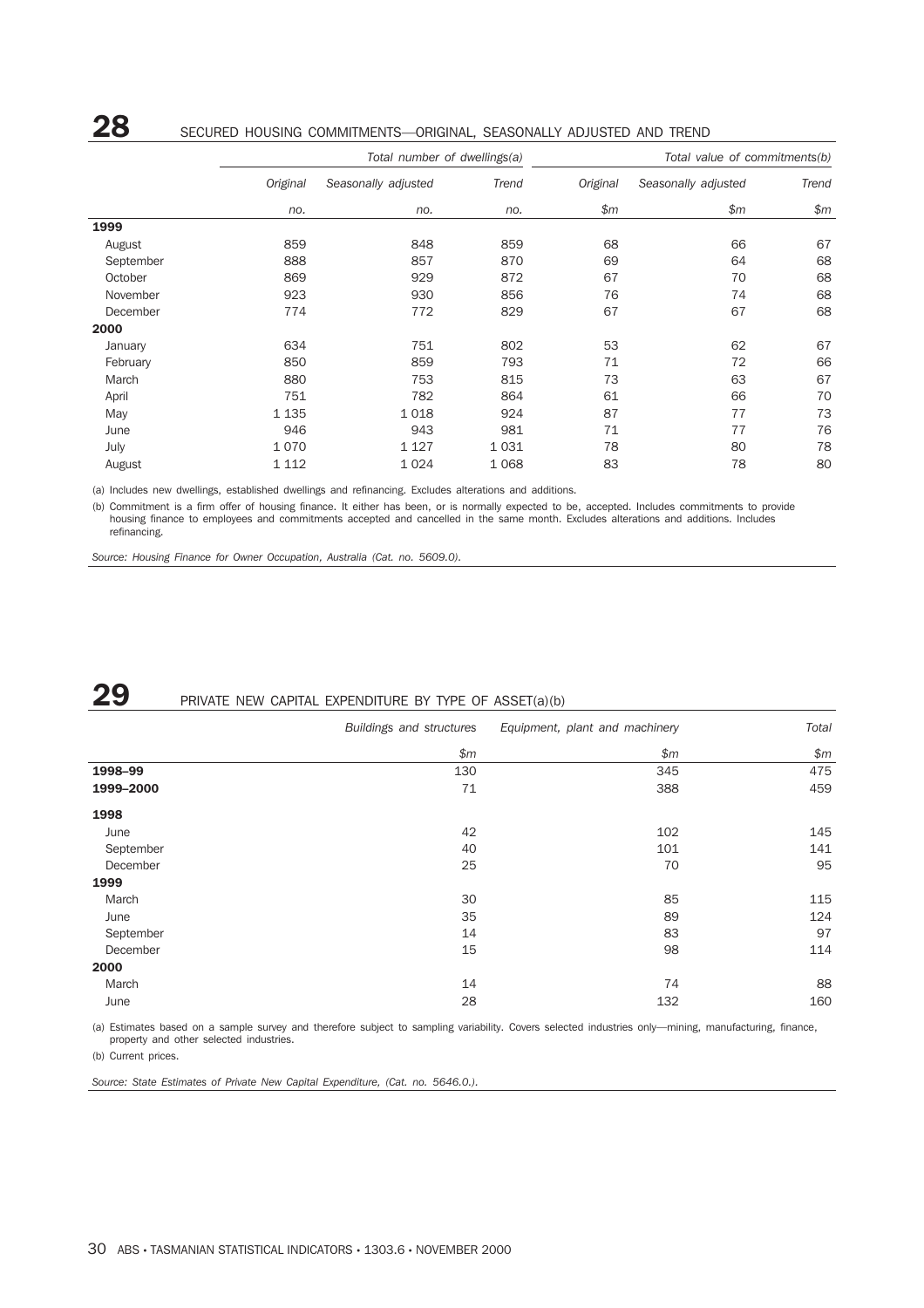## 28 SECURED HOUSING COMMITMENTS—ORIGINAL, SEASONALLY ADJUSTED AND TREND

| | Total number of dwellings(a) | | | Total value of commitments(b) | | |
|---|---|---|---|---|---|---|
| | Original | Seasonally adjusted | Trend | Original | Seasonally adjusted | Trend |
| | no. | no. | no. | $m | $m | $m |
| **1999** | | | | | | |
| August | 859 | 848 | 859 | 68 | 66 | 67 |
| September | 888 | 857 | 870 | 69 | 64 | 68 |
| October | 869 | 929 | 872 | 67 | 70 | 68 |
| November | 923 | 930 | 856 | 76 | 74 | 68 |
| December | 774 | 772 | 829 | 67 | 67 | 68 |
| **2000** | | | | | | |
| January | 634 | 751 | 802 | 53 | 62 | 67 |
| February | 850 | 859 | 793 | 71 | 72 | 66 |
| March | 880 | 753 | 815 | 73 | 63 | 67 |
| April | 751 | 782 | 864 | 61 | 66 | 70 |
| May | 1 135 | 1 018 | 924 | 87 | 77 | 73 |
| June | 946 | 943 | 981 | 71 | 77 | 76 |
| July | 1 070 | 1 127 | 1 031 | 78 | 80 | 78 |
| August | 1 112 | 1 024 | 1 068 | 83 | 78 | 80 |

(a) Includes new dwellings, established dwellings and refinancing. Excludes alterations and additions.

(b) Commitment is a firm offer of housing finance. It either has been, or is normally expected to be, accepted. Includes commitments to provide housing finance to employees and commitments accepted and cancelled in the same month. Excludes alterations and additions. Includes refinancing.

*Source: Housing Finance for Owner Occupation, Australia (Cat. no. 5609.0).*

## 29 PRIVATE NEW CAPITAL EXPENDITURE BY TYPE OF ASSET(a)(b)

| | Buildings and structures | Equipment, plant and machinery | Total |
|---|---|---|---|
| | $m | $m | $m |
| **1998–99** | 130 | 345 | 475 |
| **1999–2000** | 71 | 388 | 459 |
| **1998** | | | |
| June | 42 | 102 | 145 |
| September | 40 | 101 | 141 |
| December | 25 | 70 | 95 |
| **1999** | | | |
| March | 30 | 85 | 115 |
| June | 35 | 89 | 124 |
| September | 14 | 83 | 97 |
| December | 15 | 98 | 114 |
| **2000** | | | |
| March | 14 | 74 | 88 |
| June | 28 | 132 | 160 |

(a) Estimates based on a sample survey and therefore subject to sampling variability. Covers selected industries only—mining, manufacturing, finance, property and other selected industries.

(b) Current prices.

*Source: State Estimates of Private New Capital Expenditure, (Cat. no. 5646.0.).*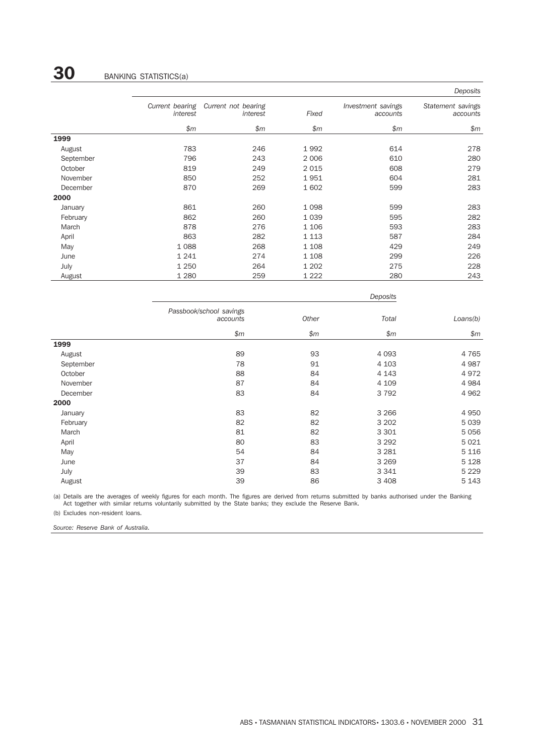# 30 BANKING STATISTICS(a)

| | Deposits | | | | |
|---|---|---|---|---|---|
| | Current bearing interest | Current not bearing interest | Fixed | Investment savings accounts | Statement savings accounts |
| | $m | $m | $m | $m | $m |
| **1999** | | | | | |
| August | 783 | 246 | 1 992 | 614 | 278 |
| September | 796 | 243 | 2 006 | 610 | 280 |
| October | 819 | 249 | 2 015 | 608 | 279 |
| November | 850 | 252 | 1 951 | 604 | 281 |
| December | 870 | 269 | 1 602 | 599 | 283 |
| **2000** | | | | | |
| January | 861 | 260 | 1 098 | 599 | 283 |
| February | 862 | 260 | 1 039 | 595 | 282 |
| March | 878 | 276 | 1 106 | 593 | 283 |
| April | 863 | 282 | 1 113 | 587 | 284 |
| May | 1 088 | 268 | 1 108 | 429 | 249 |
| June | 1 241 | 274 | 1 108 | 299 | 226 |
| July | 1 250 | 264 | 1 202 | 275 | 228 |
| August | 1 280 | 259 | 1 222 | 280 | 243 |

| | Deposits | | | |
|---|---|---|---|---|
| | Passbook/school savings accounts | Other | Total | Loans(b) |
| | $m | $m | $m | $m |
| **1999** | | | | |
| August | 89 | 93 | 4 093 | 4 765 |
| September | 78 | 91 | 4 103 | 4 987 |
| October | 88 | 84 | 4 143 | 4 972 |
| November | 87 | 84 | 4 109 | 4 984 |
| December | 83 | 84 | 3 792 | 4 962 |
| **2000** | | | | |
| January | 83 | 82 | 3 266 | 4 950 |
| February | 82 | 82 | 3 202 | 5 039 |
| March | 81 | 82 | 3 301 | 5 056 |
| April | 80 | 83 | 3 292 | 5 021 |
| May | 54 | 84 | 3 281 | 5 116 |
| June | 37 | 84 | 3 269 | 5 128 |
| July | 39 | 83 | 3 341 | 5 229 |
| August | 39 | 86 | 3 408 | 5 143 |

(a) Details are the averages of weekly figures for each month. The figures are derived from returns submitted by banks authorised under the Banking Act together with similar returns voluntarily submitted by the State banks; they exclude the Reserve Bank.

(b) Excludes non-resident loans.

*Source: Reserve Bank of Australia.*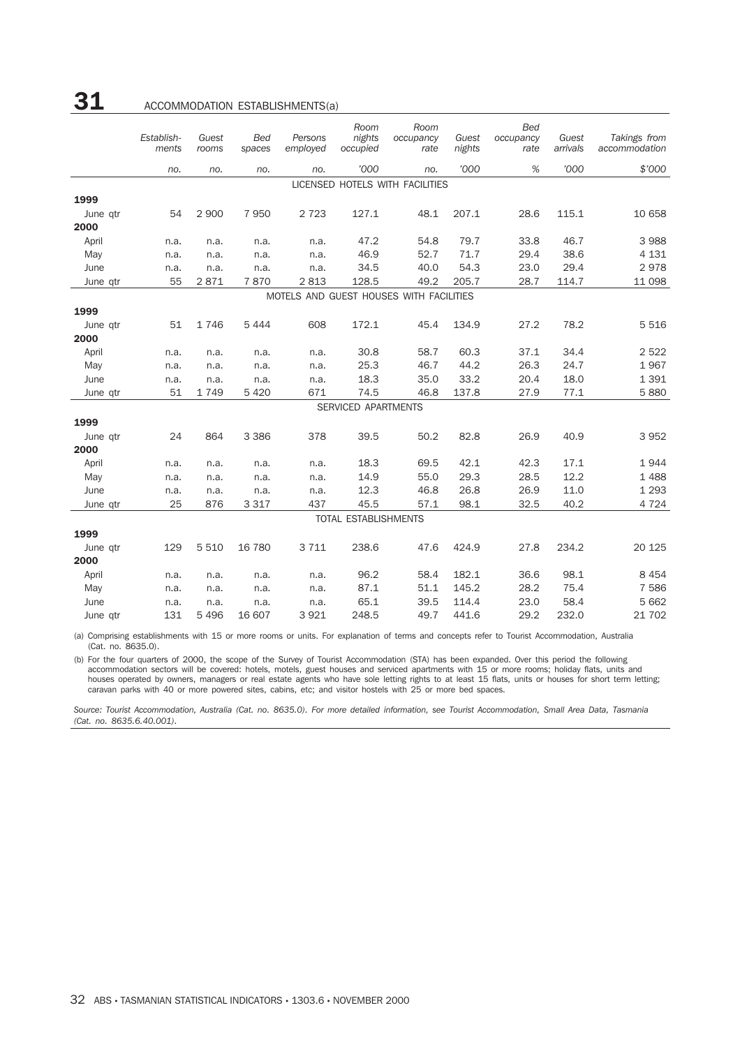# 31 ACCOMMODATION ESTABLISHMENTS(a)

| | Establishments | Guest rooms | Bed spaces | Persons employed | Room nights occupied | Room occupancy rate | Guest nights | Bed occupancy rate | Guest arrivals | Takings from accommodation |
|---|---|---|---|---|---|---|---|---|---|---|
| | no. | no. | no. | no. | '000 | no. | '000 | % | '000 | $'000 |
| | | | | | LICENSED HOTELS WITH FACILITIES | | | | | |
| **1999** | | | | | | | | | | |
| June qtr | 54 | 2 900 | 7 950 | 2 723 | 127.1 | 48.1 | 207.1 | 28.6 | 115.1 | 10 658 |
| **2000** | | | | | | | | | | |
| April | n.a. | n.a. | n.a. | n.a. | 47.2 | 54.8 | 79.7 | 33.8 | 46.7 | 3 988 |
| May | n.a. | n.a. | n.a. | n.a. | 46.9 | 52.7 | 71.7 | 29.4 | 38.6 | 4 131 |
| June | n.a. | n.a. | n.a. | n.a. | 34.5 | 40.0 | 54.3 | 23.0 | 29.4 | 2 978 |
| June qtr | 55 | 2 871 | 7 870 | 2 813 | 128.5 | 49.2 | 205.7 | 28.7 | 114.7 | 11 098 |
| | | | | | MOTELS AND GUEST HOUSES WITH FACILITIES | | | | | |
| **1999** | | | | | | | | | | |
| June qtr | 51 | 1 746 | 5 444 | 608 | 172.1 | 45.4 | 134.9 | 27.2 | 78.2 | 5 516 |
| **2000** | | | | | | | | | | |
| April | n.a. | n.a. | n.a. | n.a. | 30.8 | 58.7 | 60.3 | 37.1 | 34.4 | 2 522 |
| May | n.a. | n.a. | n.a. | n.a. | 25.3 | 46.7 | 44.2 | 26.3 | 24.7 | 1 967 |
| June | n.a. | n.a. | n.a. | n.a. | 18.3 | 35.0 | 33.2 | 20.4 | 18.0 | 1 391 |
| June qtr | 51 | 1 749 | 5 420 | 671 | 74.5 | 46.8 | 137.8 | 27.9 | 77.1 | 5 880 |
| | | | | | SERVICED APARTMENTS | | | | | |
| **1999** | | | | | | | | | | |
| June qtr | 24 | 864 | 3 386 | 378 | 39.5 | 50.2 | 82.8 | 26.9 | 40.9 | 3 952 |
| **2000** | | | | | | | | | | |
| April | n.a. | n.a. | n.a. | n.a. | 18.3 | 69.5 | 42.1 | 42.3 | 17.1 | 1 944 |
| May | n.a. | n.a. | n.a. | n.a. | 14.9 | 55.0 | 29.3 | 28.5 | 12.2 | 1 488 |
| June | n.a. | n.a. | n.a. | n.a. | 12.3 | 46.8 | 26.8 | 26.9 | 11.0 | 1 293 |
| June qtr | 25 | 876 | 3 317 | 437 | 45.5 | 57.1 | 98.1 | 32.5 | 40.2 | 4 724 |
| | | | | | TOTAL ESTABLISHMENTS | | | | | |
| **1999** | | | | | | | | | | |
| June qtr | 129 | 5 510 | 16 780 | 3 711 | 238.6 | 47.6 | 424.9 | 27.8 | 234.2 | 20 125 |
| **2000** | | | | | | | | | | |
| April | n.a. | n.a. | n.a. | n.a. | 96.2 | 58.4 | 182.1 | 36.6 | 98.1 | 8 454 |
| May | n.a. | n.a. | n.a. | n.a. | 87.1 | 51.1 | 145.2 | 28.2 | 75.4 | 7 586 |
| June | n.a. | n.a. | n.a. | n.a. | 65.1 | 39.5 | 114.4 | 23.0 | 58.4 | 5 662 |
| June qtr | 131 | 5 496 | 16 607 | 3 921 | 248.5 | 49.7 | 441.6 | 29.2 | 232.0 | 21 702 |

(a) Comprising establishments with 15 or more rooms or units. For explanation of terms and concepts refer to Tourist Accommodation, Australia (Cat. no. 8635.0).

(b) For the four quarters of 2000, the scope of the Survey of Tourist Accommodation (STA) has been expanded. Over this period the following accommodation sectors will be covered: hotels, motels, guest houses and serviced apartments with 15 or more rooms; holiday flats, units and houses operated by owners, managers or real estate agents who have sole letting rights to at least 15 flats, units or houses for short term letting; caravan parks with 40 or more powered sites, cabins, etc; and visitor hostels with 25 or more bed spaces.

*Source: Tourist Accommodation, Australia (Cat. no. 8635.0). For more detailed information, see Tourist Accommodation, Small Area Data, Tasmania (Cat. no. 8635.6.40.001).*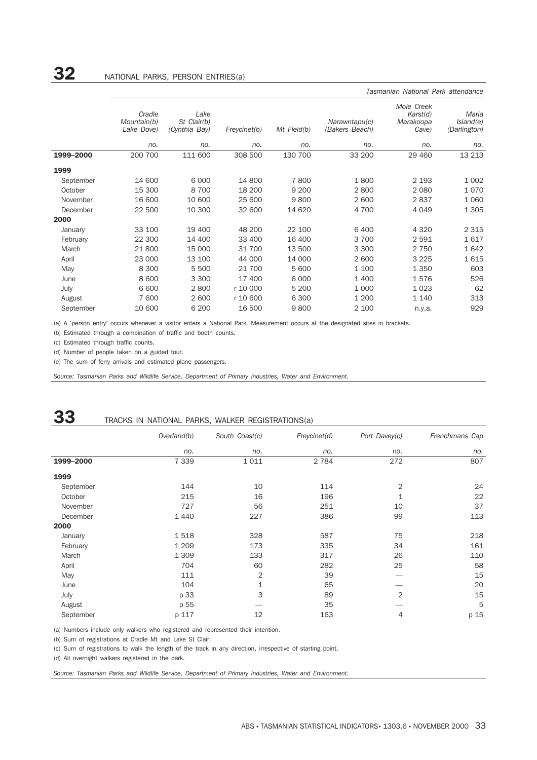# 32 NATIONAL PARKS, PERSON ENTRIES(a)

| | *Tasmanian National Park attendance* | | | | | | |
|---|---|---|---|---|---|---|---|
| | *Cradle Mountain(b) Lake Dove)* | *Lake St Clair(b) (Cynthia Bay)* | *Freycinet(b)* | *Mt Field(b)* | *Narawntapu(c) (Bakers Beach)* | *Mole Creek Karst(d) Marakoopa Cave)* | *Maria Island(e) (Darlington)* |
| | *no.* | *no.* | *no.* | *no.* | *no.* | *no.* | *no.* |
| **1999–2000** | 200 700 | 111 600 | 308 500 | 130 700 | 33 200 | 29 460 | 13 213 |
| **1999** | | | | | | | |
| September | 14 600 | 6 000 | 14 800 | 7 800 | 1 800 | 2 193 | 1 002 |
| October | 15 300 | 8 700 | 18 200 | 9 200 | 2 800 | 2 080 | 1 070 |
| November | 16 600 | 10 600 | 25 600 | 9 800 | 2 600 | 2 837 | 1 060 |
| December | 22 500 | 10 300 | 32 600 | 14 620 | 4 700 | 4 049 | 1 305 |
| **2000** | | | | | | | |
| January | 33 100 | 19 400 | 48 200 | 22 100 | 6 400 | 4 320 | 2 315 |
| February | 22 300 | 14 400 | 33 400 | 16 400 | 3 700 | 2 591 | 1 617 |
| March | 21 800 | 15 000 | 31 700 | 13 500 | 3 300 | 2 750 | 1 642 |
| April | 23 000 | 13 100 | 44 000 | 14 000 | 2 600 | 3 225 | 1 615 |
| May | 8 300 | 5 500 | 21 700 | 5 600 | 1 100 | 1 350 | 603 |
| June | 8 600 | 3 300 | 17 400 | 6 000 | 1 400 | 1 576 | 526 |
| July | 6 600 | 2 800 | r 10 000 | 5 200 | 1 000 | 1 023 | 62 |
| August | 7 600 | 2 600 | r 10 600 | 6 300 | 1 200 | 1 140 | 313 |
| September | 10 600 | 6 200 | 16 500 | 9 800 | 2 100 | n.y.a. | 929 |

(a) A 'person entry' occurs whenever a visitor enters a National Park. Measurement occurs at the designated sites in brackets.

(b) Estimated through a combination of traffic and booth counts.

(c) Estimated through traffic counts.

(d) Number of people taken on a guided tour.

(e) The sum of ferry arrivals and estimated plane passengers.

*Source: Tasmanian Parks and Wildlife Service, Department of Primary Industries, Water and Environment.*

# 33 TRACKS IN NATIONAL PARKS, WALKER REGISTRATIONS(a)

| | *Overland(b)* | *South Coast(c)* | *Freycinet(d)* | *Port Davey(c)* | *Frenchmans Cap* |
|---|---|---|---|---|---|
| | *no.* | *no.* | *no.* | *no.* | *no.* |
| **1999–2000** | 7 339 | 1 011 | 2 784 | 272 | 807 |
| **1999** | | | | | |
| September | 144 | 10 | 114 | 2 | 24 |
| October | 215 | 16 | 196 | 1 | 22 |
| November | 727 | 56 | 251 | 10 | 37 |
| December | 1 440 | 227 | 386 | 99 | 113 |
| **2000** | | | | | |
| January | 1 518 | 328 | 587 | 75 | 218 |
| February | 1 209 | 173 | 335 | 34 | 161 |
| March | 1 309 | 133 | 317 | 26 | 110 |
| April | 704 | 60 | 282 | 25 | 58 |
| May | 111 | 2 | 39 | — | 15 |
| June | 104 | 1 | 65 | — | 20 |
| July | p 33 | 3 | 89 | 2 | 15 |
| August | p 55 | — | 35 | — | 5 |
| September | p 117 | 12 | 163 | 4 | p 15 |

(a) Numbers include only walkers who registered and represented their intention.

(b) Sum of registrations at Cradle Mt and Lake St Clair.

(c) Sum of registrations to walk the length of the track in any direction, irrespective of starting point.

(d) All overnight walkers registered in the park.

*Source: Tasmanian Parks and Wildlife Service, Department of Primary Industries, Water and Environment.*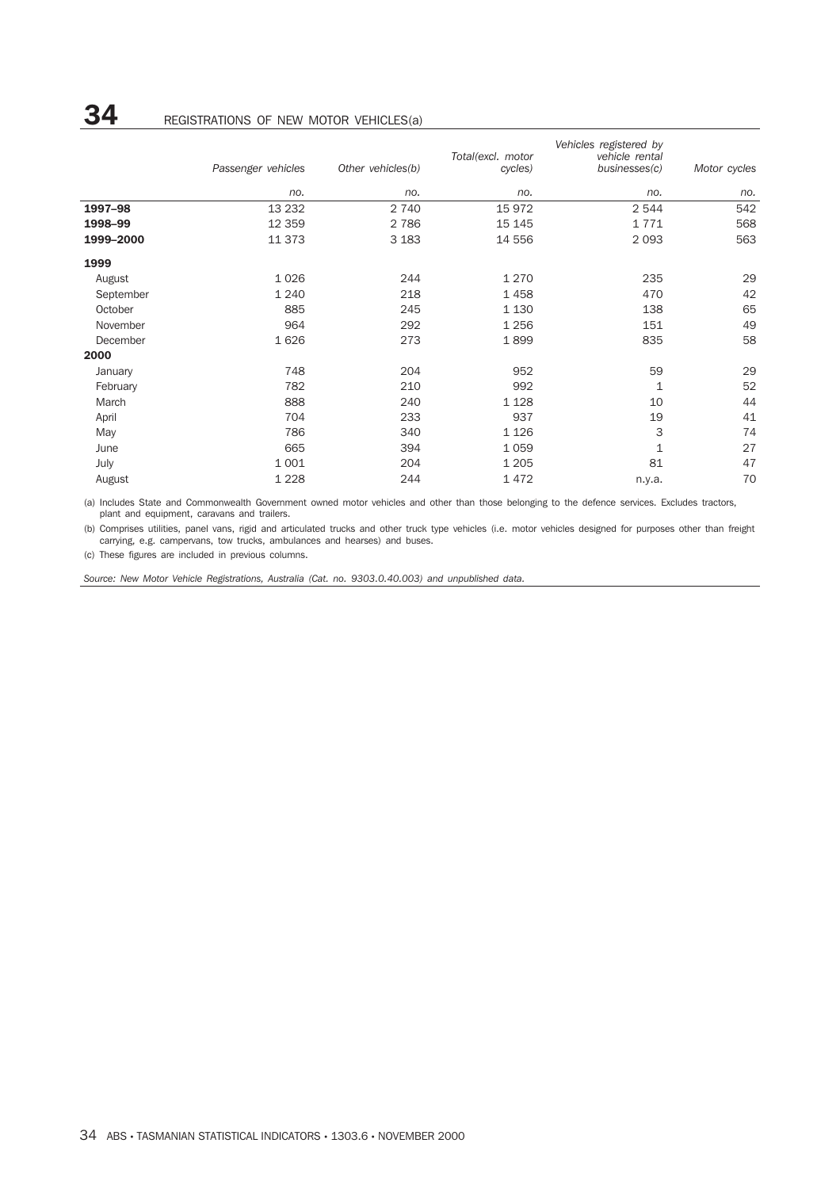# 34 REGISTRATIONS OF NEW MOTOR VEHICLES(a)

| | *Passenger vehicles* | *Other vehicles(b)* | *Total(excl. motor cycles)* | *Vehicles registered by vehicle rental businesses(c)* | *Motor cycles* |
|---|---|---|---|---|---|
| | *no.* | *no.* | *no.* | *no.* | *no.* |
| **1997–98** | 13 232 | 2 740 | 15 972 | 2 544 | 542 |
| **1998–99** | 12 359 | 2 786 | 15 145 | 1 771 | 568 |
| **1999–2000** | 11 373 | 3 183 | 14 556 | 2 093 | 563 |
| **1999** | | | | | |
| August | 1 026 | 244 | 1 270 | 235 | 29 |
| September | 1 240 | 218 | 1 458 | 470 | 42 |
| October | 885 | 245 | 1 130 | 138 | 65 |
| November | 964 | 292 | 1 256 | 151 | 49 |
| December | 1 626 | 273 | 1 899 | 835 | 58 |
| **2000** | | | | | |
| January | 748 | 204 | 952 | 59 | 29 |
| February | 782 | 210 | 992 | 1 | 52 |
| March | 888 | 240 | 1 128 | 10 | 44 |
| April | 704 | 233 | 937 | 19 | 41 |
| May | 786 | 340 | 1 126 | 3 | 74 |
| June | 665 | 394 | 1 059 | 1 | 27 |
| July | 1 001 | 204 | 1 205 | 81 | 47 |
| August | 1 228 | 244 | 1 472 | n.y.a. | 70 |

(a) Includes State and Commonwealth Government owned motor vehicles and other than those belonging to the defence services. Excludes tractors, plant and equipment, caravans and trailers.

(b) Comprises utilities, panel vans, rigid and articulated trucks and other truck type vehicles (i.e. motor vehicles designed for purposes other than freight carrying, e.g. campervans, tow trucks, ambulances and hearses) and buses.

(c) These figures are included in previous columns.

*Source: New Motor Vehicle Registrations, Australia (Cat. no. 9303.0.40.003) and unpublished data.*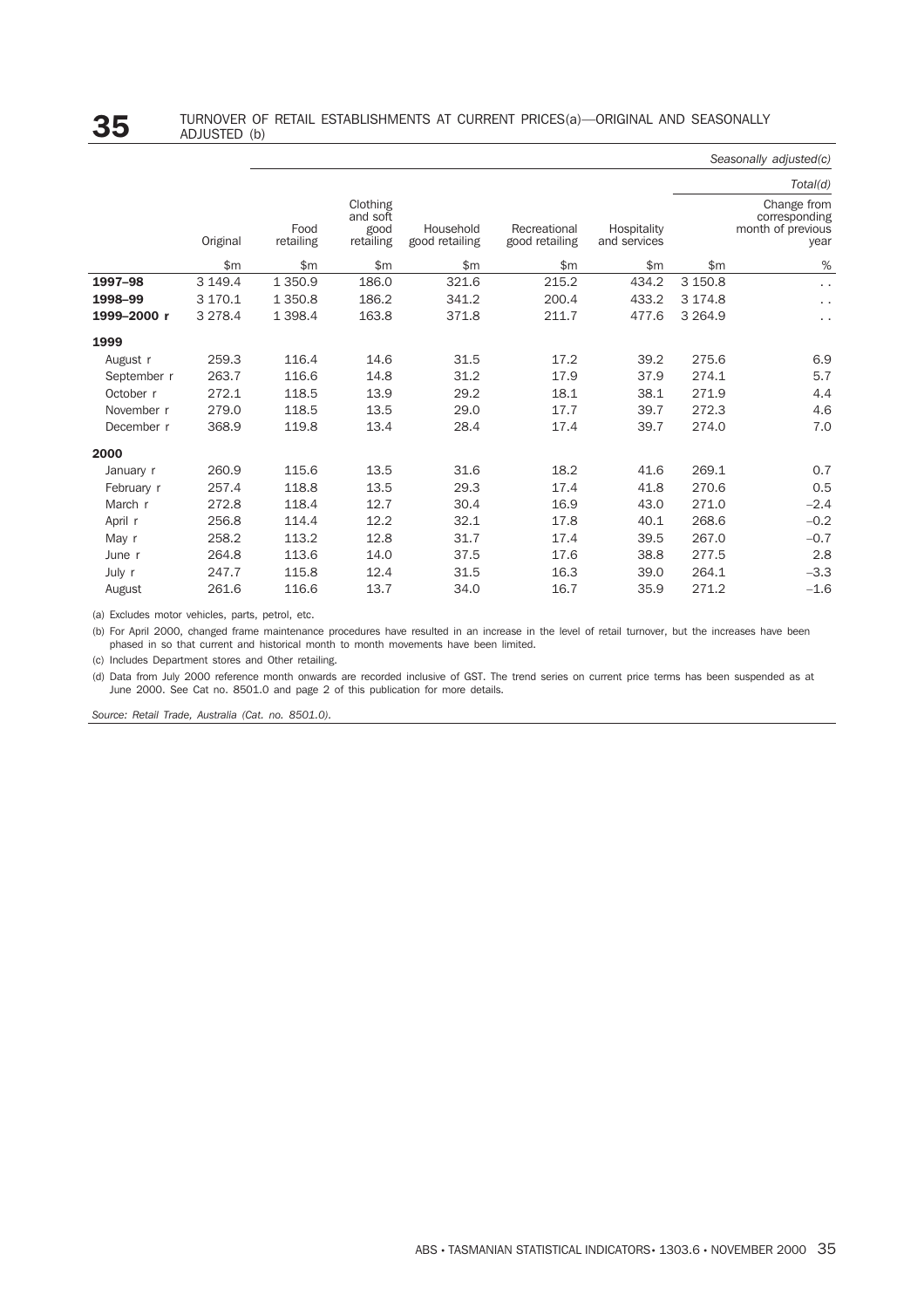# 35 TURNOVER OF RETAIL ESTABLISHMENTS AT CURRENT PRICES(a)—ORIGINAL AND SEASONALLY ADJUSTED (b)

| | | Seasonally adjusted(c) | | | | | | |
|---|---|---|---|---|---|---|---|---|
| | | | | | | | Total(d) | |
| | Original | Food retailing | Clothing and soft good retailing | Household good retailing | Recreational good retailing | Hospitality and services | | Change from corresponding month of previous year |
| | $m | $m | $m | $m | $m | $m | $m | % |
| **1997–98** | 3 149.4 | 1 350.9 | 186.0 | 321.6 | 215.2 | 434.2 | 3 150.8 | . . |
| **1998–99** | 3 170.1 | 1 350.8 | 186.2 | 341.2 | 200.4 | 433.2 | 3 174.8 | . . |
| **1999–2000 r** | 3 278.4 | 1 398.4 | 163.8 | 371.8 | 211.7 | 477.6 | 3 264.9 | . . |
| **1999** | | | | | | | | |
| August r | 259.3 | 116.4 | 14.6 | 31.5 | 17.2 | 39.2 | 275.6 | 6.9 |
| September r | 263.7 | 116.6 | 14.8 | 31.2 | 17.9 | 37.9 | 274.1 | 5.7 |
| October r | 272.1 | 118.5 | 13.9 | 29.2 | 18.1 | 38.1 | 271.9 | 4.4 |
| November r | 279.0 | 118.5 | 13.5 | 29.0 | 17.7 | 39.7 | 272.3 | 4.6 |
| December r | 368.9 | 119.8 | 13.4 | 28.4 | 17.4 | 39.7 | 274.0 | 7.0 |
| **2000** | | | | | | | | |
| January r | 260.9 | 115.6 | 13.5 | 31.6 | 18.2 | 41.6 | 269.1 | 0.7 |
| February r | 257.4 | 118.8 | 13.5 | 29.3 | 17.4 | 41.8 | 270.6 | 0.5 |
| March r | 272.8 | 118.4 | 12.7 | 30.4 | 16.9 | 43.0 | 271.0 | –2.4 |
| April r | 256.8 | 114.4 | 12.2 | 32.1 | 17.8 | 40.1 | 268.6 | –0.2 |
| May r | 258.2 | 113.2 | 12.8 | 31.7 | 17.4 | 39.5 | 267.0 | –0.7 |
| June r | 264.8 | 113.6 | 14.0 | 37.5 | 17.6 | 38.8 | 277.5 | 2.8 |
| July r | 247.7 | 115.8 | 12.4 | 31.5 | 16.3 | 39.0 | 264.1 | –3.3 |
| August | 261.6 | 116.6 | 13.7 | 34.0 | 16.7 | 35.9 | 271.2 | –1.6 |

(a) Excludes motor vehicles, parts, petrol, etc.

(b) For April 2000, changed frame maintenance procedures have resulted in an increase in the level of retail turnover, but the increases have been phased in so that current and historical month to month movements have been limited.

(c) Includes Department stores and Other retailing.

(d) Data from July 2000 reference month onwards are recorded inclusive of GST. The trend series on current price terms has been suspended as at June 2000. See Cat no. 8501.0 and page 2 of this publication for more details.

*Source: Retail Trade, Australia (Cat. no. 8501.0).*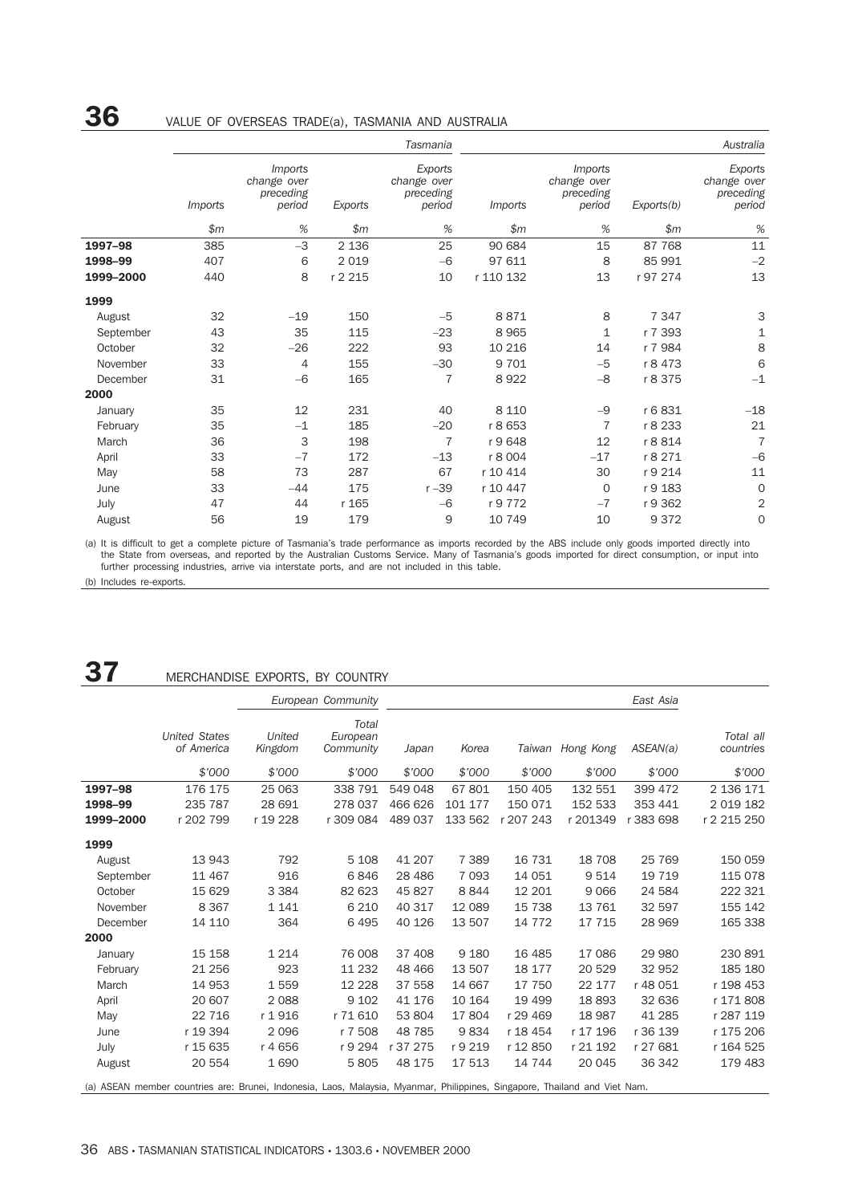## 36 VALUE OF OVERSEAS TRADE(a), TASMANIA AND AUSTRALIA

| | Tasmania | | | | Australia | | | |
|---|---|---|---|---|---|---|---|---|
| | *Imports* | *Imports change over preceding period* | *Exports* | *Exports change over preceding period* | *Imports* | *Imports change over preceding period* | *Exports(b)* | *Exports change over preceding period* |
| | *$m* | *%* | *$m* | *%* | *$m* | *%* | *$m* | *%* |
| **1997–98** | 385 | –3 | 2 136 | 25 | 90 684 | 15 | 87 768 | 11 |
| **1998–99** | 407 | 6 | 2 019 | –6 | 97 611 | 8 | 85 991 | –2 |
| **1999–2000** | 440 | 8 | r 2 215 | 10 | r 110 132 | 13 | r 97 274 | 13 |
| **1999** | | | | | | | | |
| August | 32 | –19 | 150 | –5 | 8 871 | 8 | 7 347 | 3 |
| September | 43 | 35 | 115 | –23 | 8 965 | 1 | r 7 393 | 1 |
| October | 32 | –26 | 222 | 93 | 10 216 | 14 | r 7 984 | 8 |
| November | 33 | 4 | 155 | –30 | 9 701 | –5 | r 8 473 | 6 |
| December | 31 | –6 | 165 | 7 | 8 922 | –8 | r 8 375 | –1 |
| **2000** | | | | | | | | |
| January | 35 | 12 | 231 | 40 | 8 110 | –9 | r 6 831 | –18 |
| February | 35 | –1 | 185 | –20 | r 8 653 | 7 | r 8 233 | 21 |
| March | 36 | 3 | 198 | 7 | r 9 648 | 12 | r 8 814 | 7 |
| April | 33 | –7 | 172 | –13 | r 8 004 | –17 | r 8 271 | –6 |
| May | 58 | 73 | 287 | 67 | r 10 414 | 30 | r 9 214 | 11 |
| June | 33 | –44 | 175 | r –39 | r 10 447 | 0 | r 9 183 | 0 |
| July | 47 | 44 | r 165 | –6 | r 9 772 | –7 | r 9 362 | 2 |
| August | 56 | 19 | 179 | 9 | 10 749 | 10 | 9 372 | 0 |

(a) It is difficult to get a complete picture of Tasmania's trade performance as imports recorded by the ABS include only goods imported directly into the State from overseas, and reported by the Australian Customs Service. Many of Tasmania's goods imported for direct consumption, or input into further processing industries, arrive via interstate ports, and are not included in this table.

(b) Includes re-exports.

## 37 MERCHANDISE EXPORTS, BY COUNTRY

| | | European Community | | East Asia | | | | | |
|---|---|---|---|---|---|---|---|---|---|
| | *United States of America* | *United Kingdom* | *Total European Community* | *Japan* | *Korea* | *Taiwan* | *Hong Kong* | *ASEAN(a)* | *Total all countries* |
| | *$'000* | *$'000* | *$'000* | *$'000* | *$'000* | *$'000* | *$'000* | *$'000* | *$'000* |
| **1997–98** | 176 175 | 25 063 | 338 791 | 549 048 | 67 801 | 150 405 | 132 551 | 399 472 | 2 136 171 |
| **1998–99** | 235 787 | 28 691 | 278 037 | 466 626 | 101 177 | 150 071 | 152 533 | 353 441 | 2 019 182 |
| **1999–2000** | r 202 799 | r 19 228 | r 309 084 | 489 037 | 133 562 | r 207 243 | r 201349 | r 383 698 | r 2 215 250 |
| **1999** | | | | | | | | | |
| August | 13 943 | 792 | 5 108 | 41 207 | 7 389 | 16 731 | 18 708 | 25 769 | 150 059 |
| September | 11 467 | 916 | 6 846 | 28 486 | 7 093 | 14 051 | 9 514 | 19 719 | 115 078 |
| October | 15 629 | 3 384 | 82 623 | 45 827 | 8 844 | 12 201 | 9 066 | 24 584 | 222 321 |
| November | 8 367 | 1 141 | 6 210 | 40 317 | 12 089 | 15 738 | 13 761 | 32 597 | 155 142 |
| December | 14 110 | 364 | 6 495 | 40 126 | 13 507 | 14 772 | 17 715 | 28 969 | 165 338 |
| **2000** | | | | | | | | | |
| January | 15 158 | 1 214 | 76 008 | 37 408 | 9 180 | 16 485 | 17 086 | 29 980 | 230 891 |
| February | 21 256 | 923 | 11 232 | 48 466 | 13 507 | 18 177 | 20 529 | 32 952 | 185 180 |
| March | 14 953 | 1 559 | 12 228 | 37 558 | 14 667 | 17 750 | 22 177 | r 48 051 | r 198 453 |
| April | 20 607 | 2 088 | 9 102 | 41 176 | 10 164 | 19 499 | 18 893 | 32 636 | r 171 808 |
| May | 22 716 | r 1 916 | r 71 610 | 53 804 | 17 804 | r 29 469 | 18 987 | 41 285 | r 287 119 |
| June | r 19 394 | 2 096 | r 7 508 | 48 785 | 9 834 | r 18 454 | r 17 196 | r 36 139 | r 175 206 |
| July | r 15 635 | r 4 656 | r 9 294 | r 37 275 | r 9 219 | r 12 850 | r 21 192 | r 27 681 | r 164 525 |
| August | 20 554 | 1 690 | 5 805 | 48 175 | 17 513 | 14 744 | 20 045 | 36 342 | 179 483 |

(a) ASEAN member countries are: Brunei, Indonesia, Laos, Malaysia, Myanmar, Philippines, Singapore, Thailand and Viet Nam.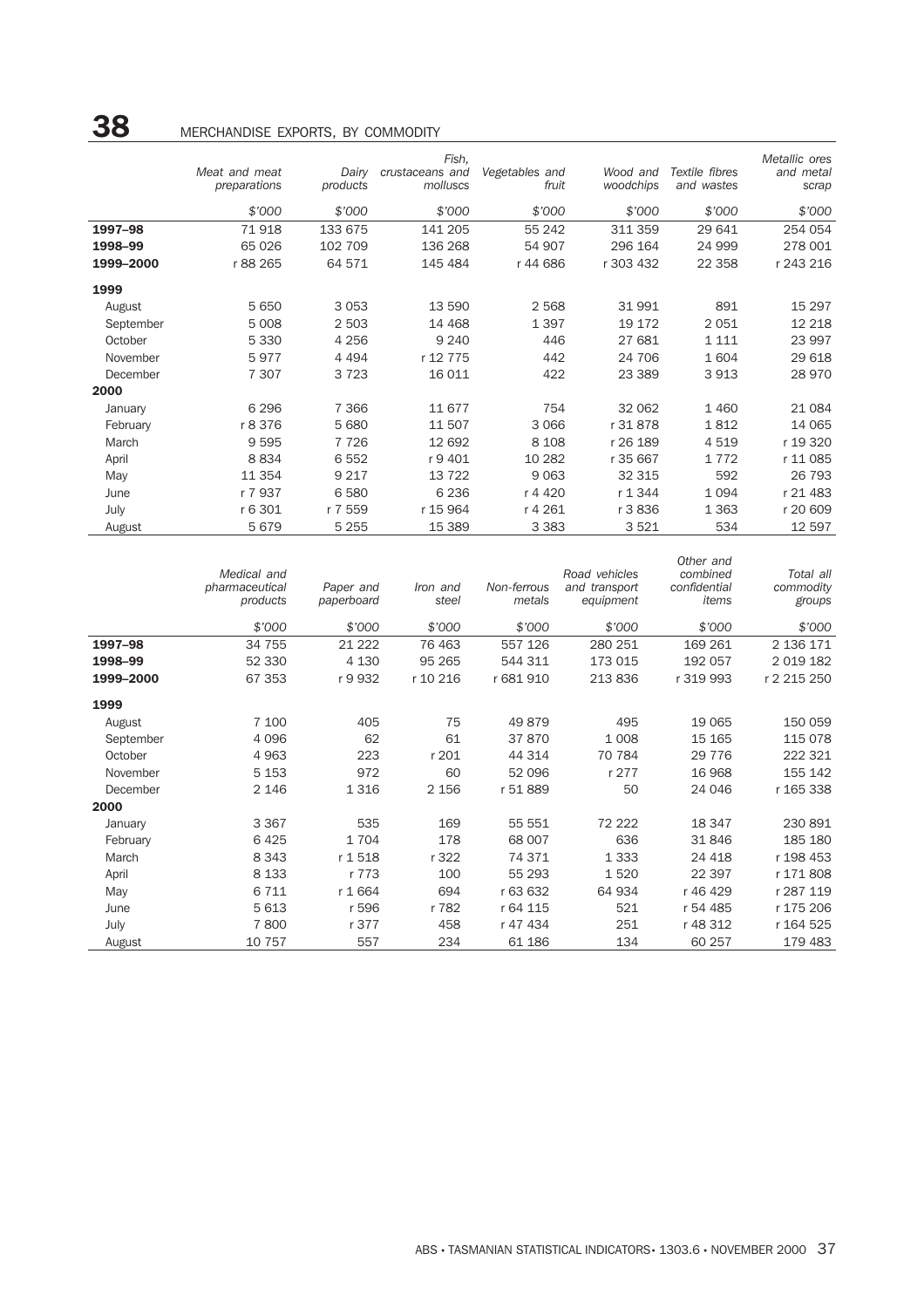# 38 MERCHANDISE EXPORTS, BY COMMODITY

| | *Meat and meat preparations* | *Dairy products* | *Fish, crustaceans and molluscs* | *Vegetables and fruit* | *Wood and woodchips* | *Textile fibres and wastes* | *Metallic ores and metal scrap* |
|---|---|---|---|---|---|---|---|
| | *$'000* | *$'000* | *$'000* | *$'000* | *$'000* | *$'000* | *$'000* |
| **1997–98** | 71 918 | 133 675 | 141 205 | 55 242 | 311 359 | 29 641 | 254 054 |
| **1998–99** | 65 026 | 102 709 | 136 268 | 54 907 | 296 164 | 24 999 | 278 001 |
| **1999–2000** | r 88 265 | 64 571 | 145 484 | r 44 686 | r 303 432 | 22 358 | r 243 216 |
| **1999** | | | | | | | |
| August | 5 650 | 3 053 | 13 590 | 2 568 | 31 991 | 891 | 15 297 |
| September | 5 008 | 2 503 | 14 468 | 1 397 | 19 172 | 2 051 | 12 218 |
| October | 5 330 | 4 256 | 9 240 | 446 | 27 681 | 1 111 | 23 997 |
| November | 5 977 | 4 494 | r 12 775 | 442 | 24 706 | 1 604 | 29 618 |
| December | 7 307 | 3 723 | 16 011 | 422 | 23 389 | 3 913 | 28 970 |
| **2000** | | | | | | | |
| January | 6 296 | 7 366 | 11 677 | 754 | 32 062 | 1 460 | 21 084 |
| February | r 8 376 | 5 680 | 11 507 | 3 066 | r 31 878 | 1 812 | 14 065 |
| March | 9 595 | 7 726 | 12 692 | 8 108 | r 26 189 | 4 519 | r 19 320 |
| April | 8 834 | 6 552 | r 9 401 | 10 282 | r 35 667 | 1 772 | r 11 085 |
| May | 11 354 | 9 217 | 13 722 | 9 063 | 32 315 | 592 | 26 793 |
| June | r 7 937 | 6 580 | 6 236 | r 4 420 | r 1 344 | 1 094 | r 21 483 |
| July | r 6 301 | r 7 559 | r 15 964 | r 4 261 | r 3 836 | 1 363 | r 20 609 |
| August | 5 679 | 5 255 | 15 389 | 3 383 | 3 521 | 534 | 12 597 |

| | *Medical and pharmaceutical products* | *Paper and paperboard* | *Iron and steel* | *Non-ferrous metals* | *Road vehicles and transport equipment* | *Other and combined confidential items* | *Total all commodity groups* |
|---|---|---|---|---|---|---|---|
| | *$'000* | *$'000* | *$'000* | *$'000* | *$'000* | *$'000* | *$'000* |
| **1997–98** | 34 755 | 21 222 | 76 463 | 557 126 | 280 251 | 169 261 | 2 136 171 |
| **1998–99** | 52 330 | 4 130 | 95 265 | 544 311 | 173 015 | 192 057 | 2 019 182 |
| **1999–2000** | 67 353 | r 9 932 | r 10 216 | r 681 910 | 213 836 | r 319 993 | r 2 215 250 |
| **1999** | | | | | | | |
| August | 7 100 | 405 | 75 | 49 879 | 495 | 19 065 | 150 059 |
| September | 4 096 | 62 | 61 | 37 870 | 1 008 | 15 165 | 115 078 |
| October | 4 963 | 223 | r 201 | 44 314 | 70 784 | 29 776 | 222 321 |
| November | 5 153 | 972 | 60 | 52 096 | r 277 | 16 968 | 155 142 |
| December | 2 146 | 1 316 | 2 156 | r 51 889 | 50 | 24 046 | r 165 338 |
| **2000** | | | | | | | |
| January | 3 367 | 535 | 169 | 55 551 | 72 222 | 18 347 | 230 891 |
| February | 6 425 | 1 704 | 178 | 68 007 | 636 | 31 846 | 185 180 |
| March | 8 343 | r 1 518 | r 322 | 74 371 | 1 333 | 24 418 | r 198 453 |
| April | 8 133 | r 773 | 100 | 55 293 | 1 520 | 22 397 | r 171 808 |
| May | 6 711 | r 1 664 | 694 | r 63 632 | 64 934 | r 46 429 | r 287 119 |
| June | 5 613 | r 596 | r 782 | r 64 115 | 521 | r 54 485 | r 175 206 |
| July | 7 800 | r 377 | 458 | r 47 434 | 251 | r 48 312 | r 164 525 |
| August | 10 757 | 557 | 234 | 61 186 | 134 | 60 257 | 179 483 |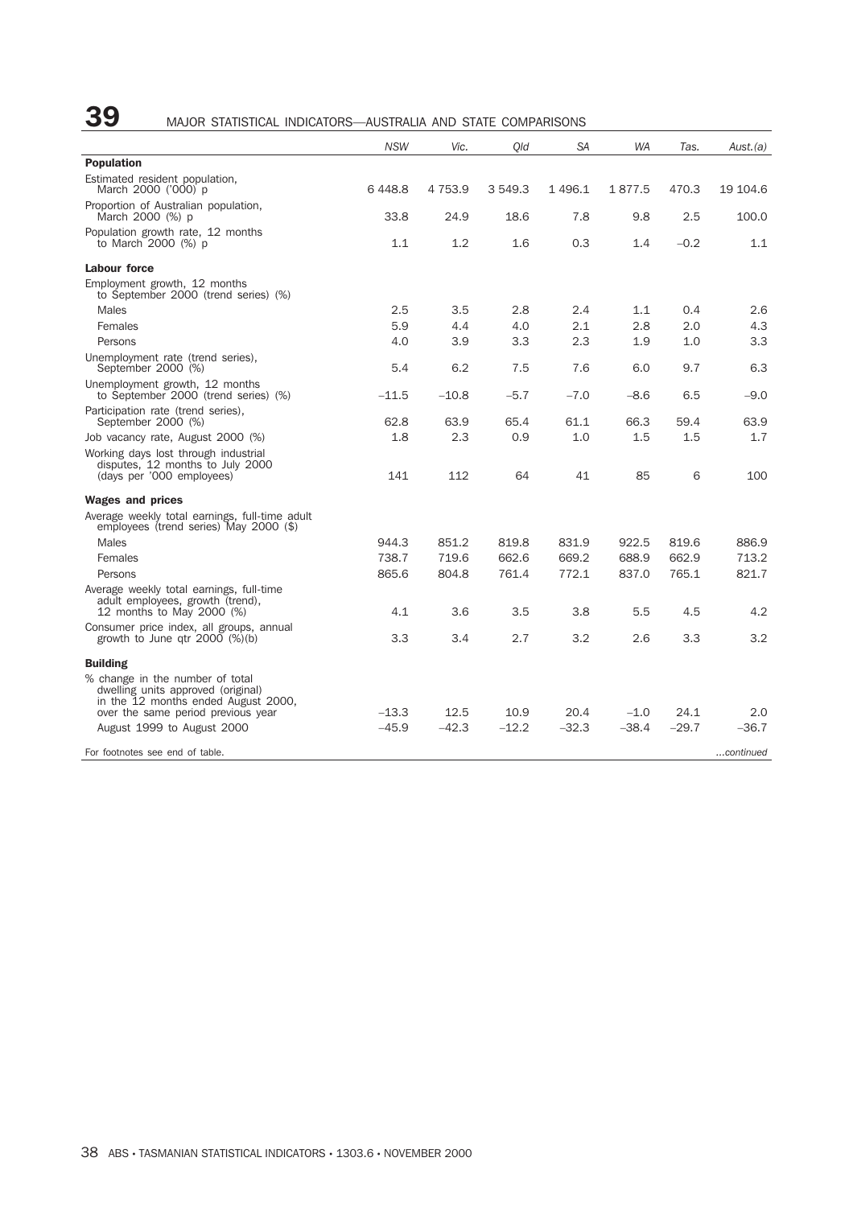## 39 MAJOR STATISTICAL INDICATORS—AUSTRALIA AND STATE COMPARISONS

| | *NSW* | *Vic.* | *Qld* | *SA* | *WA* | *Tas.* | *Aust.(a)* |
|---|---|---|---|---|---|---|---|
| **Population** | | | | | | | |
| Estimated resident population, March 2000 ('000) p | 6 448.8 | 4 753.9 | 3 549.3 | 1 496.1 | 1 877.5 | 470.3 | 19 104.6 |
| Proportion of Australian population, March 2000 (%) p | 33.8 | 24.9 | 18.6 | 7.8 | 9.8 | 2.5 | 100.0 |
| Population growth rate, 12 months to March 2000 (%) p | 1.1 | 1.2 | 1.6 | 0.3 | 1.4 | –0.2 | 1.1 |
| **Labour force** | | | | | | | |
| Employment growth, 12 months to September 2000 (trend series) (%) | | | | | | | |
| Males | 2.5 | 3.5 | 2.8 | 2.4 | 1.1 | 0.4 | 2.6 |
| Females | 5.9 | 4.4 | 4.0 | 2.1 | 2.8 | 2.0 | 4.3 |
| Persons | 4.0 | 3.9 | 3.3 | 2.3 | 1.9 | 1.0 | 3.3 |
| Unemployment rate (trend series), September 2000 (%) | 5.4 | 6.2 | 7.5 | 7.6 | 6.0 | 9.7 | 6.3 |
| Unemployment growth, 12 months to September 2000 (trend series) (%) | –11.5 | –10.8 | –5.7 | –7.0 | –8.6 | 6.5 | –9.0 |
| Participation rate (trend series), September 2000 (%) | 62.8 | 63.9 | 65.4 | 61.1 | 66.3 | 59.4 | 63.9 |
| Job vacancy rate, August 2000 (%) | 1.8 | 2.3 | 0.9 | 1.0 | 1.5 | 1.5 | 1.7 |
| Working days lost through industrial disputes, 12 months to July 2000 (days per '000 employees) | 141 | 112 | 64 | 41 | 85 | 6 | 100 |
| **Wages and prices** | | | | | | | |
| Average weekly total earnings, full-time adult employees (trend series) May 2000 ($) | | | | | | | |
| Males | 944.3 | 851.2 | 819.8 | 831.9 | 922.5 | 819.6 | 886.9 |
| Females | 738.7 | 719.6 | 662.6 | 669.2 | 688.9 | 662.9 | 713.2 |
| Persons | 865.6 | 804.8 | 761.4 | 772.1 | 837.0 | 765.1 | 821.7 |
| Average weekly total earnings, full-time adult employees, growth (trend), 12 months to May 2000 (%) | 4.1 | 3.6 | 3.5 | 3.8 | 5.5 | 4.5 | 4.2 |
| Consumer price index, all groups, annual growth to June qtr 2000 (%)(b) | 3.3 | 3.4 | 2.7 | 3.2 | 2.6 | 3.3 | 3.2 |
| **Building** | | | | | | | |
| % change in the number of total dwelling units approved (original) in the 12 months ended August 2000, over the same period previous year | –13.3 | 12.5 | 10.9 | 20.4 | –1.0 | 24.1 | 2.0 |
| August 1999 to August 2000 | –45.9 | –42.3 | –12.2 | –32.3 | –38.4 | –29.7 | –36.7 |

For footnotes see end of table. ...*continued*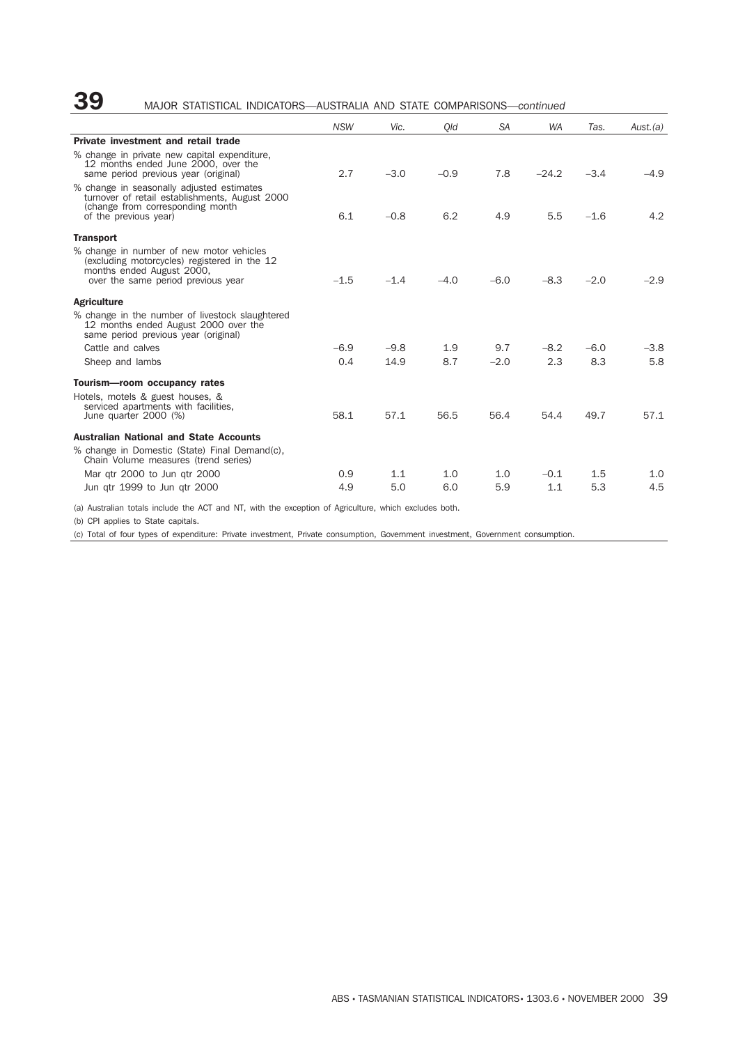# 39 MAJOR STATISTICAL INDICATORS—AUSTRALIA AND STATE COMPARISONS—*continued*

| | *NSW* | *Vic.* | *Qld* | *SA* | *WA* | *Tas.* | *Aust.(a)* |
|---|---|---|---|---|---|---|---|
| **Private investment and retail trade** | | | | | | | |
| % change in private new capital expenditure, 12 months ended June 2000, over the same period previous year (original) | 2.7 | –3.0 | –0.9 | 7.8 | –24.2 | –3.4 | –4.9 |
| % change in seasonally adjusted estimates turnover of retail establishments, August 2000 (change from corresponding month of the previous year) | 6.1 | –0.8 | 6.2 | 4.9 | 5.5 | –1.6 | 4.2 |
| **Transport** | | | | | | | |
| % change in number of new motor vehicles (excluding motorcycles) registered in the 12 months ended August 2000, over the same period previous year | –1.5 | –1.4 | –4.0 | –6.0 | –8.3 | –2.0 | –2.9 |
| **Agriculture** | | | | | | | |
| % change in the number of livestock slaughtered 12 months ended August 2000 over the same period previous year (original) | | | | | | | |
| Cattle and calves | –6.9 | –9.8 | 1.9 | 9.7 | –8.2 | –6.0 | –3.8 |
| Sheep and lambs | 0.4 | 14.9 | 8.7 | –2.0 | 2.3 | 8.3 | 5.8 |
| **Tourism—room occupancy rates** | | | | | | | |
| Hotels, motels & guest houses, & serviced apartments with facilities, June quarter 2000 (%) | 58.1 | 57.1 | 56.5 | 56.4 | 54.4 | 49.7 | 57.1 |
| **Australian National and State Accounts** | | | | | | | |
| % change in Domestic (State) Final Demand(c), Chain Volume measures (trend series) | | | | | | | |
| Mar qtr 2000 to Jun qtr 2000 | 0.9 | 1.1 | 1.0 | 1.0 | –0.1 | 1.5 | 1.0 |
| Jun qtr 1999 to Jun qtr 2000 | 4.9 | 5.0 | 6.0 | 5.9 | 1.1 | 5.3 | 4.5 |

(a) Australian totals include the ACT and NT, with the exception of Agriculture, which excludes both.

(b) CPI applies to State capitals.

(c) Total of four types of expenditure: Private investment, Private consumption, Government investment, Government consumption.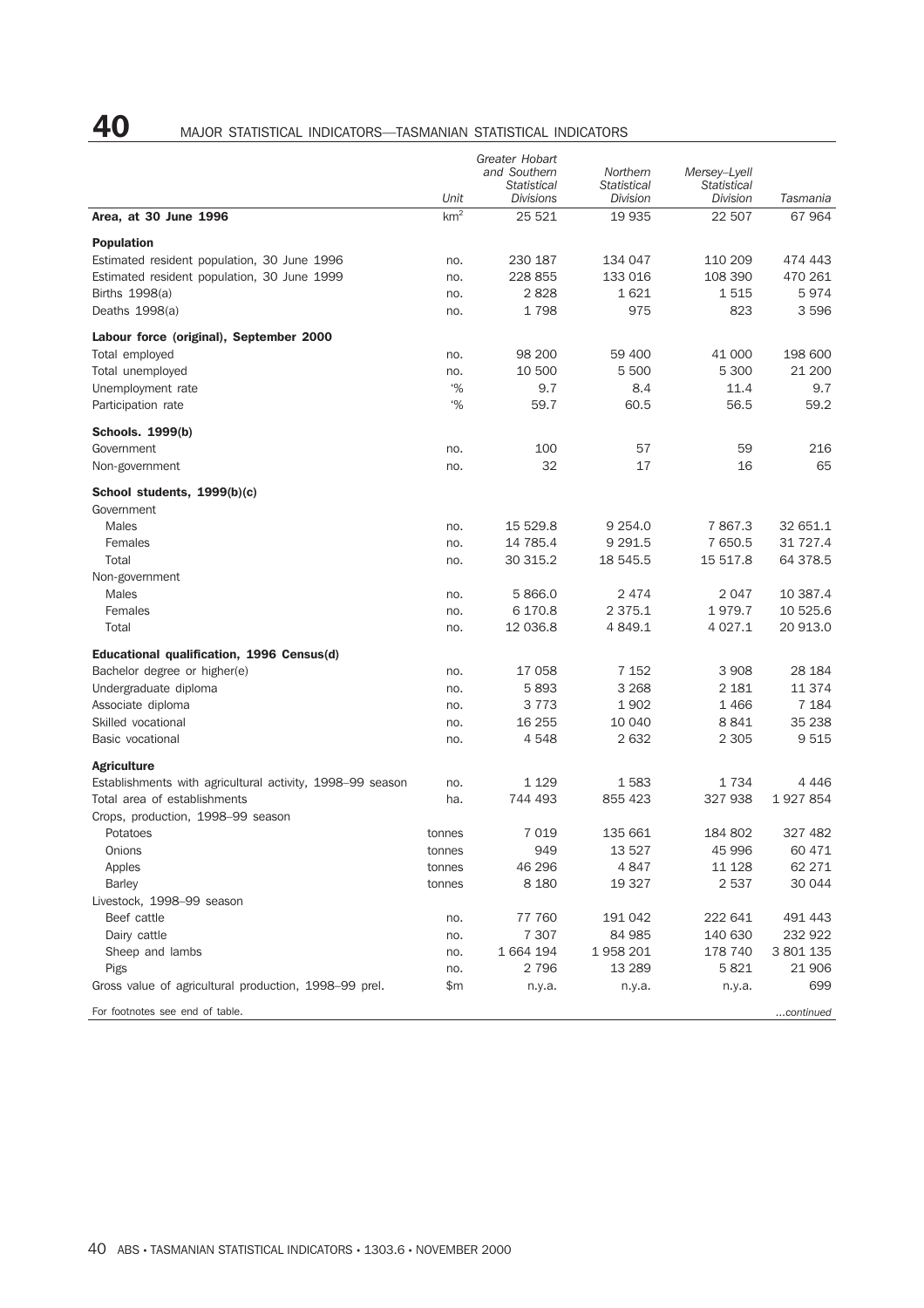# 40 MAJOR STATISTICAL INDICATORS—TASMANIAN STATISTICAL INDICATORS

| | Unit | *Greater Hobart and Southern Statistical Divisions* | *Northern Statistical Division* | *Mersey–Lyell Statistical Division* | *Tasmania* |
|---|---|---|---|---|---|
| **Area, at 30 June 1996** | km$^2$ | 25 521 | 19 935 | 22 507 | 67 964 |
| **Population** | | | | | |
| Estimated resident population, 30 June 1996 | no. | 230 187 | 134 047 | 110 209 | 474 443 |
| Estimated resident population, 30 June 1999 | no. | 228 855 | 133 016 | 108 390 | 470 261 |
| Births 1998(a) | no. | 2 828 | 1 621 | 1 515 | 5 974 |
| Deaths 1998(a) | no. | 1 798 | 975 | 823 | 3 596 |
| **Labour force (original), September 2000** | | | | | |
| Total employed | no. | 98 200 | 59 400 | 41 000 | 198 600 |
| Total unemployed | no. | 10 500 | 5 500 | 5 300 | 21 200 |
| Unemployment rate | % | 9.7 | 8.4 | 11.4 | 9.7 |
| Participation rate | % | 59.7 | 60.5 | 56.5 | 59.2 |
| **Schools. 1999(b)** | | | | | |
| Government | no. | 100 | 57 | 59 | 216 |
| Non-government | no. | 32 | 17 | 16 | 65 |
| **School students, 1999(b)(c)** | | | | | |
| Government | | | | | |
| Males | no. | 15 529.8 | 9 254.0 | 7 867.3 | 32 651.1 |
| Females | no. | 14 785.4 | 9 291.5 | 7 650.5 | 31 727.4 |
| Total | no. | 30 315.2 | 18 545.5 | 15 517.8 | 64 378.5 |
| Non-government | | | | | |
| Males | no. | 5 866.0 | 2 474 | 2 047 | 10 387.4 |
| Females | no. | 6 170.8 | 2 375.1 | 1 979.7 | 10 525.6 |
| Total | no. | 12 036.8 | 4 849.1 | 4 027.1 | 20 913.0 |
| **Educational qualification, 1996 Census(d)** | | | | | |
| Bachelor degree or higher(e) | no. | 17 058 | 7 152 | 3 908 | 28 184 |
| Undergraduate diploma | no. | 5 893 | 3 268 | 2 181 | 11 374 |
| Associate diploma | no. | 3 773 | 1 902 | 1 466 | 7 184 |
| Skilled vocational | no. | 16 255 | 10 040 | 8 841 | 35 238 |
| Basic vocational | no. | 4 548 | 2 632 | 2 305 | 9 515 |
| **Agriculture** | | | | | |
| Establishments with agricultural activity, 1998–99 season | no. | 1 129 | 1 583 | 1 734 | 4 446 |
| Total area of establishments | ha. | 744 493 | 855 423 | 327 938 | 1 927 854 |
| Crops, production, 1998–99 season | | | | | |
| Potatoes | tonnes | 7 019 | 135 661 | 184 802 | 327 482 |
| Onions | tonnes | 949 | 13 527 | 45 996 | 60 471 |
| Apples | tonnes | 46 296 | 4 847 | 11 128 | 62 271 |
| Barley | tonnes | 8 180 | 19 327 | 2 537 | 30 044 |
| Livestock, 1998–99 season | | | | | |
| Beef cattle | no. | 77 760 | 191 042 | 222 641 | 491 443 |
| Dairy cattle | no. | 7 307 | 84 985 | 140 630 | 232 922 |
| Sheep and lambs | no. | 1 664 194 | 1 958 201 | 178 740 | 3 801 135 |
| Pigs | no. | 2 796 | 13 289 | 5 821 | 21 906 |
| Gross value of agricultural production, 1998–99 prel. | $m | n.y.a. | n.y.a. | n.y.a. | 699 |

For footnotes see end of table. ...*continued*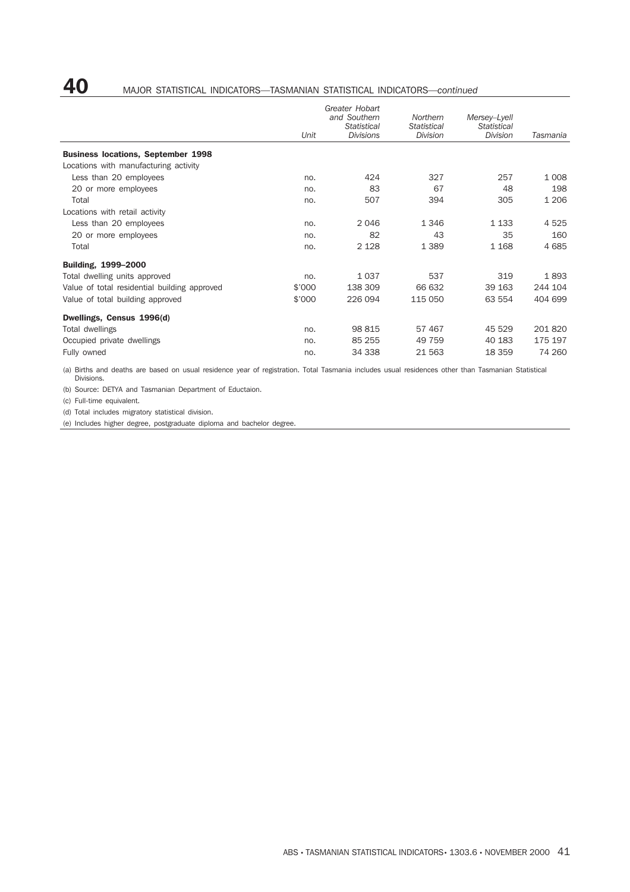# 40 MAJOR STATISTICAL INDICATORS—TASMANIAN STATISTICAL INDICATORS—*continued*

| | *Unit* | *Greater Hobart and Southern Statistical Divisions* | *Northern Statistical Division* | *Mersey–Lyell Statistical Division* | *Tasmania* |
|---|---|---|---|---|---|
| **Business locations, September 1998** | | | | | |
| Locations with manufacturing activity | | | | | |
| Less than 20 employees | no. | 424 | 327 | 257 | 1 008 |
| 20 or more employees | no. | 83 | 67 | 48 | 198 |
| Total | no. | 507 | 394 | 305 | 1 206 |
| Locations with retail activity | | | | | |
| Less than 20 employees | no. | 2 046 | 1 346 | 1 133 | 4 525 |
| 20 or more employees | no. | 82 | 43 | 35 | 160 |
| Total | no. | 2 128 | 1 389 | 1 168 | 4 685 |
| **Building, 1999–2000** | | | | | |
| Total dwelling units approved | no. | 1 037 | 537 | 319 | 1 893 |
| Value of total residential building approved | $'000 | 138 309 | 66 632 | 39 163 | 244 104 |
| Value of total building approved | $'000 | 226 094 | 115 050 | 63 554 | 404 699 |
| **Dwellings, Census 1996(d)** | | | | | |
| Total dwellings | no. | 98 815 | 57 467 | 45 529 | 201 820 |
| Occupied private dwellings | no. | 85 255 | 49 759 | 40 183 | 175 197 |
| Fully owned | no. | 34 338 | 21 563 | 18 359 | 74 260 |

(a) Births and deaths are based on usual residence year of registration. Total Tasmania includes usual residences other than Tasmanian Statistical Divisions.

(b) Source: DETYA and Tasmanian Department of Eductaion.

(c) Full-time equivalent.

(d) Total includes migratory statistical division.

(e) Includes higher degree, postgraduate diploma and bachelor degree.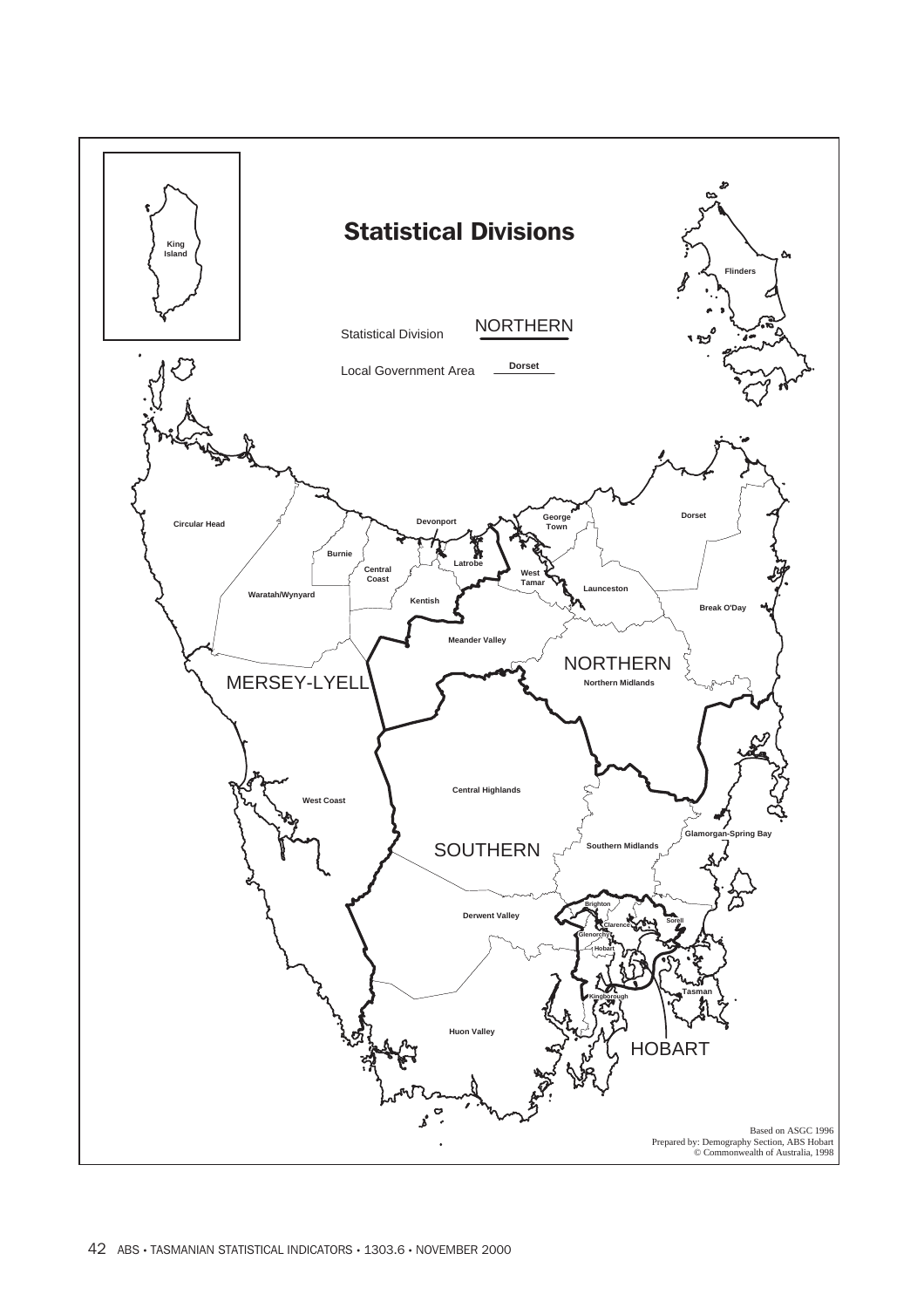# Statistical Divisions

Statistical Division NORTHERN

Local Government Area Dorset

King Island

Flinders

Circular Head

Devonport

George Town

Dorset

Burnie

Central Coast

Latrobe

West Tamar

Launceston

Waratah/Wynyard

Kentish

Break O'Day

Meander Valley

NORTHERN

Northern Midlands

MERSEY-LYELL

Central Highlands

West Coast

Glamorgan-Spring Bay

SOUTHERN

Southern Midlands

Brighton

Derwent Valley

Clarence

Sorell

Glenorchy

Hobart

Tasman

Kingborough

Huon Valley

HOBART

Based on ASGC 1996
Prepared by: Demography Section, ABS Hobart
© Commonwealth of Australia, 1998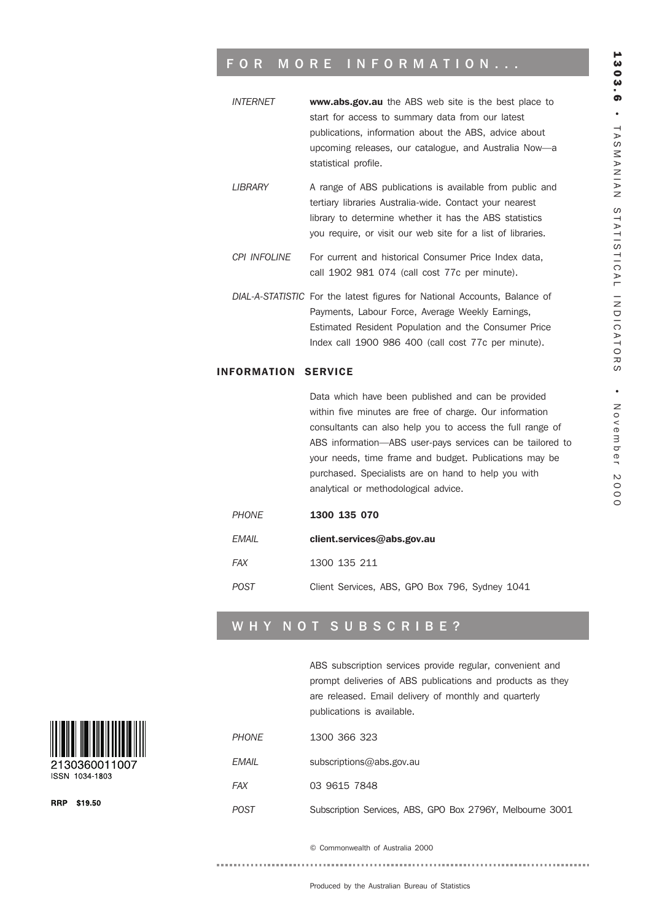## FOR MORE INFORMATION...

| | |
|---|---|
| *INTERNET* | **www.abs.gov.au** the ABS web site is the best place to start for access to summary data from our latest publications, information about the ABS, advice about upcoming releases, our catalogue, and Australia Now—a statistical profile. |
| *LIBRARY* | A range of ABS publications is available from public and tertiary libraries Australia-wide. Contact your nearest library to determine whether it has the ABS statistics you require, or visit our web site for a list of libraries. |
| *CPI INFOLINE* | For current and historical Consumer Price Index data, call 1902 981 074 (call cost 77c per minute). |
| *DIAL-A-STATISTIC* | For the latest figures for National Accounts, Balance of Payments, Labour Force, Average Weekly Earnings, Estimated Resident Population and the Consumer Price Index call 1900 986 400 (call cost 77c per minute). |

### INFORMATION SERVICE

Data which have been published and can be provided within five minutes are free of charge. Our information consultants can also help you to access the full range of ABS information—ABS user-pays services can be tailored to your needs, time frame and budget. Publications may be purchased. Specialists are on hand to help you with analytical or methodological advice.

| | |
|---|---|
| *PHONE* | **1300 135 070** |
| *EMAIL* | **client.services@abs.gov.au** |
| *FAX* | 1300 135 211 |
| *POST* | Client Services, ABS, GPO Box 796, Sydney 1041 |

## WHY NOT SUBSCRIBE?

ABS subscription services provide regular, convenient and prompt deliveries of ABS publications and products as they are released. Email delivery of monthly and quarterly publications is available.

| | |
|---|---|
| *PHONE* | 1300 366 323 |
| *EMAIL* | subscriptions@abs.gov.au |
| *FAX* | 03 9615 7848 |
| *POST* | Subscription Services, ABS, GPO Box 2796Y, Melbourne 3001 |

2130360011007

ISSN 1034-1803

**RRP $19.50**

© Commonwealth of Australia 2000

Produced by the Australian Bureau of Statistics